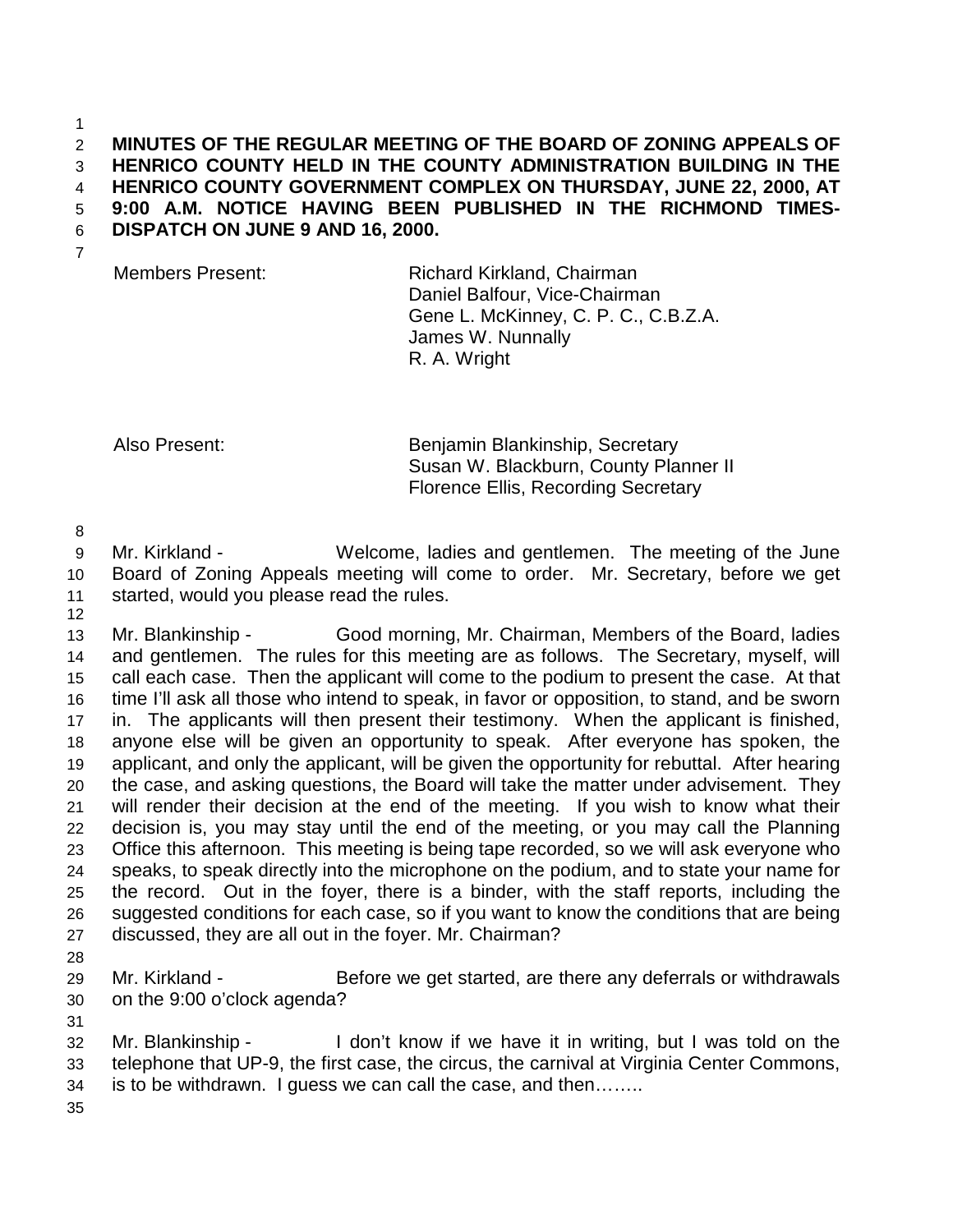**MINUTES OF THE REGULAR MEETING OF THE BOARD OF ZONING APPEALS OF HENRICO COUNTY HELD IN THE COUNTY ADMINISTRATION BUILDING IN THE HENRICO COUNTY GOVERNMENT COMPLEX ON THURSDAY, JUNE 22, 2000, AT 9:00 A.M. NOTICE HAVING BEEN PUBLISHED IN THE RICHMOND TIMES-DISPATCH ON JUNE 9 AND 16, 2000.**

| | |
|---|---|
| Members Present: | Richard Kirkland, Chairman<br>Daniel Balfour, Vice-Chairman<br>Gene L. McKinney, C. P. C., C.B.Z.A.<br>James W. Nunnally<br>R. A. Wright |
| Also Present: | Benjamin Blankinship, Secretary<br>Susan W. Blackburn, County Planner II<br>Florence Ellis, Recording Secretary |

Mr. Kirkland - Welcome, ladies and gentlemen. The meeting of the June Board of Zoning Appeals meeting will come to order. Mr. Secretary, before we get started, would you please read the rules.

Mr. Blankinship - Good morning, Mr. Chairman, Members of the Board, ladies and gentlemen. The rules for this meeting are as follows. The Secretary, myself, will call each case. Then the applicant will come to the podium to present the case. At that time I'll ask all those who intend to speak, in favor or opposition, to stand, and be sworn in. The applicants will then present their testimony. When the applicant is finished, anyone else will be given an opportunity to speak. After everyone has spoken, the applicant, and only the applicant, will be given the opportunity for rebuttal. After hearing the case, and asking questions, the Board will take the matter under advisement. They will render their decision at the end of the meeting. If you wish to know what their decision is, you may stay until the end of the meeting, or you may call the Planning Office this afternoon. This meeting is being tape recorded, so we will ask everyone who speaks, to speak directly into the microphone on the podium, and to state your name for the record. Out in the foyer, there is a binder, with the staff reports, including the suggested conditions for each case, so if you want to know the conditions that are being discussed, they are all out in the foyer. Mr. Chairman?

Mr. Kirkland - Before we get started, are there any deferrals or withdrawals on the 9:00 o'clock agenda?

Mr. Blankinship - I don't know if we have it in writing, but I was told on the telephone that UP-9, the first case, the circus, the carnival at Virginia Center Commons, is to be withdrawn. I guess we can call the case, and then……..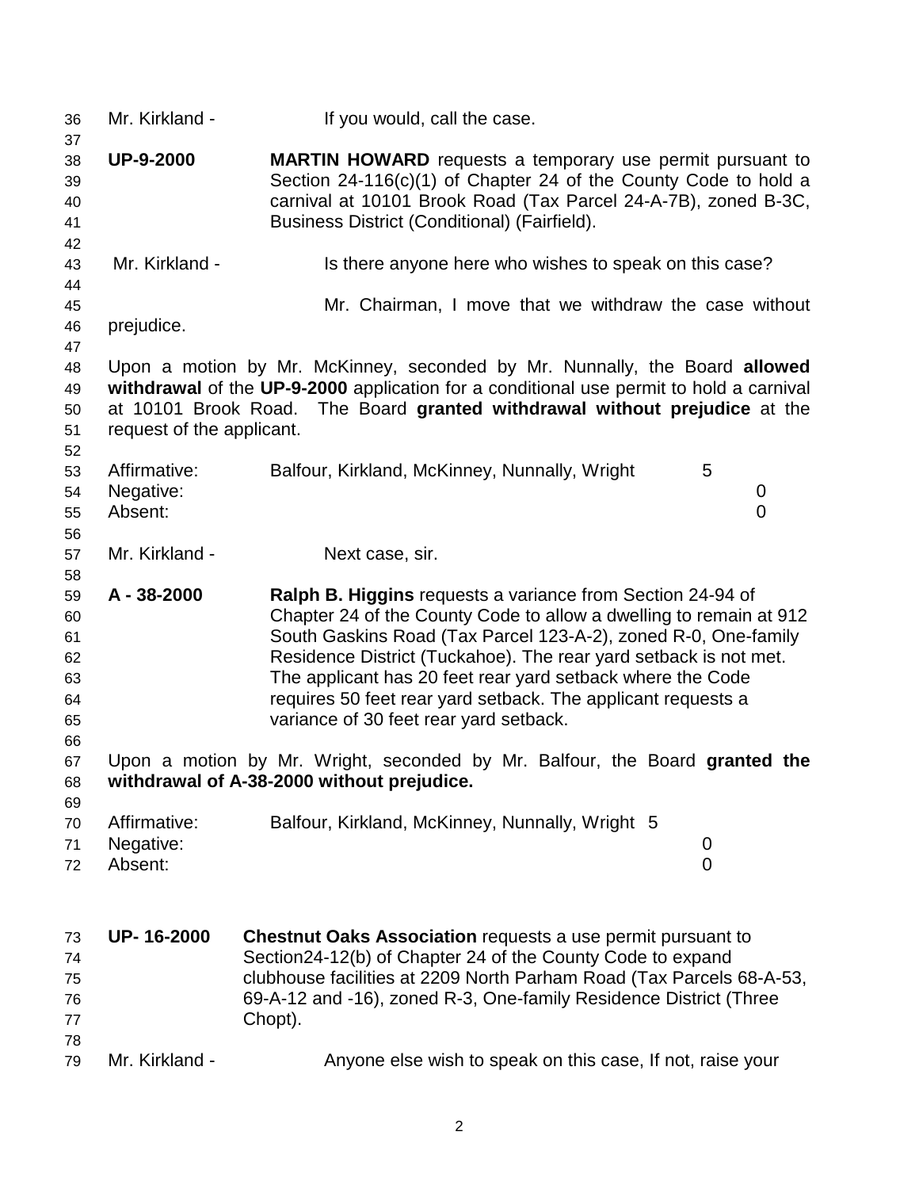Mr. Kirkland - If you would, call the case.

**UP-9-2000** **MARTIN HOWARD** requests a temporary use permit pursuant to Section 24-116(c)(1) of Chapter 24 of the County Code to hold a carnival at 10101 Brook Road (Tax Parcel 24-A-7B), zoned B-3C, Business District (Conditional) (Fairfield).

Mr. Kirkland - Is there anyone here who wishes to speak on this case?

Mr. Chairman, I move that we withdraw the case without prejudice.

Upon a motion by Mr. McKinney, seconded by Mr. Nunnally, the Board **allowed withdrawal** of the **UP-9-2000** application for a conditional use permit to hold a carnival at 10101 Brook Road. The Board **granted withdrawal without prejudice** at the request of the applicant.

| | | |
|---|---|---|
| Affirmative: | Balfour, Kirkland, McKinney, Nunnally, Wright | 5 |
| Negative: | | 0 |
| Absent: | | 0 |

Mr. Kirkland - Next case, sir.

**A - 38-2000** **Ralph B. Higgins** requests a variance from Section 24-94 of Chapter 24 of the County Code to allow a dwelling to remain at 912 South Gaskins Road (Tax Parcel 123-A-2), zoned R-0, One-family Residence District (Tuckahoe). The rear yard setback is not met. The applicant has 20 feet rear yard setback where the Code requires 50 feet rear yard setback. The applicant requests a variance of 30 feet rear yard setback.

Upon a motion by Mr. Wright, seconded by Mr. Balfour, the Board **granted the withdrawal of A-38-2000 without prejudice.**

| | | |
|---|---|---|
| Affirmative: | Balfour, Kirkland, McKinney, Nunnally, Wright | 5 |
| Negative: | | 0 |
| Absent: | | 0 |

**UP- 16-2000** **Chestnut Oaks Association** requests a use permit pursuant to Section24-12(b) of Chapter 24 of the County Code to expand clubhouse facilities at 2209 North Parham Road (Tax Parcels 68-A-53, 69-A-12 and -16), zoned R-3, One-family Residence District (Three Chopt).

Mr. Kirkland - Anyone else wish to speak on this case, If not, raise your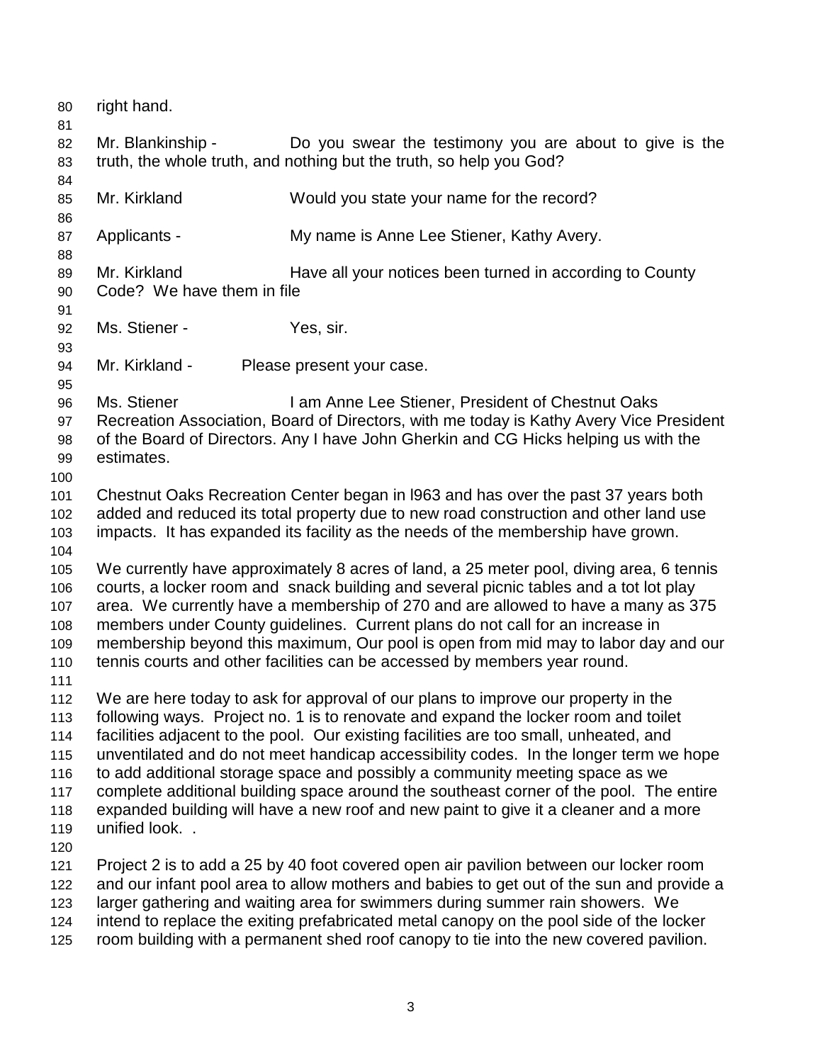right hand.

Mr. Blankinship - Do you swear the testimony you are about to give is the truth, the whole truth, and nothing but the truth, so help you God?

Mr. Kirkland Would you state your name for the record?

Applicants - My name is Anne Lee Stiener, Kathy Avery.

Mr. Kirkland Have all your notices been turned in according to County Code? We have them in file

Ms. Stiener - Yes, sir.

Mr. Kirkland - Please present your case.

Ms. Stiener I am Anne Lee Stiener, President of Chestnut Oaks Recreation Association, Board of Directors, with me today is Kathy Avery Vice President of the Board of Directors. Any I have John Gherkin and CG Hicks helping us with the estimates.

Chestnut Oaks Recreation Center began in l963 and has over the past 37 years both added and reduced its total property due to new road construction and other land use impacts. It has expanded its facility as the needs of the membership have grown.

We currently have approximately 8 acres of land, a 25 meter pool, diving area, 6 tennis courts, a locker room and snack building and several picnic tables and a tot lot play area. We currently have a membership of 270 and are allowed to have a many as 375 members under County guidelines. Current plans do not call for an increase in membership beyond this maximum, Our pool is open from mid may to labor day and our tennis courts and other facilities can be accessed by members year round.

We are here today to ask for approval of our plans to improve our property in the following ways. Project no. 1 is to renovate and expand the locker room and toilet facilities adjacent to the pool. Our existing facilities are too small, unheated, and unventilated and do not meet handicap accessibility codes. In the longer term we hope to add additional storage space and possibly a community meeting space as we complete additional building space around the southeast corner of the pool. The entire expanded building will have a new roof and new paint to give it a cleaner and a more unified look. .

Project 2 is to add a 25 by 40 foot covered open air pavilion between our locker room and our infant pool area to allow mothers and babies to get out of the sun and provide a larger gathering and waiting area for swimmers during summer rain showers. We intend to replace the exiting prefabricated metal canopy on the pool side of the locker room building with a permanent shed roof canopy to tie into the new covered pavilion.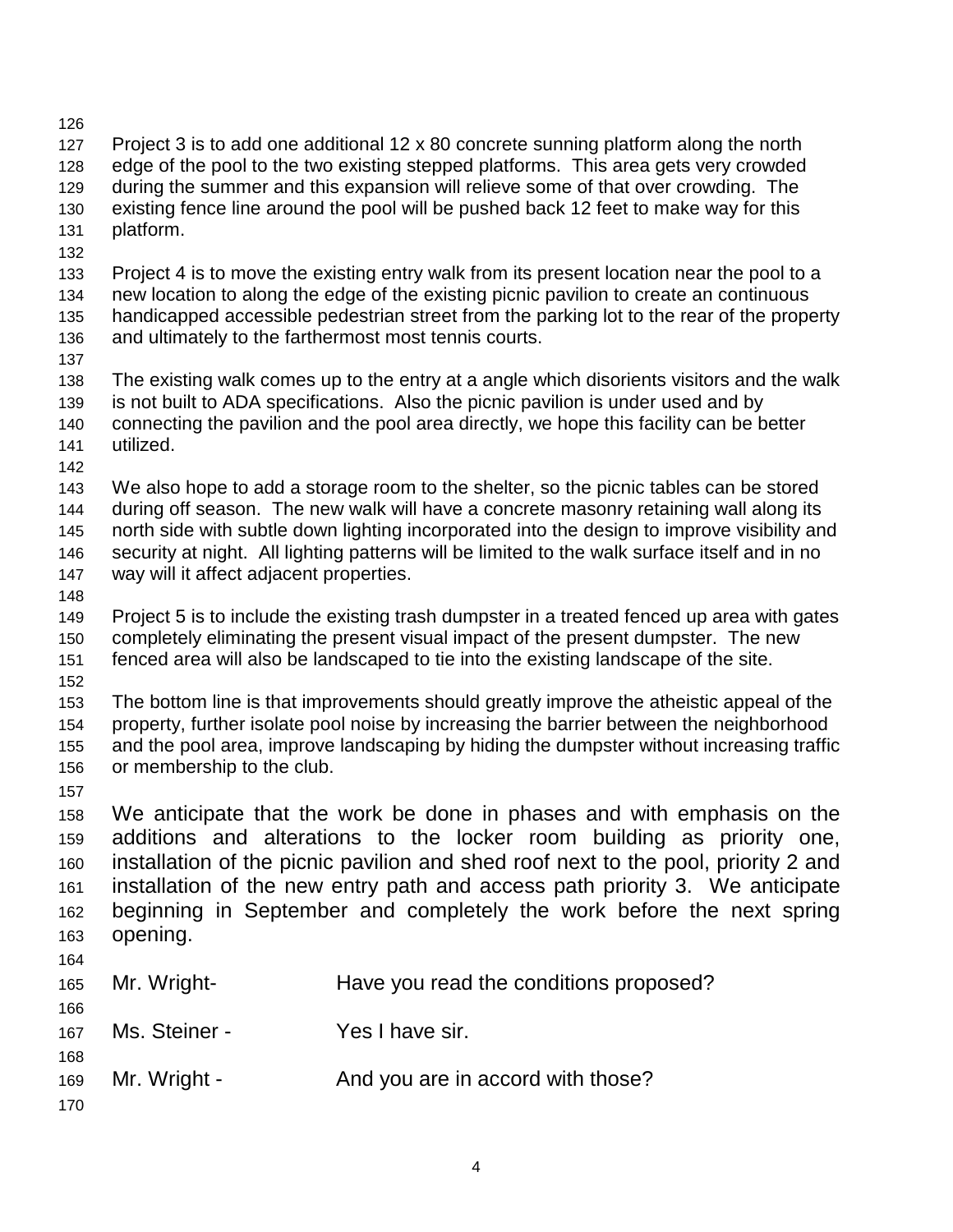Project 3 is to add one additional 12 x 80 concrete sunning platform along the north edge of the pool to the two existing stepped platforms. This area gets very crowded during the summer and this expansion will relieve some of that over crowding. The existing fence line around the pool will be pushed back 12 feet to make way for this platform.

Project 4 is to move the existing entry walk from its present location near the pool to a new location to along the edge of the existing picnic pavilion to create an continuous handicapped accessible pedestrian street from the parking lot to the rear of the property and ultimately to the farthermost most tennis courts.

The existing walk comes up to the entry at a angle which disorients visitors and the walk is not built to ADA specifications. Also the picnic pavilion is under used and by connecting the pavilion and the pool area directly, we hope this facility can be better utilized.

We also hope to add a storage room to the shelter, so the picnic tables can be stored during off season. The new walk will have a concrete masonry retaining wall along its north side with subtle down lighting incorporated into the design to improve visibility and security at night. All lighting patterns will be limited to the walk surface itself and in no way will it affect adjacent properties.

Project 5 is to include the existing trash dumpster in a treated fenced up area with gates completely eliminating the present visual impact of the present dumpster. The new fenced area will also be landscaped to tie into the existing landscape of the site.

The bottom line is that improvements should greatly improve the atheistic appeal of the property, further isolate pool noise by increasing the barrier between the neighborhood and the pool area, improve landscaping by hiding the dumpster without increasing traffic or membership to the club.

We anticipate that the work be done in phases and with emphasis on the additions and alterations to the locker room building as priority one, installation of the picnic pavilion and shed roof next to the pool, priority 2 and installation of the new entry path and access path priority 3. We anticipate beginning in September and completely the work before the next spring opening.

Mr. Wright- Have you read the conditions proposed?

Ms. Steiner - Yes I have sir.

Mr. Wright - And you are in accord with those?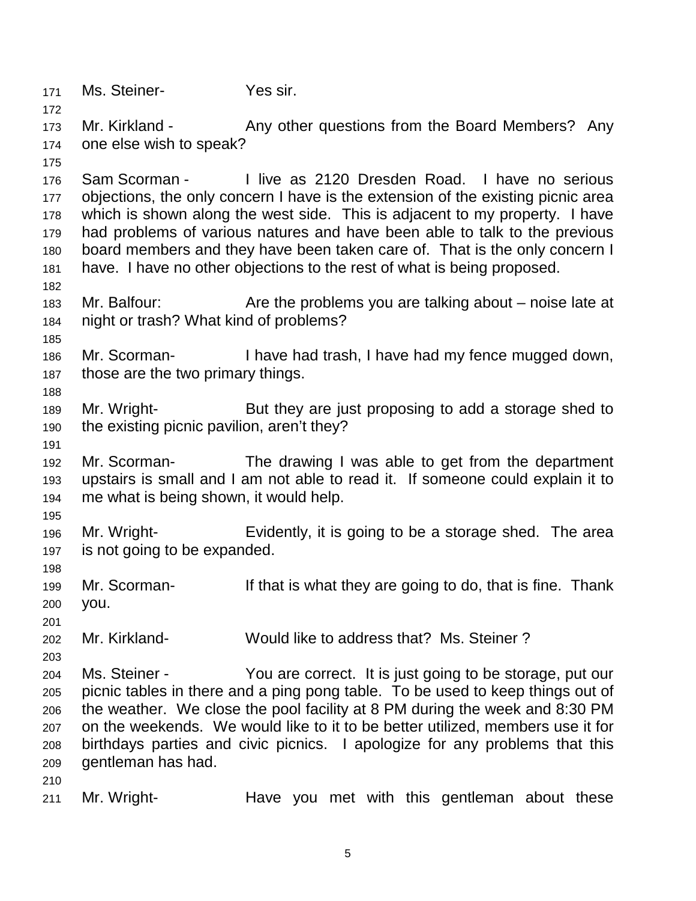Ms. Steiner- Yes sir.

Mr. Kirkland - Any other questions from the Board Members? Any one else wish to speak?

Sam Scorman - I live as 2120 Dresden Road. I have no serious objections, the only concern I have is the extension of the existing picnic area which is shown along the west side. This is adjacent to my property. I have had problems of various natures and have been able to talk to the previous board members and they have been taken care of. That is the only concern I have. I have no other objections to the rest of what is being proposed.

Mr. Balfour: Are the problems you are talking about – noise late at night or trash? What kind of problems?

Mr. Scorman- I have had trash, I have had my fence mugged down, those are the two primary things.

Mr. Wright- But they are just proposing to add a storage shed to the existing picnic pavilion, aren't they?

Mr. Scorman- The drawing I was able to get from the department upstairs is small and I am not able to read it. If someone could explain it to me what is being shown, it would help.

Mr. Wright- Evidently, it is going to be a storage shed. The area is not going to be expanded.

Mr. Scorman- If that is what they are going to do, that is fine. Thank you.

Mr. Kirkland- Would like to address that? Ms. Steiner ?

Ms. Steiner - You are correct. It is just going to be storage, put our picnic tables in there and a ping pong table. To be used to keep things out of the weather. We close the pool facility at 8 PM during the week and 8:30 PM on the weekends. We would like to it to be better utilized, members use it for birthdays parties and civic picnics. I apologize for any problems that this gentleman has had.

Mr. Wright- Have you met with this gentleman about these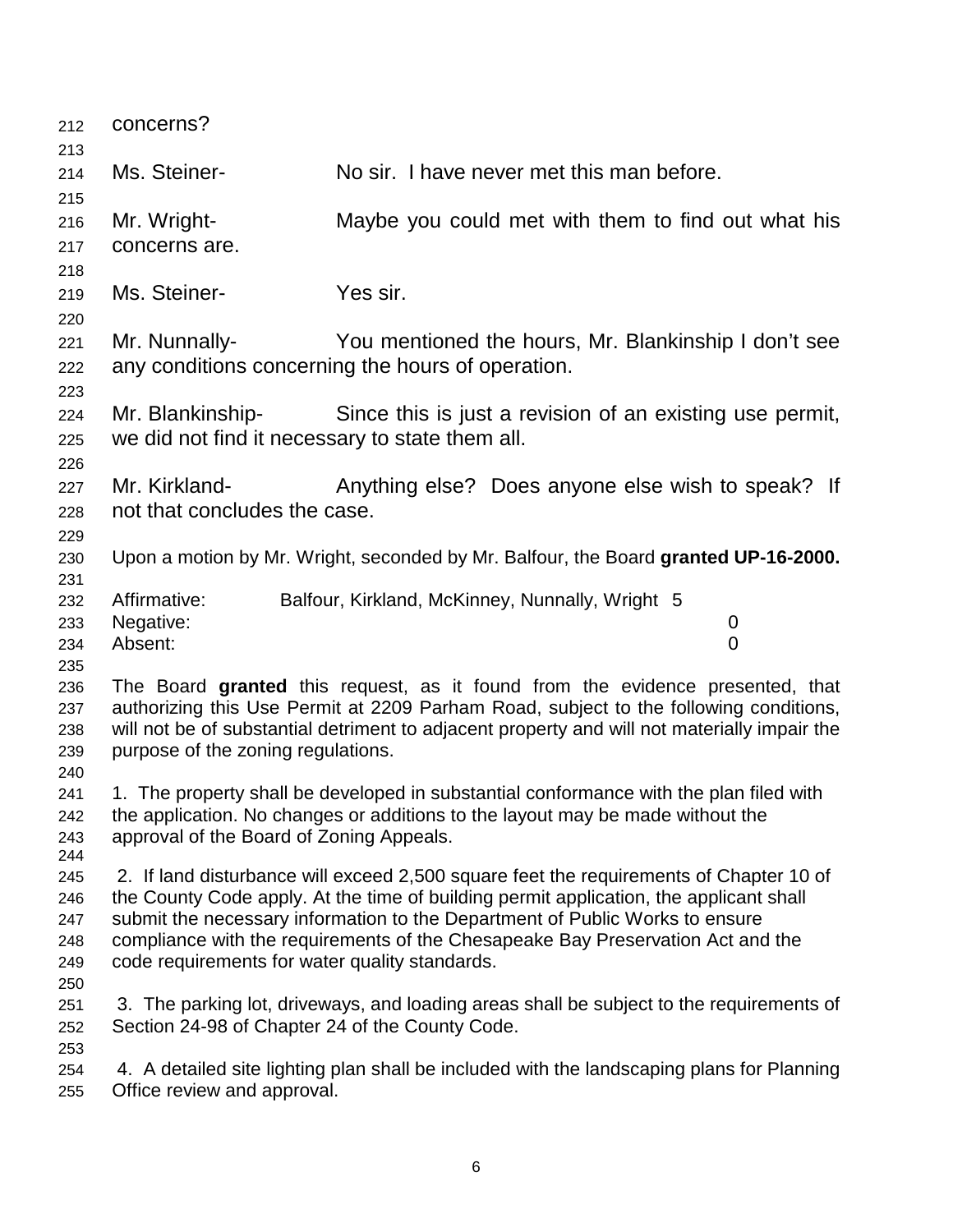concerns?

Ms. Steiner- No sir. I have never met this man before.

Mr. Wright- Maybe you could met with them to find out what his concerns are.

Ms. Steiner- Yes sir.

Mr. Nunnally- You mentioned the hours, Mr. Blankinship I don't see any conditions concerning the hours of operation.

Mr. Blankinship- Since this is just a revision of an existing use permit, we did not find it necessary to state them all.

Mr. Kirkland- Anything else? Does anyone else wish to speak? If not that concludes the case.

Upon a motion by Mr. Wright, seconded by Mr. Balfour, the Board **granted UP-16-2000.**

| | | |
|---|---|---|
| Affirmative: | Balfour, Kirkland, McKinney, Nunnally, Wright | 5 |
| Negative: | | 0 |
| Absent: | | 0 |

The Board **granted** this request, as it found from the evidence presented, that authorizing this Use Permit at 2209 Parham Road, subject to the following conditions, will not be of substantial detriment to adjacent property and will not materially impair the purpose of the zoning regulations.

1. The property shall be developed in substantial conformance with the plan filed with the application. No changes or additions to the layout may be made without the approval of the Board of Zoning Appeals.

2. If land disturbance will exceed 2,500 square feet the requirements of Chapter 10 of the County Code apply. At the time of building permit application, the applicant shall submit the necessary information to the Department of Public Works to ensure compliance with the requirements of the Chesapeake Bay Preservation Act and the code requirements for water quality standards.

3. The parking lot, driveways, and loading areas shall be subject to the requirements of Section 24-98 of Chapter 24 of the County Code.

4. A detailed site lighting plan shall be included with the landscaping plans for Planning Office review and approval.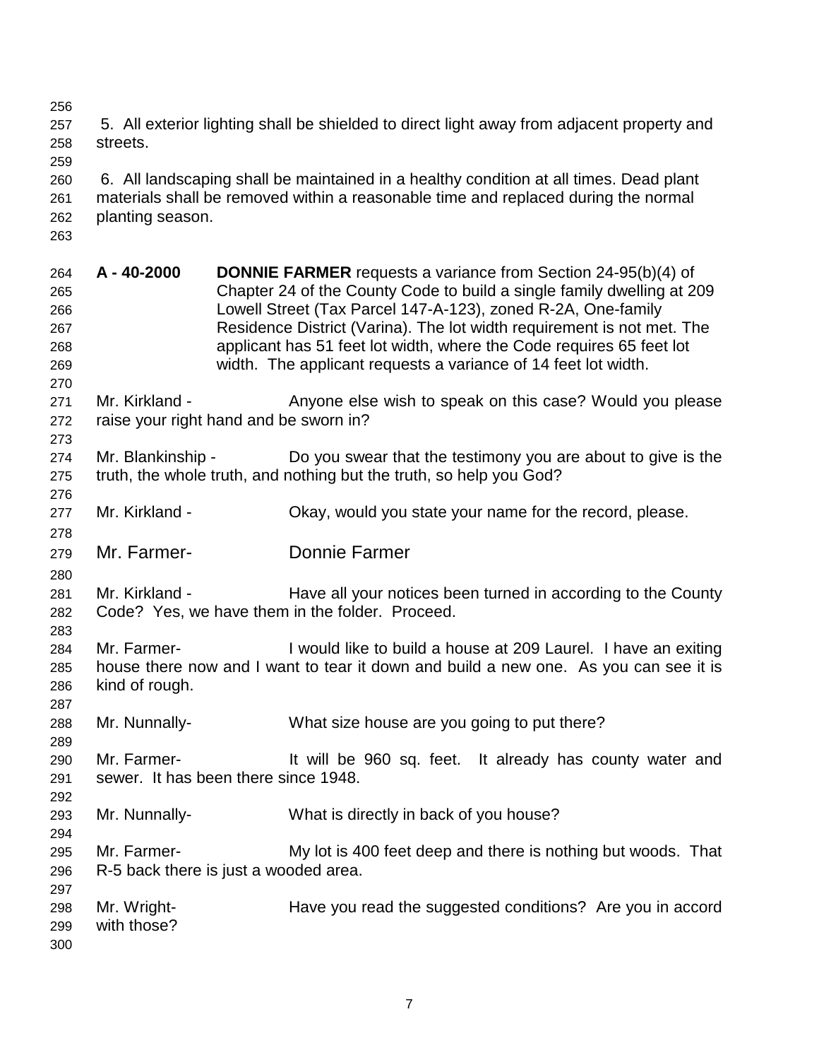5. All exterior lighting shall be shielded to direct light away from adjacent property and streets.

6. All landscaping shall be maintained in a healthy condition at all times. Dead plant materials shall be removed within a reasonable time and replaced during the normal planting season.

**A - 40-2000** **DONNIE FARMER** requests a variance from Section 24-95(b)(4) of Chapter 24 of the County Code to build a single family dwelling at 209 Lowell Street (Tax Parcel 147-A-123), zoned R-2A, One-family Residence District (Varina). The lot width requirement is not met. The applicant has 51 feet lot width, where the Code requires 65 feet lot width. The applicant requests a variance of 14 feet lot width.

Mr. Kirkland - Anyone else wish to speak on this case? Would you please raise your right hand and be sworn in?

Mr. Blankinship - Do you swear that the testimony you are about to give is the truth, the whole truth, and nothing but the truth, so help you God?

Mr. Kirkland - Okay, would you state your name for the record, please.

Mr. Farmer- Donnie Farmer

Mr. Kirkland - Have all your notices been turned in according to the County Code? Yes, we have them in the folder. Proceed.

Mr. Farmer- I would like to build a house at 209 Laurel. I have an exiting house there now and I want to tear it down and build a new one. As you can see it is kind of rough.

Mr. Nunnally- What size house are you going to put there?

Mr. Farmer- It will be 960 sq. feet. It already has county water and sewer. It has been there since 1948.

Mr. Nunnally- What is directly in back of you house?

Mr. Farmer- My lot is 400 feet deep and there is nothing but woods. That R-5 back there is just a wooded area.

Mr. Wright- Have you read the suggested conditions? Are you in accord with those?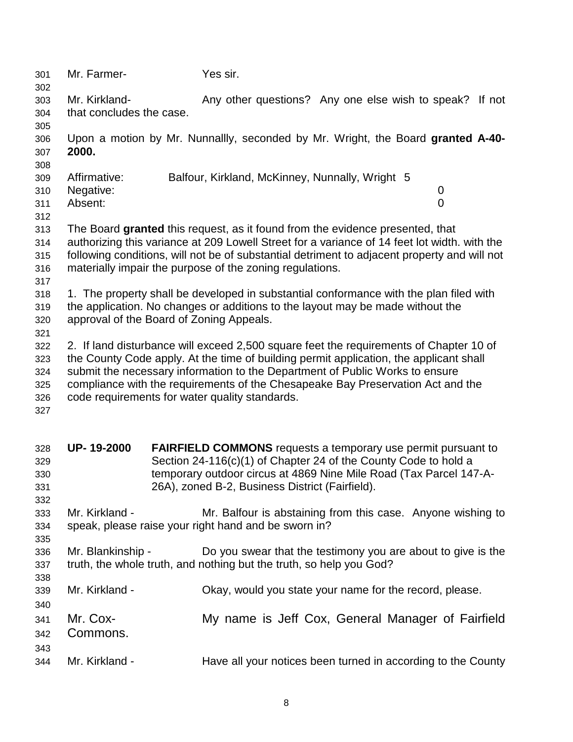Mr. Farmer- Yes sir.

Mr. Kirkland- Any other questions? Any one else wish to speak? If not that concludes the case.

Upon a motion by Mr. Nunnallly, seconded by Mr. Wright, the Board **granted A-40-2000.**

| | | |
|---|---|---|
| Affirmative: | Balfour, Kirkland, McKinney, Nunnally, Wright | 5 |
| Negative: | | 0 |
| Absent: | | 0 |

The Board **granted** this request, as it found from the evidence presented, that authorizing this variance at 209 Lowell Street for a variance of 14 feet lot width. with the following conditions, will not be of substantial detriment to adjacent property and will not materially impair the purpose of the zoning regulations.

1. The property shall be developed in substantial conformance with the plan filed with the application. No changes or additions to the layout may be made without the approval of the Board of Zoning Appeals.

2. If land disturbance will exceed 2,500 square feet the requirements of Chapter 10 of the County Code apply. At the time of building permit application, the applicant shall submit the necessary information to the Department of Public Works to ensure compliance with the requirements of the Chesapeake Bay Preservation Act and the code requirements for water quality standards.

**UP- 19-2000** **FAIRFIELD COMMONS** requests a temporary use permit pursuant to Section 24-116(c)(1) of Chapter 24 of the County Code to hold a temporary outdoor circus at 4869 Nine Mile Road (Tax Parcel 147-A-26A), zoned B-2, Business District (Fairfield).

Mr. Kirkland - Mr. Balfour is abstaining from this case. Anyone wishing to speak, please raise your right hand and be sworn in?

Mr. Blankinship - Do you swear that the testimony you are about to give is the truth, the whole truth, and nothing but the truth, so help you God?

Mr. Kirkland - Okay, would you state your name for the record, please.

Mr. Cox- My name is Jeff Cox, General Manager of Fairfield Commons.

Mr. Kirkland - Have all your notices been turned in according to the County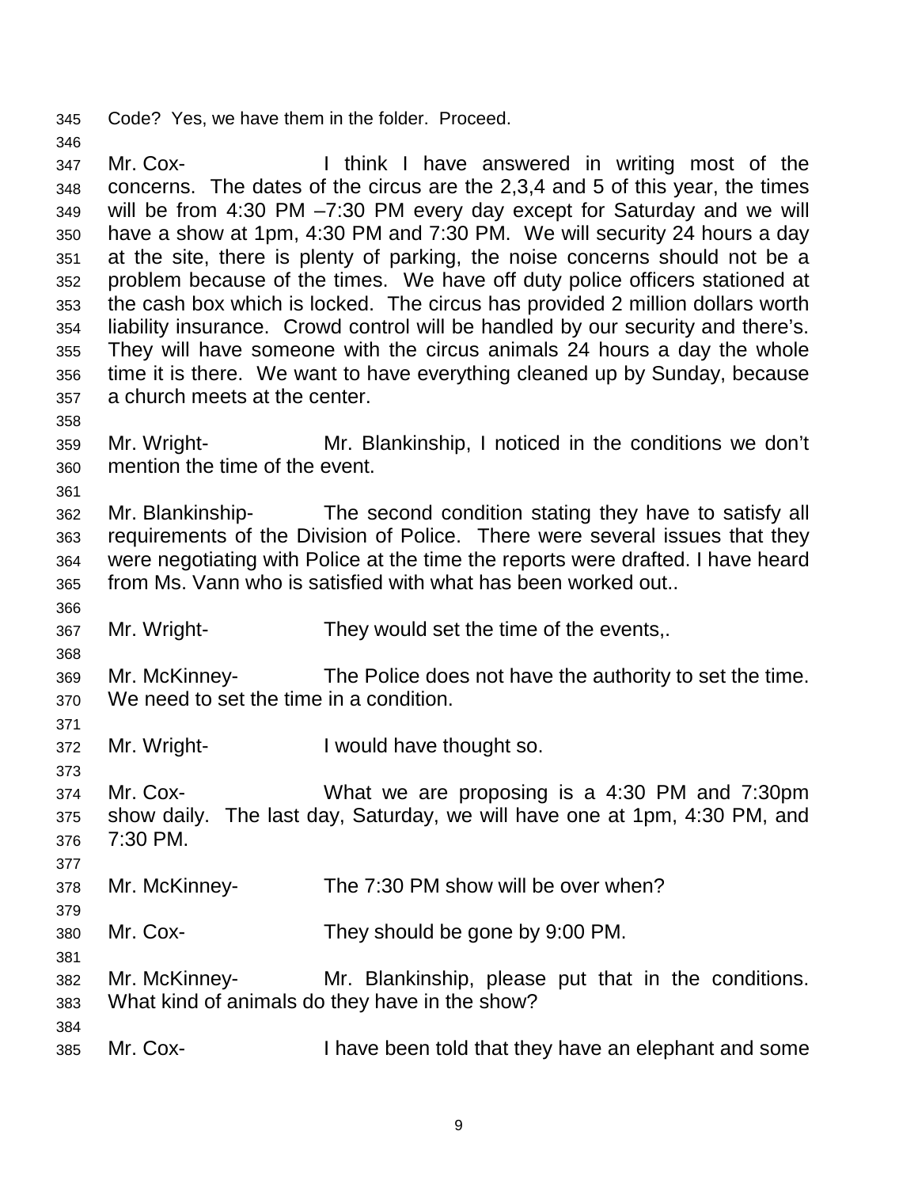Code? Yes, we have them in the folder. Proceed.

Mr. Cox- I think I have answered in writing most of the concerns. The dates of the circus are the 2,3,4 and 5 of this year, the times will be from 4:30 PM –7:30 PM every day except for Saturday and we will have a show at 1pm, 4:30 PM and 7:30 PM. We will security 24 hours a day at the site, there is plenty of parking, the noise concerns should not be a problem because of the times. We have off duty police officers stationed at the cash box which is locked. The circus has provided 2 million dollars worth liability insurance. Crowd control will be handled by our security and there's. They will have someone with the circus animals 24 hours a day the whole time it is there. We want to have everything cleaned up by Sunday, because a church meets at the center.

Mr. Wright- Mr. Blankinship, I noticed in the conditions we don't mention the time of the event.

Mr. Blankinship- The second condition stating they have to satisfy all requirements of the Division of Police. There were several issues that they were negotiating with Police at the time the reports were drafted. I have heard from Ms. Vann who is satisfied with what has been worked out..

Mr. Wright- They would set the time of the events,.

Mr. McKinney- The Police does not have the authority to set the time. We need to set the time in a condition.

Mr. Wright- I would have thought so.

Mr. Cox- What we are proposing is a 4:30 PM and 7:30pm show daily. The last day, Saturday, we will have one at 1pm, 4:30 PM, and 7:30 PM.

Mr. McKinney- The 7:30 PM show will be over when?

Mr. Cox- They should be gone by 9:00 PM.

Mr. McKinney- Mr. Blankinship, please put that in the conditions. What kind of animals do they have in the show?

Mr. Cox- I have been told that they have an elephant and some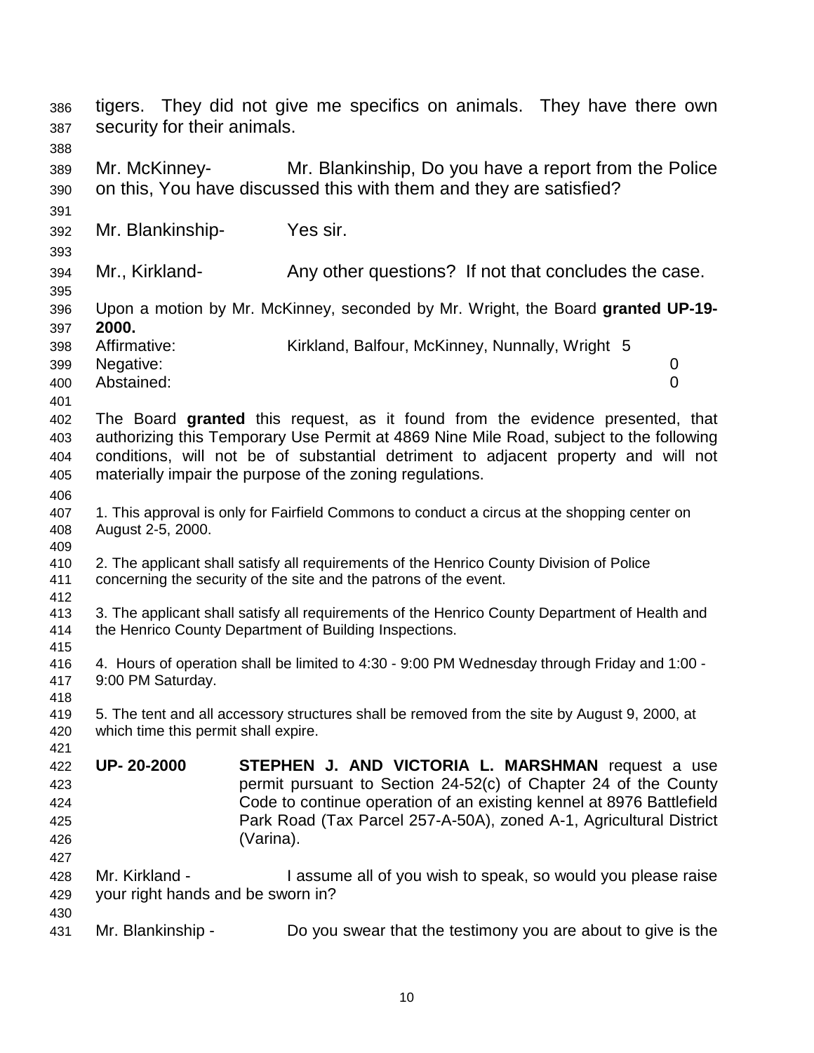tigers. They did not give me specifics on animals. They have there own security for their animals.

Mr. McKinney- Mr. Blankinship, Do you have a report from the Police on this, You have discussed this with them and they are satisfied?

Mr. Blankinship- Yes sir.

Mr., Kirkland- Any other questions? If not that concludes the case.

Upon a motion by Mr. McKinney, seconded by Mr. Wright, the Board **granted UP-19-2000.**

| | | |
|---|---|---|
| Affirmative: | Kirkland, Balfour, McKinney, Nunnally, Wright | 5 |
| Negative: | | 0 |
| Abstained: | | 0 |

The Board **granted** this request, as it found from the evidence presented, that authorizing this Temporary Use Permit at 4869 Nine Mile Road, subject to the following conditions, will not be of substantial detriment to adjacent property and will not materially impair the purpose of the zoning regulations.

1. This approval is only for Fairfield Commons to conduct a circus at the shopping center on August 2-5, 2000.

2. The applicant shall satisfy all requirements of the Henrico County Division of Police concerning the security of the site and the patrons of the event.

3. The applicant shall satisfy all requirements of the Henrico County Department of Health and the Henrico County Department of Building Inspections.

4. Hours of operation shall be limited to 4:30 - 9:00 PM Wednesday through Friday and 1:00 - 9:00 PM Saturday.

5. The tent and all accessory structures shall be removed from the site by August 9, 2000, at which time this permit shall expire.

**UP- 20-2000** **STEPHEN J. AND VICTORIA L. MARSHMAN** request a use permit pursuant to Section 24-52(c) of Chapter 24 of the County Code to continue operation of an existing kennel at 8976 Battlefield Park Road (Tax Parcel 257-A-50A), zoned A-1, Agricultural District (Varina).

Mr. Kirkland - I assume all of you wish to speak, so would you please raise your right hands and be sworn in?

Mr. Blankinship - Do you swear that the testimony you are about to give is the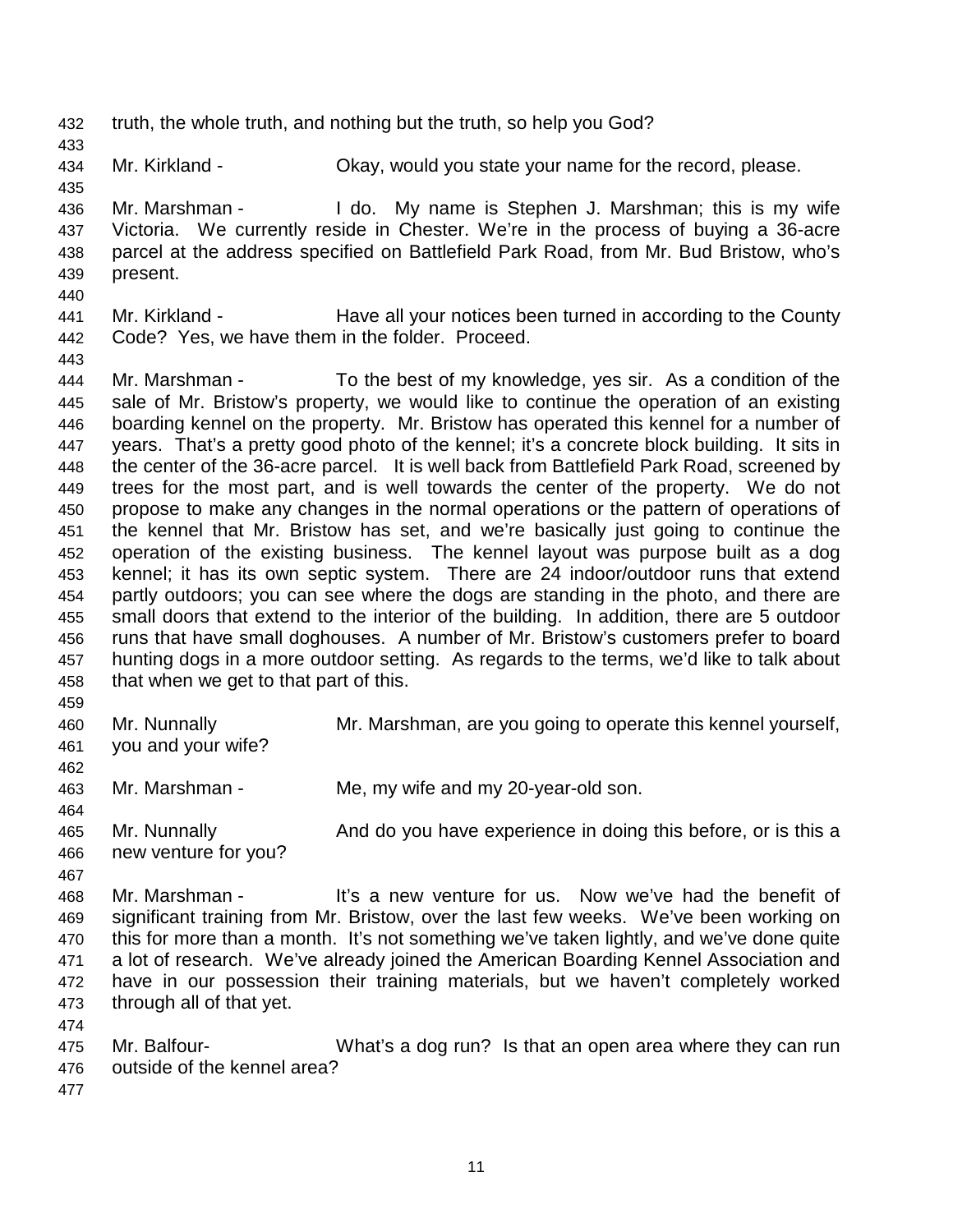truth, the whole truth, and nothing but the truth, so help you God?

Mr. Kirkland - Okay, would you state your name for the record, please.

Mr. Marshman - I do. My name is Stephen J. Marshman; this is my wife Victoria. We currently reside in Chester. We're in the process of buying a 36-acre parcel at the address specified on Battlefield Park Road, from Mr. Bud Bristow, who's present.

Mr. Kirkland - Have all your notices been turned in according to the County Code? Yes, we have them in the folder. Proceed.

Mr. Marshman - To the best of my knowledge, yes sir. As a condition of the sale of Mr. Bristow's property, we would like to continue the operation of an existing boarding kennel on the property. Mr. Bristow has operated this kennel for a number of years. That's a pretty good photo of the kennel; it's a concrete block building. It sits in the center of the 36-acre parcel. It is well back from Battlefield Park Road, screened by trees for the most part, and is well towards the center of the property. We do not propose to make any changes in the normal operations or the pattern of operations of the kennel that Mr. Bristow has set, and we're basically just going to continue the operation of the existing business. The kennel layout was purpose built as a dog kennel; it has its own septic system. There are 24 indoor/outdoor runs that extend partly outdoors; you can see where the dogs are standing in the photo, and there are small doors that extend to the interior of the building. In addition, there are 5 outdoor runs that have small doghouses. A number of Mr. Bristow's customers prefer to board hunting dogs in a more outdoor setting. As regards to the terms, we'd like to talk about that when we get to that part of this.

Mr. Nunnally Mr. Marshman, are you going to operate this kennel yourself, you and your wife?

Mr. Marshman - Me, my wife and my 20-year-old son.

Mr. Nunnally And do you have experience in doing this before, or is this a new venture for you?

Mr. Marshman - It's a new venture for us. Now we've had the benefit of significant training from Mr. Bristow, over the last few weeks. We've been working on this for more than a month. It's not something we've taken lightly, and we've done quite a lot of research. We've already joined the American Boarding Kennel Association and have in our possession their training materials, but we haven't completely worked through all of that yet.

Mr. Balfour- What's a dog run? Is that an open area where they can run outside of the kennel area?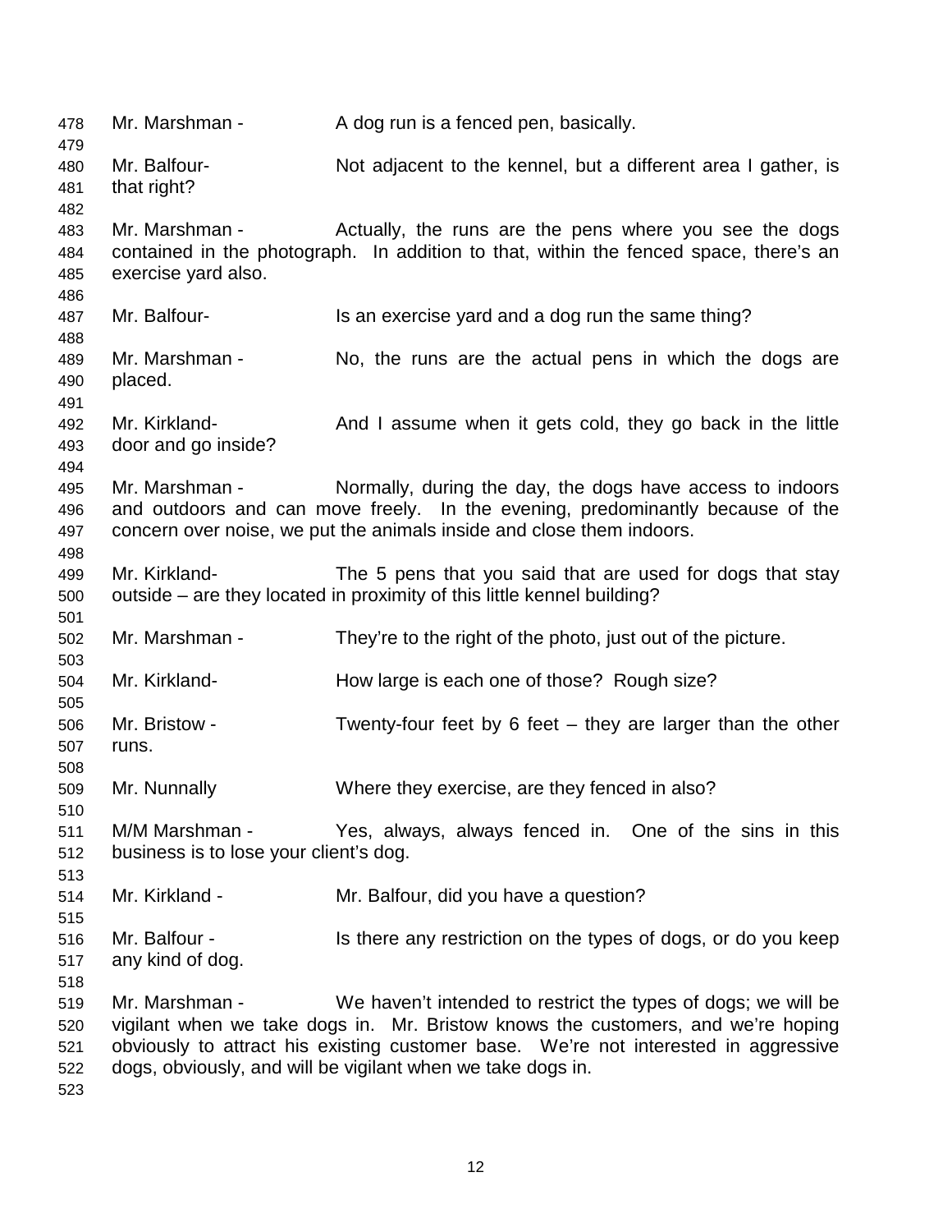Mr. Marshman - A dog run is a fenced pen, basically.

Mr. Balfour- Not adjacent to the kennel, but a different area I gather, is that right?

Mr. Marshman - Actually, the runs are the pens where you see the dogs contained in the photograph. In addition to that, within the fenced space, there's an exercise yard also.

Mr. Balfour- Is an exercise yard and a dog run the same thing?

Mr. Marshman - No, the runs are the actual pens in which the dogs are placed.

Mr. Kirkland- And I assume when it gets cold, they go back in the little door and go inside?

Mr. Marshman - Normally, during the day, the dogs have access to indoors and outdoors and can move freely. In the evening, predominantly because of the concern over noise, we put the animals inside and close them indoors.

Mr. Kirkland- The 5 pens that you said that are used for dogs that stay outside – are they located in proximity of this little kennel building?

Mr. Marshman - They're to the right of the photo, just out of the picture.

Mr. Kirkland- How large is each one of those? Rough size?

Mr. Bristow - Twenty-four feet by 6 feet – they are larger than the other runs.

Mr. Nunnally Where they exercise, are they fenced in also?

M/M Marshman - Yes, always, always fenced in. One of the sins in this business is to lose your client's dog.

Mr. Kirkland - Mr. Balfour, did you have a question?

Mr. Balfour - Is there any restriction on the types of dogs, or do you keep any kind of dog.

Mr. Marshman - We haven't intended to restrict the types of dogs; we will be vigilant when we take dogs in. Mr. Bristow knows the customers, and we're hoping obviously to attract his existing customer base. We're not interested in aggressive dogs, obviously, and will be vigilant when we take dogs in.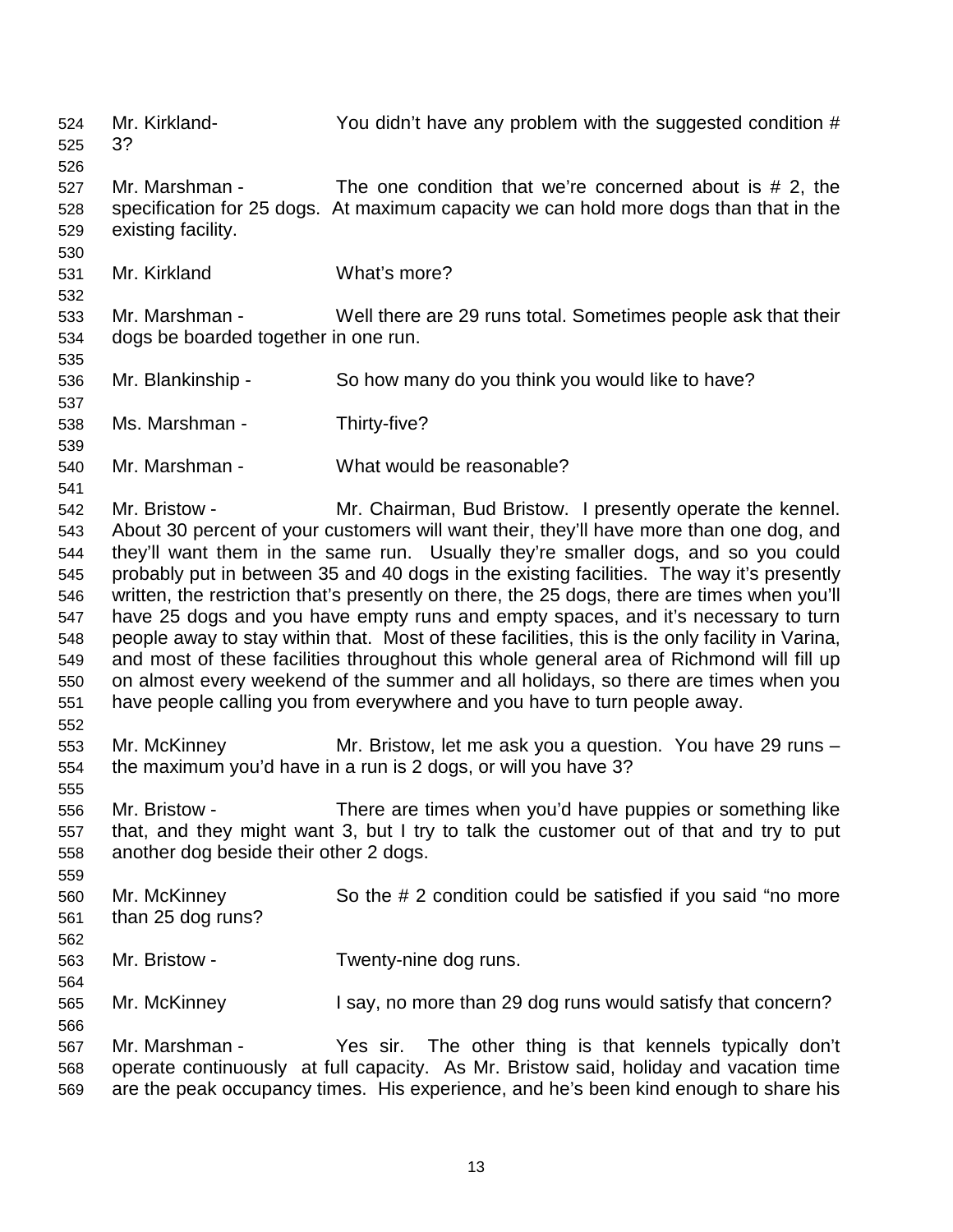524 Mr. Kirkland- You didn't have any problem with the suggested condition # 3?
525
526
527 Mr. Marshman - The one condition that we're concerned about is # 2, the
528 specification for 25 dogs. At maximum capacity we can hold more dogs than that in the
529 existing facility.
530
531 Mr. Kirkland What's more?
532
533 Mr. Marshman - Well there are 29 runs total. Sometimes people ask that their
534 dogs be boarded together in one run.
535
536 Mr. Blankinship - So how many do you think you would like to have?
537
538 Ms. Marshman - Thirty-five?
539
540 Mr. Marshman - What would be reasonable?
541
542 Mr. Bristow - Mr. Chairman, Bud Bristow. I presently operate the kennel.
543 About 30 percent of your customers will want their, they'll have more than one dog, and
544 they'll want them in the same run. Usually they're smaller dogs, and so you could
545 probably put in between 35 and 40 dogs in the existing facilities. The way it's presently
546 written, the restriction that's presently on there, the 25 dogs, there are times when you'll
547 have 25 dogs and you have empty runs and empty spaces, and it's necessary to turn
548 people away to stay within that. Most of these facilities, this is the only facility in Varina,
549 and most of these facilities throughout this whole general area of Richmond will fill up
550 on almost every weekend of the summer and all holidays, so there are times when you
551 have people calling you from everywhere and you have to turn people away.
552
553 Mr. McKinney Mr. Bristow, let me ask you a question. You have 29 runs –
554 the maximum you'd have in a run is 2 dogs, or will you have 3?
555
556 Mr. Bristow - There are times when you'd have puppies or something like
557 that, and they might want 3, but I try to talk the customer out of that and try to put
558 another dog beside their other 2 dogs.
559
560 Mr. McKinney So the # 2 condition could be satisfied if you said "no more
561 than 25 dog runs?
562
563 Mr. Bristow - Twenty-nine dog runs.
564
565 Mr. McKinney I say, no more than 29 dog runs would satisfy that concern?
566
567 Mr. Marshman - Yes sir. The other thing is that kennels typically don't
568 operate continuously at full capacity. As Mr. Bristow said, holiday and vacation time
569 are the peak occupancy times. His experience, and he's been kind enough to share his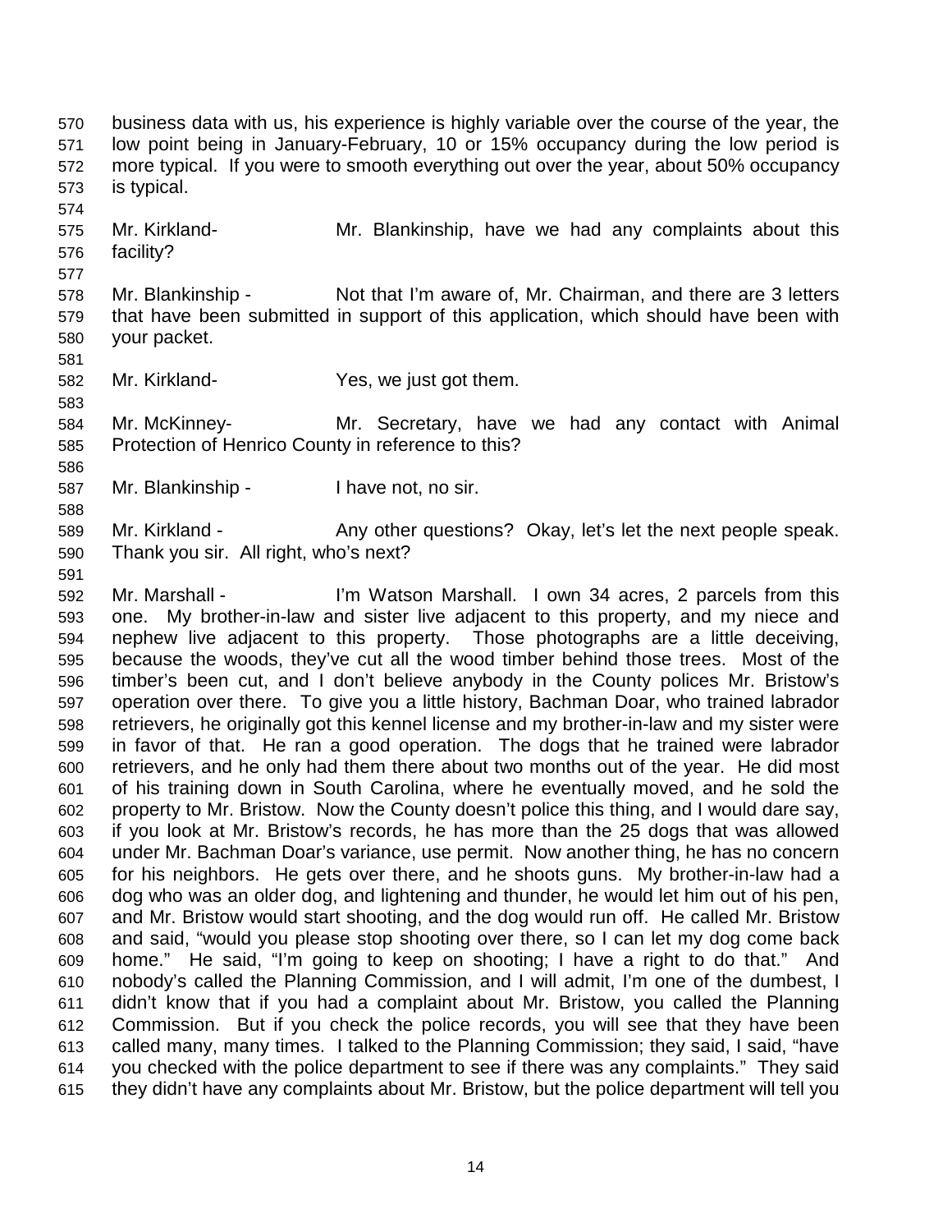business data with us, his experience is highly variable over the course of the year, the low point being in January-February, 10 or 15% occupancy during the low period is more typical. If you were to smooth everything out over the year, about 50% occupancy is typical.

Mr. Kirkland- Mr. Blankinship, have we had any complaints about this facility?

Mr. Blankinship - Not that I'm aware of, Mr. Chairman, and there are 3 letters that have been submitted in support of this application, which should have been with your packet.

Mr. Kirkland- Yes, we just got them.

Mr. McKinney- Mr. Secretary, have we had any contact with Animal Protection of Henrico County in reference to this?

Mr. Blankinship - I have not, no sir.

Mr. Kirkland - Any other questions? Okay, let's let the next people speak. Thank you sir. All right, who's next?

Mr. Marshall - I'm Watson Marshall. I own 34 acres, 2 parcels from this one. My brother-in-law and sister live adjacent to this property, and my niece and nephew live adjacent to this property. Those photographs are a little deceiving, because the woods, they've cut all the wood timber behind those trees. Most of the timber's been cut, and I don't believe anybody in the County polices Mr. Bristow's operation over there. To give you a little history, Bachman Doar, who trained labrador retrievers, he originally got this kennel license and my brother-in-law and my sister were in favor of that. He ran a good operation. The dogs that he trained were labrador retrievers, and he only had them there about two months out of the year. He did most of his training down in South Carolina, where he eventually moved, and he sold the property to Mr. Bristow. Now the County doesn't police this thing, and I would dare say, if you look at Mr. Bristow's records, he has more than the 25 dogs that was allowed under Mr. Bachman Doar's variance, use permit. Now another thing, he has no concern for his neighbors. He gets over there, and he shoots guns. My brother-in-law had a dog who was an older dog, and lightening and thunder, he would let him out of his pen, and Mr. Bristow would start shooting, and the dog would run off. He called Mr. Bristow and said, "would you please stop shooting over there, so I can let my dog come back home." He said, "I'm going to keep on shooting; I have a right to do that." And nobody's called the Planning Commission, and I will admit, I'm one of the dumbest, I didn't know that if you had a complaint about Mr. Bristow, you called the Planning Commission. But if you check the police records, you will see that they have been called many, many times. I talked to the Planning Commission; they said, I said, "have you checked with the police department to see if there was any complaints." They said they didn't have any complaints about Mr. Bristow, but the police department will tell you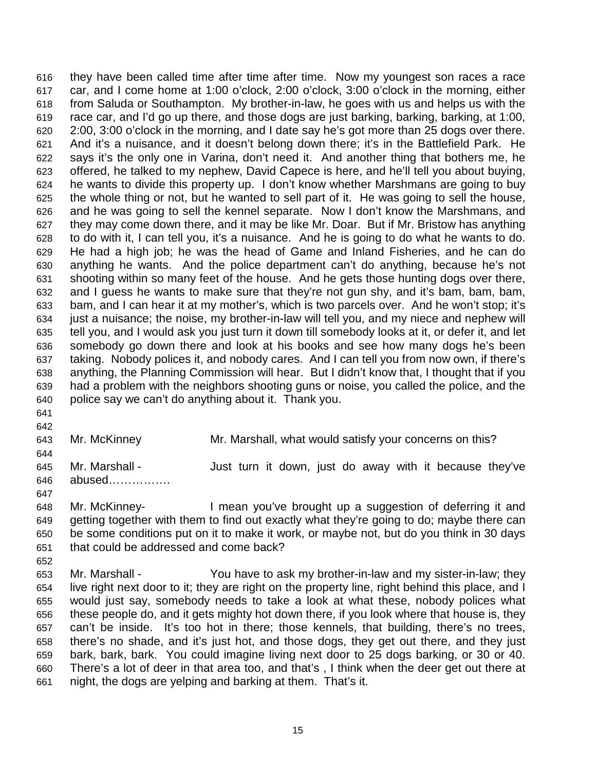they have been called time after time after time. Now my youngest son races a race car, and I come home at 1:00 o'clock, 2:00 o'clock, 3:00 o'clock in the morning, either from Saluda or Southampton. My brother-in-law, he goes with us and helps us with the race car, and I'd go up there, and those dogs are just barking, barking, barking, at 1:00, 2:00, 3:00 o'clock in the morning, and I date say he's got more than 25 dogs over there. And it's a nuisance, and it doesn't belong down there; it's in the Battlefield Park. He says it's the only one in Varina, don't need it. And another thing that bothers me, he offered, he talked to my nephew, David Capece is here, and he'll tell you about buying, he wants to divide this property up. I don't know whether Marshmans are going to buy the whole thing or not, but he wanted to sell part of it. He was going to sell the house, and he was going to sell the kennel separate. Now I don't know the Marshmans, and they may come down there, and it may be like Mr. Doar. But if Mr. Bristow has anything to do with it, I can tell you, it's a nuisance. And he is going to do what he wants to do. He had a high job; he was the head of Game and Inland Fisheries, and he can do anything he wants. And the police department can't do anything, because he's not shooting within so many feet of the house. And he gets those hunting dogs over there, and I guess he wants to make sure that they're not gun shy, and it's bam, bam, bam, bam, and I can hear it at my mother's, which is two parcels over. And he won't stop; it's just a nuisance; the noise, my brother-in-law will tell you, and my niece and nephew will tell you, and I would ask you just turn it down till somebody looks at it, or defer it, and let somebody go down there and look at his books and see how many dogs he's been taking. Nobody polices it, and nobody cares. And I can tell you from now own, if there's anything, the Planning Commission will hear. But I didn't know that, I thought that if you had a problem with the neighbors shooting guns or noise, you called the police, and the police say we can't do anything about it. Thank you.

Mr. McKinney Mr. Marshall, what would satisfy your concerns on this?

Mr. Marshall - Just turn it down, just do away with it because they've abused…………….

Mr. McKinney- I mean you've brought up a suggestion of deferring it and getting together with them to find out exactly what they're going to do; maybe there can be some conditions put on it to make it work, or maybe not, but do you think in 30 days that could be addressed and come back?

Mr. Marshall - You have to ask my brother-in-law and my sister-in-law; they live right next door to it; they are right on the property line, right behind this place, and I would just say, somebody needs to take a look at what these, nobody polices what these people do, and it gets mighty hot down there, if you look where that house is, they can't be inside. It's too hot in there; those kennels, that building, there's no trees, there's no shade, and it's just hot, and those dogs, they get out there, and they just bark, bark, bark. You could imagine living next door to 25 dogs barking, or 30 or 40. There's a lot of deer in that area too, and that's , I think when the deer get out there at night, the dogs are yelping and barking at them. That's it.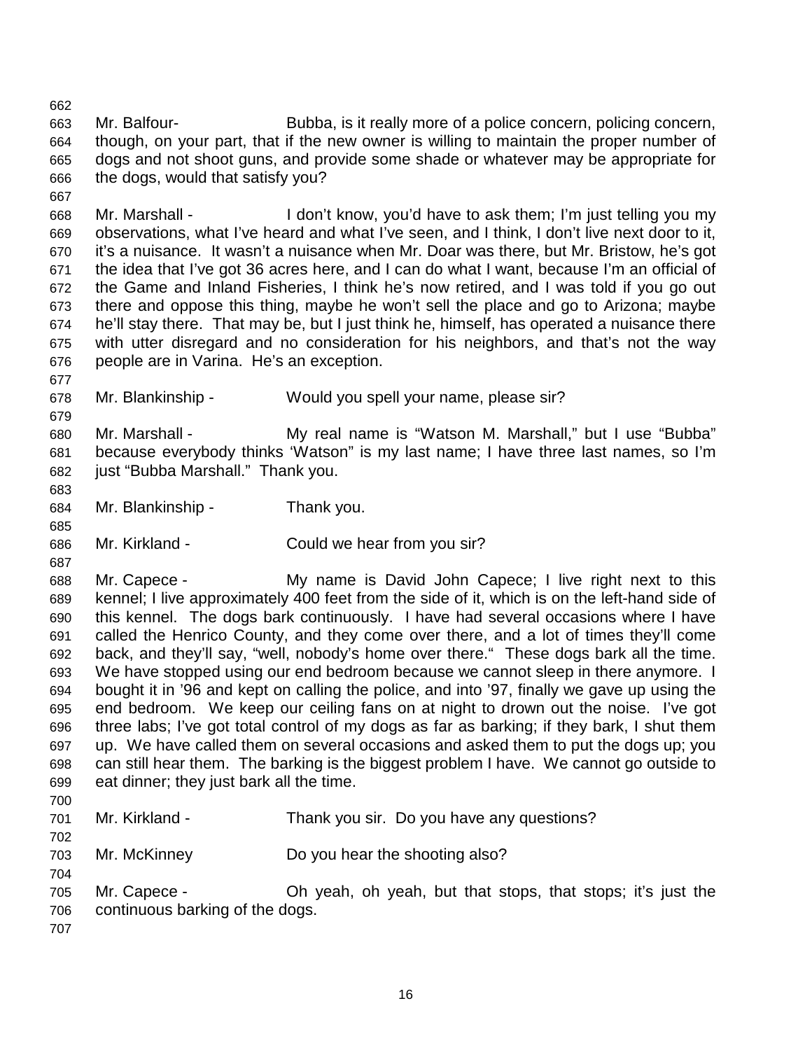Mr. Balfour- Bubba, is it really more of a police concern, policing concern, though, on your part, that if the new owner is willing to maintain the proper number of dogs and not shoot guns, and provide some shade or whatever may be appropriate for the dogs, would that satisfy you?

Mr. Marshall - I don't know, you'd have to ask them; I'm just telling you my observations, what I've heard and what I've seen, and I think, I don't live next door to it, it's a nuisance. It wasn't a nuisance when Mr. Doar was there, but Mr. Bristow, he's got the idea that I've got 36 acres here, and I can do what I want, because I'm an official of the Game and Inland Fisheries, I think he's now retired, and I was told if you go out there and oppose this thing, maybe he won't sell the place and go to Arizona; maybe he'll stay there. That may be, but I just think he, himself, has operated a nuisance there with utter disregard and no consideration for his neighbors, and that's not the way people are in Varina. He's an exception.

Mr. Blankinship - Would you spell your name, please sir?

Mr. Marshall - My real name is "Watson M. Marshall," but I use "Bubba" because everybody thinks 'Watson" is my last name; I have three last names, so I'm just "Bubba Marshall." Thank you.

Mr. Blankinship - Thank you.

Mr. Kirkland - Could we hear from you sir?

Mr. Capece - My name is David John Capece; I live right next to this kennel; I live approximately 400 feet from the side of it, which is on the left-hand side of this kennel. The dogs bark continuously. I have had several occasions where I have called the Henrico County, and they come over there, and a lot of times they'll come back, and they'll say, "well, nobody's home over there." These dogs bark all the time. We have stopped using our end bedroom because we cannot sleep in there anymore. I bought it in '96 and kept on calling the police, and into '97, finally we gave up using the end bedroom. We keep our ceiling fans on at night to drown out the noise. I've got three labs; I've got total control of my dogs as far as barking; if they bark, I shut them up. We have called them on several occasions and asked them to put the dogs up; you can still hear them. The barking is the biggest problem I have. We cannot go outside to eat dinner; they just bark all the time.

Mr. Kirkland - Thank you sir. Do you have any questions?

Mr. McKinney Do you hear the shooting also?

Mr. Capece - Oh yeah, oh yeah, but that stops, that stops; it's just the continuous barking of the dogs.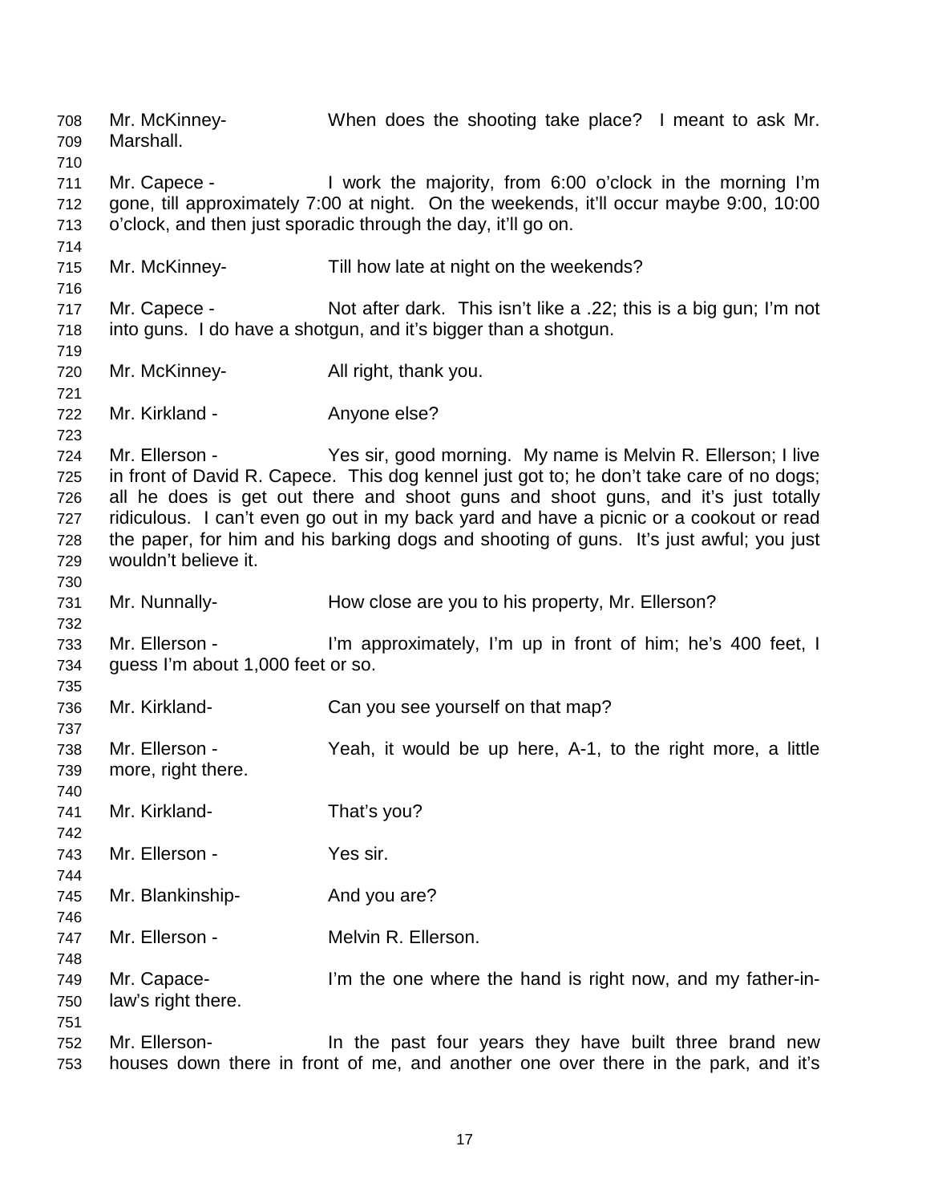Mr. McKinney- When does the shooting take place? I meant to ask Mr. Marshall.

Mr. Capece - I work the majority, from 6:00 o'clock in the morning I'm gone, till approximately 7:00 at night. On the weekends, it'll occur maybe 9:00, 10:00 o'clock, and then just sporadic through the day, it'll go on.

Mr. McKinney- Till how late at night on the weekends?

Mr. Capece - Not after dark. This isn't like a .22; this is a big gun; I'm not into guns. I do have a shotgun, and it's bigger than a shotgun.

Mr. McKinney- All right, thank you.

Mr. Kirkland - Anyone else?

Mr. Ellerson - Yes sir, good morning. My name is Melvin R. Ellerson; I live in front of David R. Capece. This dog kennel just got to; he don't take care of no dogs; all he does is get out there and shoot guns and shoot guns, and it's just totally ridiculous. I can't even go out in my back yard and have a picnic or a cookout or read the paper, for him and his barking dogs and shooting of guns. It's just awful; you just wouldn't believe it.

Mr. Nunnally- How close are you to his property, Mr. Ellerson?

Mr. Ellerson - I'm approximately, I'm up in front of him; he's 400 feet, I guess I'm about 1,000 feet or so.

Mr. Kirkland- Can you see yourself on that map?

Mr. Ellerson - Yeah, it would be up here, A-1, to the right more, a little more, right there.

Mr. Kirkland- That's you?

Mr. Ellerson - Yes sir.

Mr. Blankinship- And you are?

Mr. Ellerson - Melvin R. Ellerson.

Mr. Capace- I'm the one where the hand is right now, and my father-in-law's right there.

Mr. Ellerson- In the past four years they have built three brand new houses down there in front of me, and another one over there in the park, and it's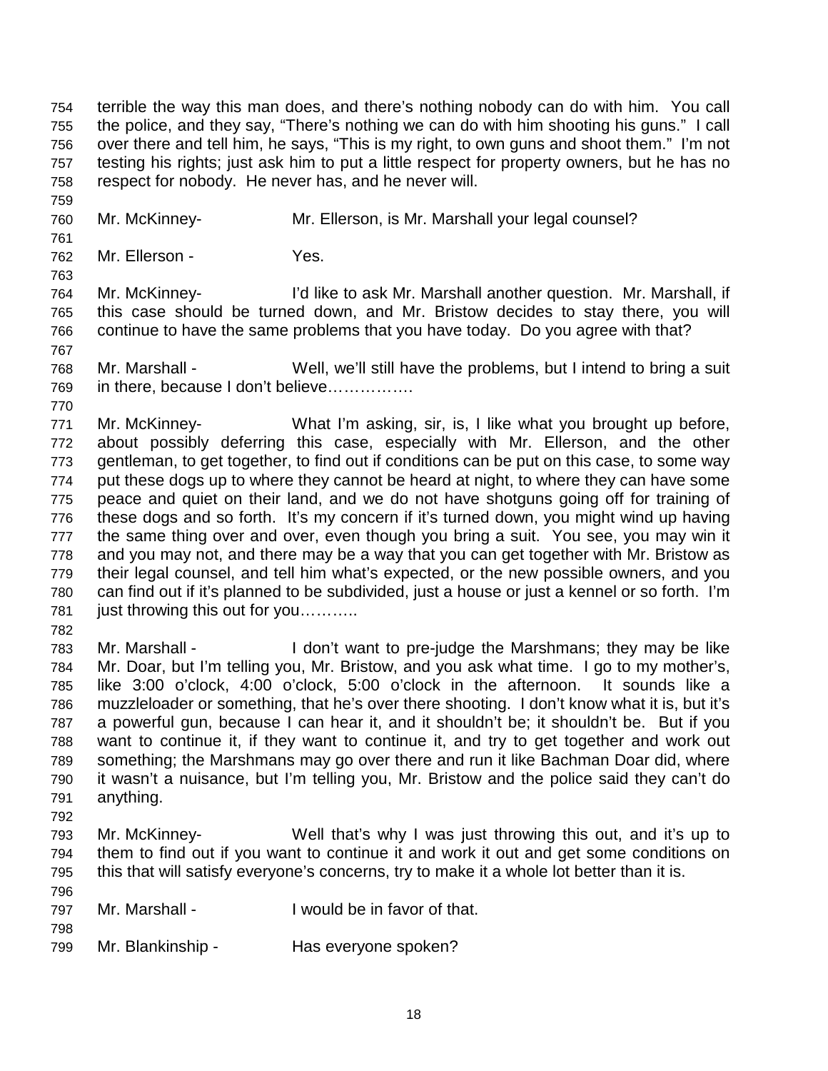terrible the way this man does, and there's nothing nobody can do with him. You call the police, and they say, "There's nothing we can do with him shooting his guns." I call over there and tell him, he says, "This is my right, to own guns and shoot them." I'm not testing his rights; just ask him to put a little respect for property owners, but he has no respect for nobody. He never has, and he never will.

Mr. McKinney- Mr. Ellerson, is Mr. Marshall your legal counsel?

Mr. Ellerson - Yes.

Mr. McKinney- I'd like to ask Mr. Marshall another question. Mr. Marshall, if this case should be turned down, and Mr. Bristow decides to stay there, you will continue to have the same problems that you have today. Do you agree with that?

Mr. Marshall - Well, we'll still have the problems, but I intend to bring a suit in there, because I don't believe…………….

Mr. McKinney- What I'm asking, sir, is, I like what you brought up before, about possibly deferring this case, especially with Mr. Ellerson, and the other gentleman, to get together, to find out if conditions can be put on this case, to some way put these dogs up to where they cannot be heard at night, to where they can have some peace and quiet on their land, and we do not have shotguns going off for training of these dogs and so forth. It's my concern if it's turned down, you might wind up having the same thing over and over, even though you bring a suit. You see, you may win it and you may not, and there may be a way that you can get together with Mr. Bristow as their legal counsel, and tell him what's expected, or the new possible owners, and you can find out if it's planned to be subdivided, just a house or just a kennel or so forth. I'm just throwing this out for you………..

Mr. Marshall - I don't want to pre-judge the Marshmans; they may be like Mr. Doar, but I'm telling you, Mr. Bristow, and you ask what time. I go to my mother's, like 3:00 o'clock, 4:00 o'clock, 5:00 o'clock in the afternoon. It sounds like a muzzleloader or something, that he's over there shooting. I don't know what it is, but it's a powerful gun, because I can hear it, and it shouldn't be; it shouldn't be. But if you want to continue it, if they want to continue it, and try to get together and work out something; the Marshmans may go over there and run it like Bachman Doar did, where it wasn't a nuisance, but I'm telling you, Mr. Bristow and the police said they can't do anything.

Mr. McKinney- Well that's why I was just throwing this out, and it's up to them to find out if you want to continue it and work it out and get some conditions on this that will satisfy everyone's concerns, try to make it a whole lot better than it is.

Mr. Marshall - I would be in favor of that.

Mr. Blankinship - Has everyone spoken?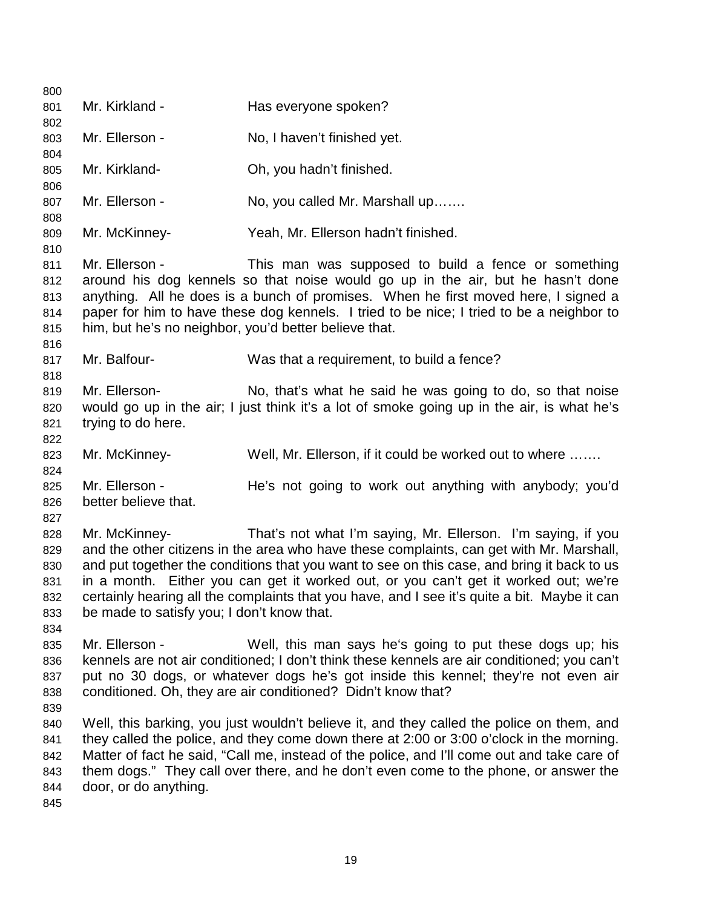Mr. Kirkland - Has everyone spoken?

Mr. Ellerson - No, I haven't finished yet.

Mr. Kirkland- Oh, you hadn't finished.

Mr. Ellerson - No, you called Mr. Marshall up…….

Mr. McKinney- Yeah, Mr. Ellerson hadn't finished.

Mr. Ellerson - This man was supposed to build a fence or something around his dog kennels so that noise would go up in the air, but he hasn't done anything. All he does is a bunch of promises. When he first moved here, I signed a paper for him to have these dog kennels. I tried to be nice; I tried to be a neighbor to him, but he's no neighbor, you'd better believe that.

Mr. Balfour- Was that a requirement, to build a fence?

Mr. Ellerson- No, that's what he said he was going to do, so that noise would go up in the air; I just think it's a lot of smoke going up in the air, is what he's trying to do here.

Mr. McKinney- Well, Mr. Ellerson, if it could be worked out to where …….

Mr. Ellerson - He's not going to work out anything with anybody; you'd better believe that.

Mr. McKinney- That's not what I'm saying, Mr. Ellerson. I'm saying, if you and the other citizens in the area who have these complaints, can get with Mr. Marshall, and put together the conditions that you want to see on this case, and bring it back to us in a month. Either you can get it worked out, or you can't get it worked out; we're certainly hearing all the complaints that you have, and I see it's quite a bit. Maybe it can be made to satisfy you; I don't know that.

Mr. Ellerson - Well, this man says he's going to put these dogs up; his kennels are not air conditioned; I don't think these kennels are air conditioned; you can't put no 30 dogs, or whatever dogs he's got inside this kennel; they're not even air conditioned. Oh, they are air conditioned? Didn't know that?

Well, this barking, you just wouldn't believe it, and they called the police on them, and they called the police, and they come down there at 2:00 or 3:00 o'clock in the morning. Matter of fact he said, "Call me, instead of the police, and I'll come out and take care of them dogs." They call over there, and he don't even come to the phone, or answer the door, or do anything.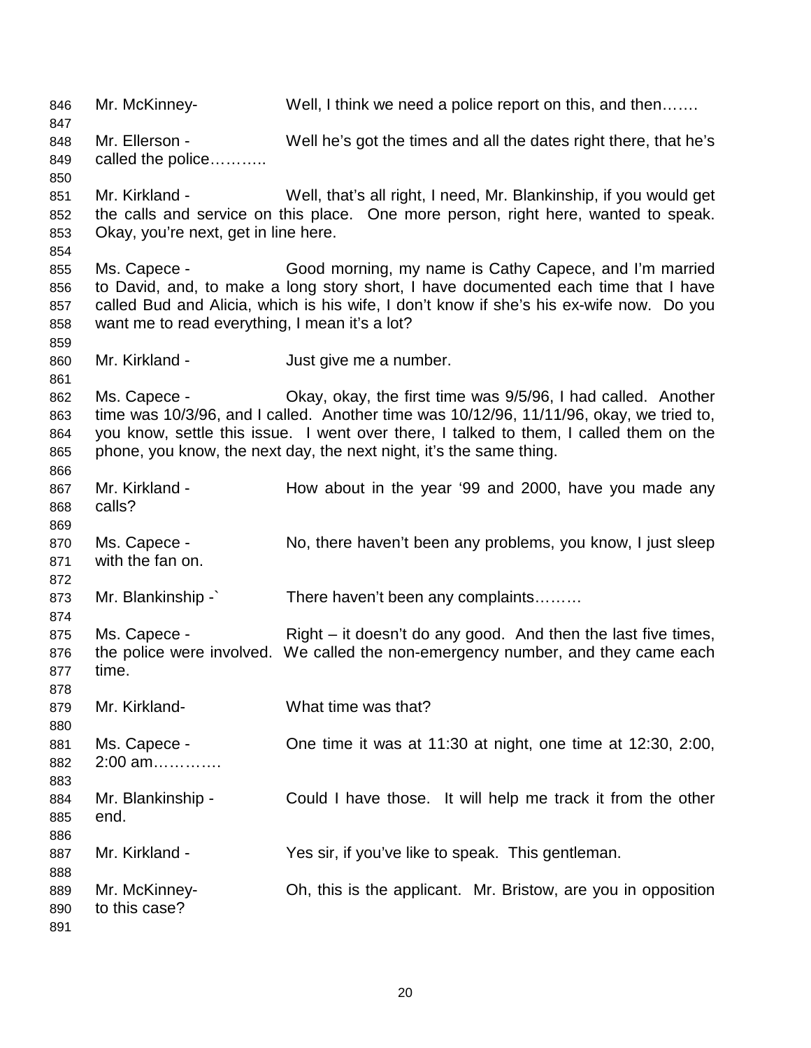Mr. McKinney- Well, I think we need a police report on this, and then…….

Mr. Ellerson - Well he's got the times and all the dates right there, that he's called the police………..

Mr. Kirkland - Well, that's all right, I need, Mr. Blankinship, if you would get the calls and service on this place. One more person, right here, wanted to speak. Okay, you're next, get in line here.

Ms. Capece - Good morning, my name is Cathy Capece, and I'm married to David, and, to make a long story short, I have documented each time that I have called Bud and Alicia, which is his wife, I don't know if she's his ex-wife now. Do you want me to read everything, I mean it's a lot?

Mr. Kirkland - Just give me a number.

Ms. Capece - Okay, okay, the first time was 9/5/96, I had called. Another time was 10/3/96, and I called. Another time was 10/12/96, 11/11/96, okay, we tried to, you know, settle this issue. I went over there, I talked to them, I called them on the phone, you know, the next day, the next night, it's the same thing.

Mr. Kirkland - How about in the year '99 and 2000, have you made any calls?

Ms. Capece - No, there haven't been any problems, you know, I just sleep with the fan on.

Mr. Blankinship -` There haven't been any complaints………

Ms. Capece - Right – it doesn't do any good. And then the last five times, the police were involved. We called the non-emergency number, and they came each time.

Mr. Kirkland- What time was that?

Ms. Capece - One time it was at 11:30 at night, one time at 12:30, 2:00, 2:00 am………….

Mr. Blankinship - Could I have those. It will help me track it from the other end.

Mr. Kirkland - Yes sir, if you've like to speak. This gentleman.

Mr. McKinney- Oh, this is the applicant. Mr. Bristow, are you in opposition to this case?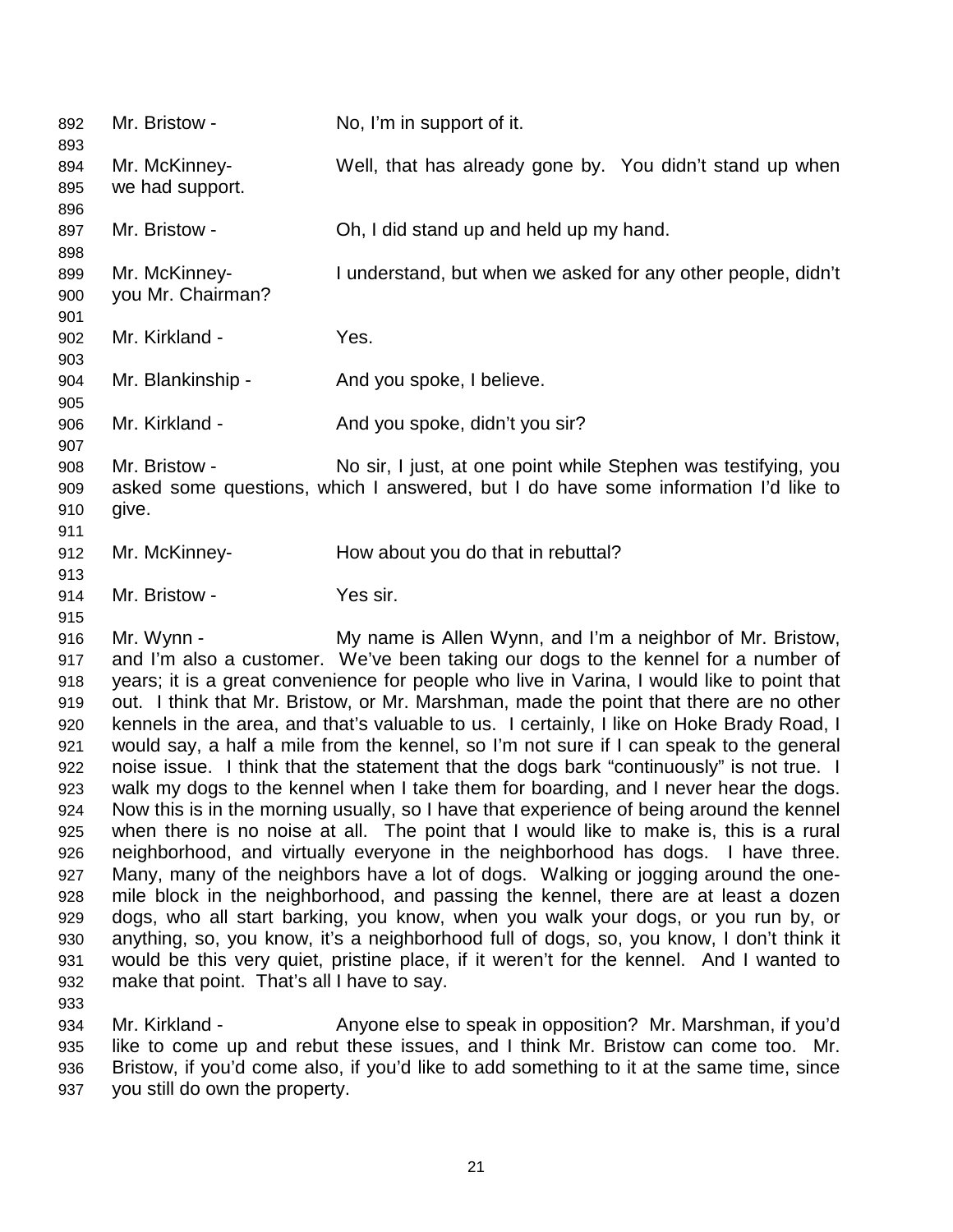Mr. Bristow - No, I'm in support of it.

Mr. McKinney- Well, that has already gone by. You didn't stand up when we had support.

Mr. Bristow - Oh, I did stand up and held up my hand.

Mr. McKinney- I understand, but when we asked for any other people, didn't you Mr. Chairman?

Mr. Kirkland - Yes.

Mr. Blankinship - And you spoke, I believe.

Mr. Kirkland - And you spoke, didn't you sir?

Mr. Bristow - No sir, I just, at one point while Stephen was testifying, you asked some questions, which I answered, but I do have some information I'd like to give.

Mr. McKinney- How about you do that in rebuttal?

Mr. Bristow - Yes sir.

Mr. Wynn - My name is Allen Wynn, and I'm a neighbor of Mr. Bristow, and I'm also a customer. We've been taking our dogs to the kennel for a number of years; it is a great convenience for people who live in Varina, I would like to point that out. I think that Mr. Bristow, or Mr. Marshman, made the point that there are no other kennels in the area, and that's valuable to us. I certainly, I like on Hoke Brady Road, I would say, a half a mile from the kennel, so I'm not sure if I can speak to the general noise issue. I think that the statement that the dogs bark "continuously" is not true. I walk my dogs to the kennel when I take them for boarding, and I never hear the dogs. Now this is in the morning usually, so I have that experience of being around the kennel when there is no noise at all. The point that I would like to make is, this is a rural neighborhood, and virtually everyone in the neighborhood has dogs. I have three. Many, many of the neighbors have a lot of dogs. Walking or jogging around the one-mile block in the neighborhood, and passing the kennel, there are at least a dozen dogs, who all start barking, you know, when you walk your dogs, or you run by, or anything, so, you know, it's a neighborhood full of dogs, so, you know, I don't think it would be this very quiet, pristine place, if it weren't for the kennel. And I wanted to make that point. That's all I have to say.

Mr. Kirkland - Anyone else to speak in opposition? Mr. Marshman, if you'd like to come up and rebut these issues, and I think Mr. Bristow can come too. Mr. Bristow, if you'd come also, if you'd like to add something to it at the same time, since you still do own the property.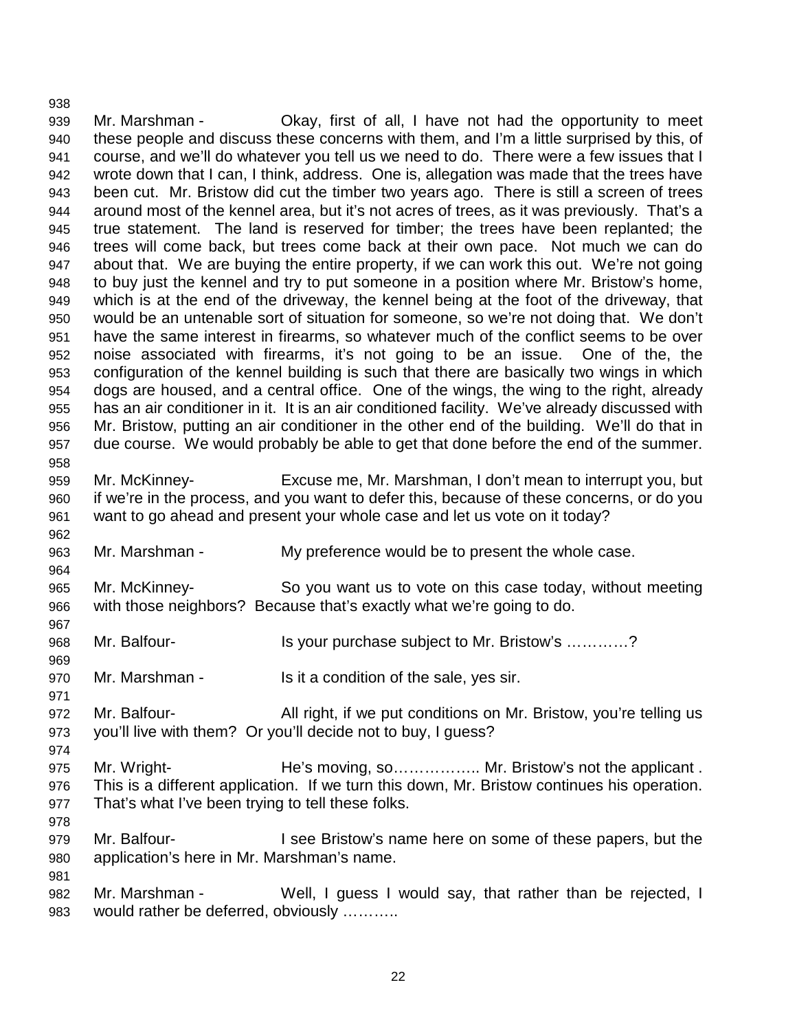Mr. Marshman - Okay, first of all, I have not had the opportunity to meet these people and discuss these concerns with them, and I'm a little surprised by this, of course, and we'll do whatever you tell us we need to do. There were a few issues that I wrote down that I can, I think, address. One is, allegation was made that the trees have been cut. Mr. Bristow did cut the timber two years ago. There is still a screen of trees around most of the kennel area, but it's not acres of trees, as it was previously. That's a true statement. The land is reserved for timber; the trees have been replanted; the trees will come back, but trees come back at their own pace. Not much we can do about that. We are buying the entire property, if we can work this out. We're not going to buy just the kennel and try to put someone in a position where Mr. Bristow's home, which is at the end of the driveway, the kennel being at the foot of the driveway, that would be an untenable sort of situation for someone, so we're not doing that. We don't have the same interest in firearms, so whatever much of the conflict seems to be over noise associated with firearms, it's not going to be an issue. One of the, the configuration of the kennel building is such that there are basically two wings in which dogs are housed, and a central office. One of the wings, the wing to the right, already has an air conditioner in it. It is an air conditioned facility. We've already discussed with Mr. Bristow, putting an air conditioner in the other end of the building. We'll do that in due course. We would probably be able to get that done before the end of the summer.

Mr. McKinney- Excuse me, Mr. Marshman, I don't mean to interrupt you, but if we're in the process, and you want to defer this, because of these concerns, or do you want to go ahead and present your whole case and let us vote on it today?

Mr. Marshman - My preference would be to present the whole case.

Mr. McKinney- So you want us to vote on this case today, without meeting with those neighbors? Because that's exactly what we're going to do.

Mr. Balfour- Is your purchase subject to Mr. Bristow's …………?

Mr. Marshman - Is it a condition of the sale, yes sir.

Mr. Balfour- All right, if we put conditions on Mr. Bristow, you're telling us you'll live with them? Or you'll decide not to buy, I guess?

Mr. Wright- He's moving, so…………….. Mr. Bristow's not the applicant . This is a different application. If we turn this down, Mr. Bristow continues his operation. That's what I've been trying to tell these folks.

Mr. Balfour- I see Bristow's name here on some of these papers, but the application's here in Mr. Marshman's name.

Mr. Marshman - Well, I guess I would say, that rather than be rejected, I would rather be deferred, obviously ………..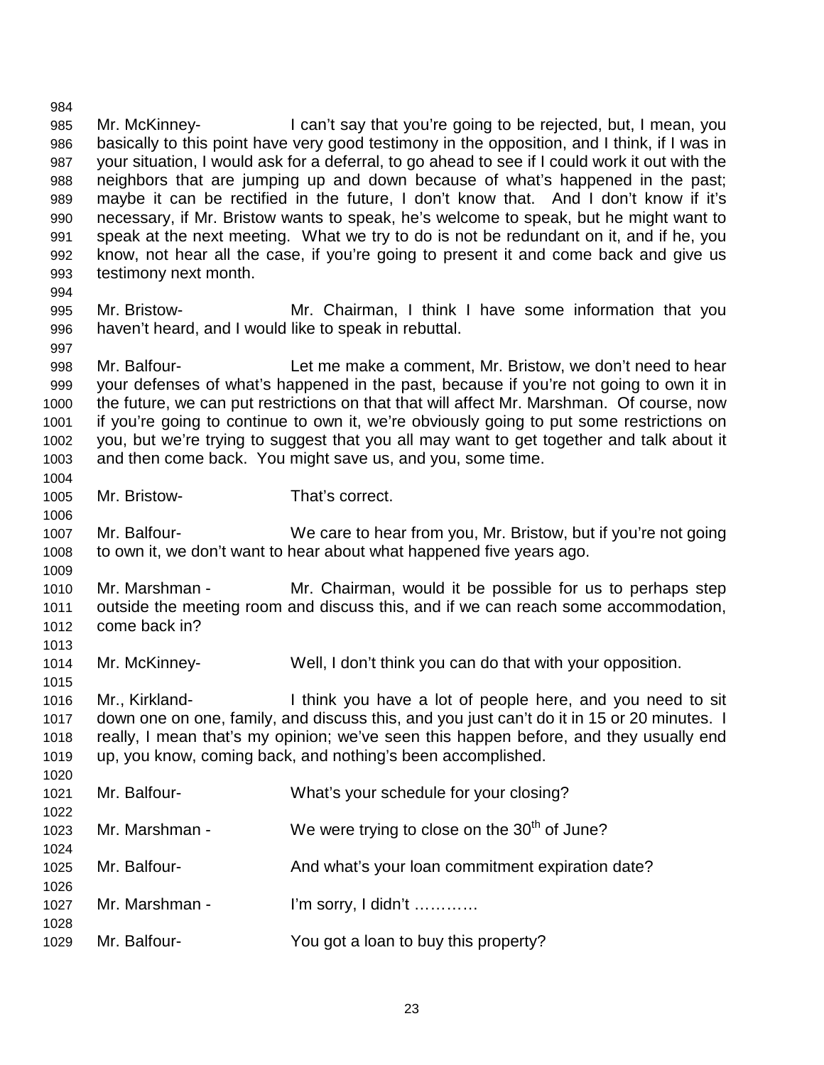Mr. McKinney- I can't say that you're going to be rejected, but, I mean, you basically to this point have very good testimony in the opposition, and I think, if I was in your situation, I would ask for a deferral, to go ahead to see if I could work it out with the neighbors that are jumping up and down because of what's happened in the past; maybe it can be rectified in the future, I don't know that. And I don't know if it's necessary, if Mr. Bristow wants to speak, he's welcome to speak, but he might want to speak at the next meeting. What we try to do is not be redundant on it, and if he, you know, not hear all the case, if you're going to present it and come back and give us testimony next month.

Mr. Bristow- Mr. Chairman, I think I have some information that you haven't heard, and I would like to speak in rebuttal.

Mr. Balfour- Let me make a comment, Mr. Bristow, we don't need to hear your defenses of what's happened in the past, because if you're not going to own it in the future, we can put restrictions on that that will affect Mr. Marshman. Of course, now if you're going to continue to own it, we're obviously going to put some restrictions on you, but we're trying to suggest that you all may want to get together and talk about it and then come back. You might save us, and you, some time.

Mr. Bristow- That's correct.

Mr. Balfour- We care to hear from you, Mr. Bristow, but if you're not going to own it, we don't want to hear about what happened five years ago.

Mr. Marshman - Mr. Chairman, would it be possible for us to perhaps step outside the meeting room and discuss this, and if we can reach some accommodation, come back in?

Mr. McKinney- Well, I don't think you can do that with your opposition.

Mr., Kirkland- I think you have a lot of people here, and you need to sit down one on one, family, and discuss this, and you just can't do it in 15 or 20 minutes. I really, I mean that's my opinion; we've seen this happen before, and they usually end up, you know, coming back, and nothing's been accomplished.

Mr. Balfour- What's your schedule for your closing?

Mr. Marshman - We were trying to close on the 30th of June?

Mr. Balfour- And what's your loan commitment expiration date?

Mr. Marshman - I'm sorry, I didn't …………

Mr. Balfour- You got a loan to buy this property?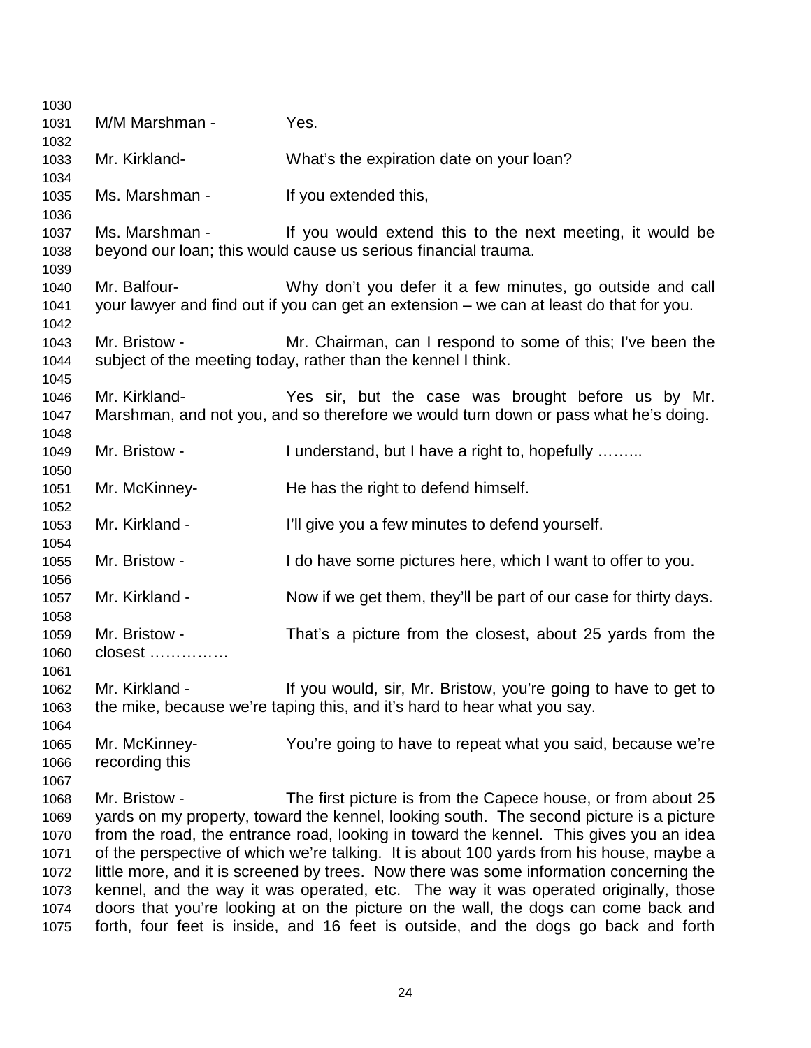M/M Marshman - Yes.

Mr. Kirkland- What's the expiration date on your loan?

Ms. Marshman - If you extended this,

Ms. Marshman - If you would extend this to the next meeting, it would be beyond our loan; this would cause us serious financial trauma.

Mr. Balfour- Why don't you defer it a few minutes, go outside and call your lawyer and find out if you can get an extension – we can at least do that for you.

Mr. Bristow - Mr. Chairman, can I respond to some of this; I've been the subject of the meeting today, rather than the kennel I think.

Mr. Kirkland- Yes sir, but the case was brought before us by Mr. Marshman, and not you, and so therefore we would turn down or pass what he's doing.

Mr. Bristow - I understand, but I have a right to, hopefully ……...

Mr. McKinney- He has the right to defend himself.

Mr. Kirkland - I'll give you a few minutes to defend yourself.

Mr. Bristow - I do have some pictures here, which I want to offer to you.

Mr. Kirkland - Now if we get them, they'll be part of our case for thirty days.

Mr. Bristow - That's a picture from the closest, about 25 yards from the closest ……………

Mr. Kirkland - If you would, sir, Mr. Bristow, you're going to have to get to the mike, because we're taping this, and it's hard to hear what you say.

Mr. McKinney- You're going to have to repeat what you said, because we're recording this

Mr. Bristow - The first picture is from the Capece house, or from about 25 yards on my property, toward the kennel, looking south. The second picture is a picture from the road, the entrance road, looking in toward the kennel. This gives you an idea of the perspective of which we're talking. It is about 100 yards from his house, maybe a little more, and it is screened by trees. Now there was some information concerning the kennel, and the way it was operated, etc. The way it was operated originally, those doors that you're looking at on the picture on the wall, the dogs can come back and forth, four feet is inside, and 16 feet is outside, and the dogs go back and forth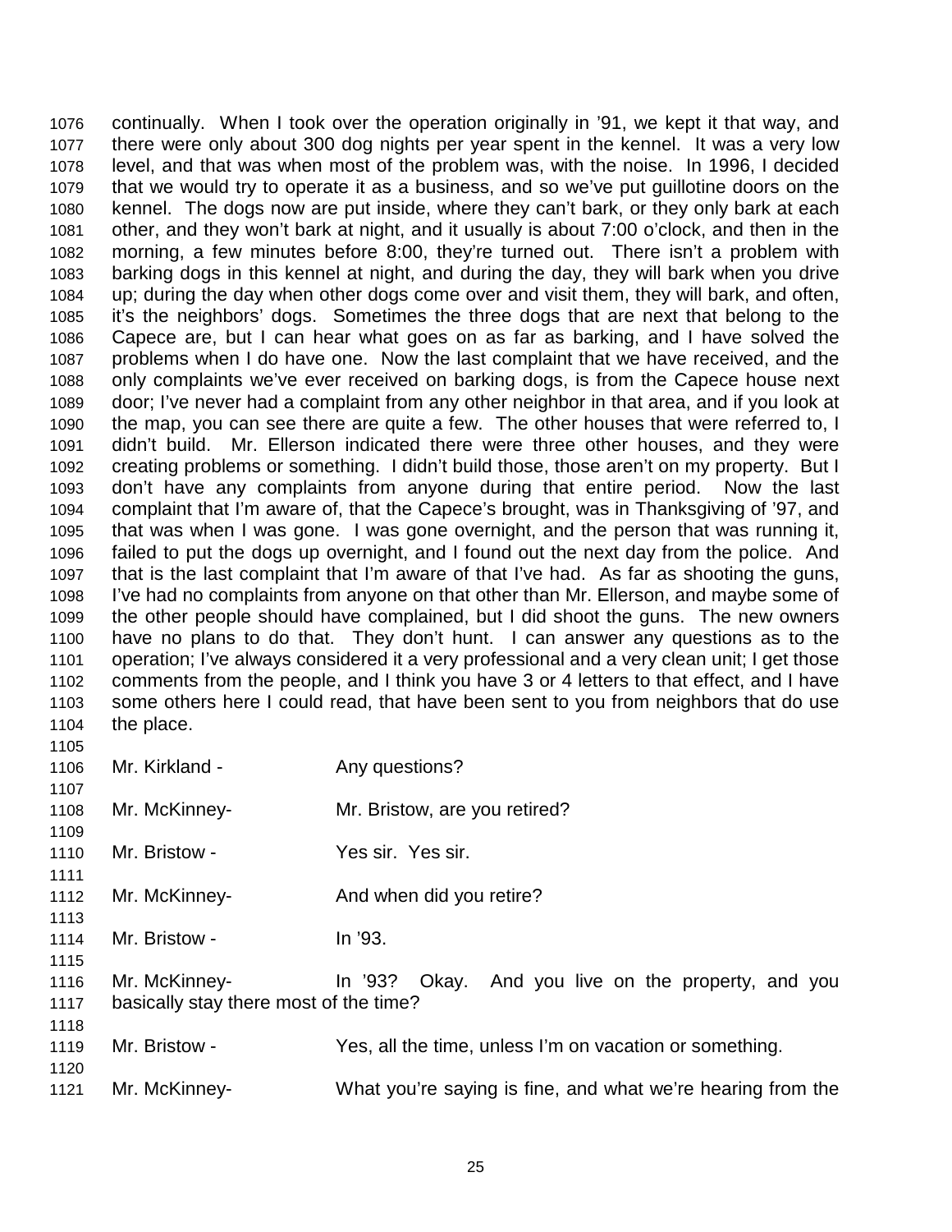continually. When I took over the operation originally in '91, we kept it that way, and there were only about 300 dog nights per year spent in the kennel. It was a very low level, and that was when most of the problem was, with the noise. In 1996, I decided that we would try to operate it as a business, and so we've put guillotine doors on the kennel. The dogs now are put inside, where they can't bark, or they only bark at each other, and they won't bark at night, and it usually is about 7:00 o'clock, and then in the morning, a few minutes before 8:00, they're turned out. There isn't a problem with barking dogs in this kennel at night, and during the day, they will bark when you drive up; during the day when other dogs come over and visit them, they will bark, and often, it's the neighbors' dogs. Sometimes the three dogs that are next that belong to the Capece are, but I can hear what goes on as far as barking, and I have solved the problems when I do have one. Now the last complaint that we have received, and the only complaints we've ever received on barking dogs, is from the Capece house next door; I've never had a complaint from any other neighbor in that area, and if you look at the map, you can see there are quite a few. The other houses that were referred to, I didn't build. Mr. Ellerson indicated there were three other houses, and they were creating problems or something. I didn't build those, those aren't on my property. But I don't have any complaints from anyone during that entire period. Now the last complaint that I'm aware of, that the Capece's brought, was in Thanksgiving of '97, and that was when I was gone. I was gone overnight, and the person that was running it, failed to put the dogs up overnight, and I found out the next day from the police. And that is the last complaint that I'm aware of that I've had. As far as shooting the guns, I've had no complaints from anyone on that other than Mr. Ellerson, and maybe some of the other people should have complained, but I did shoot the guns. The new owners have no plans to do that. They don't hunt. I can answer any questions as to the operation; I've always considered it a very professional and a very clean unit; I get those comments from the people, and I think you have 3 or 4 letters to that effect, and I have some others here I could read, that have been sent to you from neighbors that do use the place.

Mr. Kirkland - Any questions?

Mr. McKinney- Mr. Bristow, are you retired?

Mr. Bristow - Yes sir. Yes sir.

Mr. McKinney- And when did you retire?

Mr. Bristow - In '93.

Mr. McKinney- In '93? Okay. And you live on the property, and you basically stay there most of the time?

Mr. Bristow - Yes, all the time, unless I'm on vacation or something.

Mr. McKinney- What you're saying is fine, and what we're hearing from the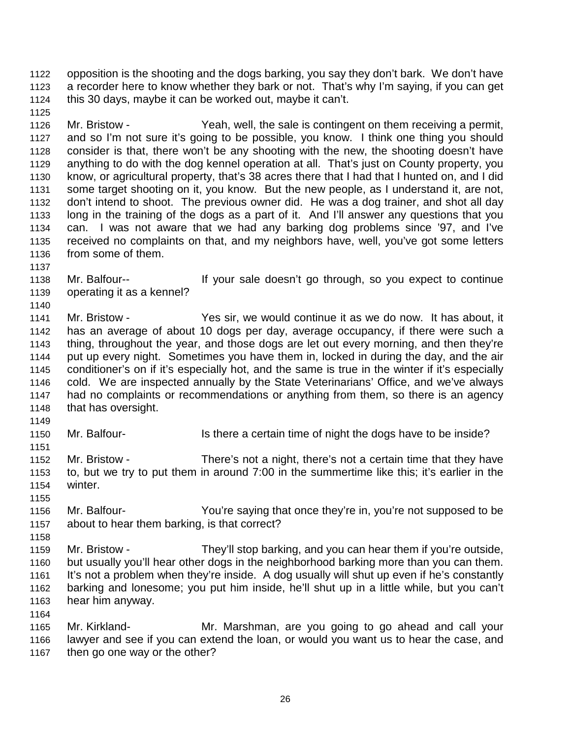opposition is the shooting and the dogs barking, you say they don't bark. We don't have a recorder here to know whether they bark or not. That's why I'm saying, if you can get this 30 days, maybe it can be worked out, maybe it can't.

Mr. Bristow - Yeah, well, the sale is contingent on them receiving a permit, and so I'm not sure it's going to be possible, you know. I think one thing you should consider is that, there won't be any shooting with the new, the shooting doesn't have anything to do with the dog kennel operation at all. That's just on County property, you know, or agricultural property, that's 38 acres there that I had that I hunted on, and I did some target shooting on it, you know. But the new people, as I understand it, are not, don't intend to shoot. The previous owner did. He was a dog trainer, and shot all day long in the training of the dogs as a part of it. And I'll answer any questions that you can. I was not aware that we had any barking dog problems since '97, and I've received no complaints on that, and my neighbors have, well, you've got some letters from some of them.

Mr. Balfour-- If your sale doesn't go through, so you expect to continue operating it as a kennel?

Mr. Bristow - Yes sir, we would continue it as we do now. It has about, it has an average of about 10 dogs per day, average occupancy, if there were such a thing, throughout the year, and those dogs are let out every morning, and then they're put up every night. Sometimes you have them in, locked in during the day, and the air conditioner's on if it's especially hot, and the same is true in the winter if it's especially cold. We are inspected annually by the State Veterinarians' Office, and we've always had no complaints or recommendations or anything from them, so there is an agency that has oversight.

Mr. Balfour- Is there a certain time of night the dogs have to be inside?

Mr. Bristow - There's not a night, there's not a certain time that they have to, but we try to put them in around 7:00 in the summertime like this; it's earlier in the winter.

Mr. Balfour- You're saying that once they're in, you're not supposed to be about to hear them barking, is that correct?

Mr. Bristow - They'll stop barking, and you can hear them if you're outside, but usually you'll hear other dogs in the neighborhood barking more than you can them. It's not a problem when they're inside. A dog usually will shut up even if he's constantly barking and lonesome; you put him inside, he'll shut up in a little while, but you can't hear him anyway.

Mr. Kirkland- Mr. Marshman, are you going to go ahead and call your lawyer and see if you can extend the loan, or would you want us to hear the case, and then go one way or the other?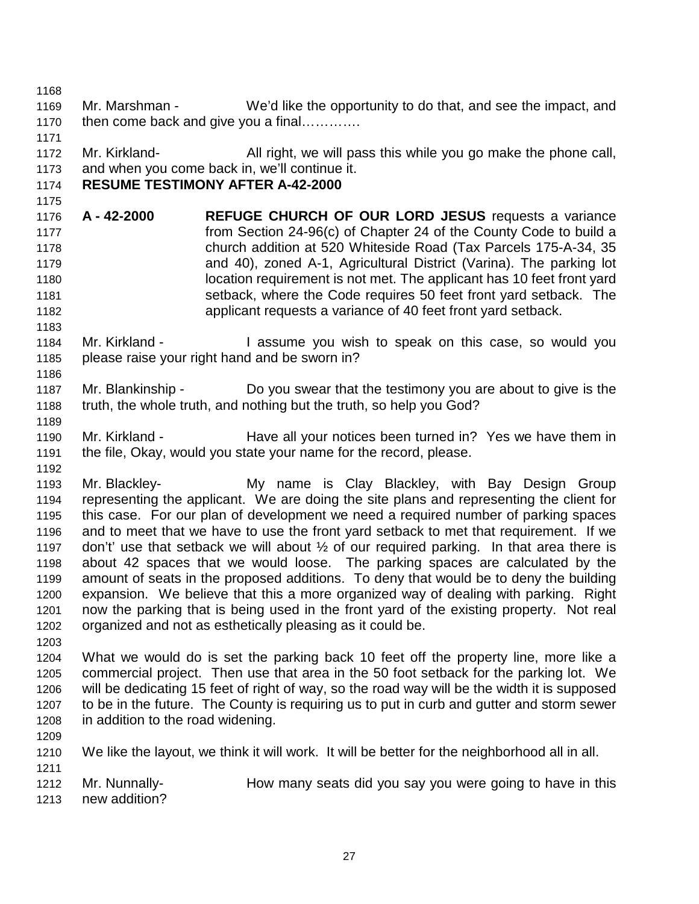Mr. Marshman - We'd like the opportunity to do that, and see the impact, and then come back and give you a final………….

Mr. Kirkland- All right, we will pass this while you go make the phone call, and when you come back in, we'll continue it.

**RESUME TESTIMONY AFTER A-42-2000**

**A - 42-2000** **REFUGE CHURCH OF OUR LORD JESUS** requests a variance from Section 24-96(c) of Chapter 24 of the County Code to build a church addition at 520 Whiteside Road (Tax Parcels 175-A-34, 35 and 40), zoned A-1, Agricultural District (Varina). The parking lot location requirement is not met. The applicant has 10 feet front yard setback, where the Code requires 50 feet front yard setback. The applicant requests a variance of 40 feet front yard setback.

Mr. Kirkland - I assume you wish to speak on this case, so would you please raise your right hand and be sworn in?

Mr. Blankinship - Do you swear that the testimony you are about to give is the truth, the whole truth, and nothing but the truth, so help you God?

Mr. Kirkland - Have all your notices been turned in? Yes we have them in the file, Okay, would you state your name for the record, please.

Mr. Blackley- My name is Clay Blackley, with Bay Design Group representing the applicant. We are doing the site plans and representing the client for this case. For our plan of development we need a required number of parking spaces and to meet that we have to use the front yard setback to met that requirement. If we don't' use that setback we will about ½ of our required parking. In that area there is about 42 spaces that we would loose. The parking spaces are calculated by the amount of seats in the proposed additions. To deny that would be to deny the building expansion. We believe that this a more organized way of dealing with parking. Right now the parking that is being used in the front yard of the existing property. Not real organized and not as esthetically pleasing as it could be.

What we would do is set the parking back 10 feet off the property line, more like a commercial project. Then use that area in the 50 foot setback for the parking lot. We will be dedicating 15 feet of right of way, so the road way will be the width it is supposed to be in the future. The County is requiring us to put in curb and gutter and storm sewer in addition to the road widening.

We like the layout, we think it will work. It will be better for the neighborhood all in all.

Mr. Nunnally- How many seats did you say you were going to have in this new addition?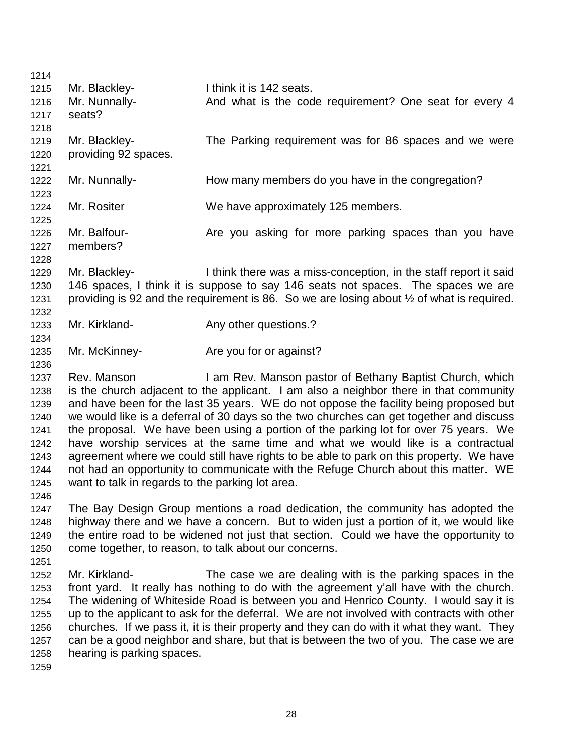Mr. Blackley- I think it is 142 seats.

Mr. Nunnally- And what is the code requirement? One seat for every 4 seats?

Mr. Blackley- The Parking requirement was for 86 spaces and we were providing 92 spaces.

Mr. Nunnally- How many members do you have in the congregation?

Mr. Rositer We have approximately 125 members.

Mr. Balfour- Are you asking for more parking spaces than you have members?

Mr. Blackley- I think there was a miss-conception, in the staff report it said 146 spaces, I think it is suppose to say 146 seats not spaces. The spaces we are providing is 92 and the requirement is 86. So we are losing about ½ of what is required.

Mr. Kirkland- Any other questions.?

Mr. McKinney- Are you for or against?

Rev. Manson I am Rev. Manson pastor of Bethany Baptist Church, which is the church adjacent to the applicant. I am also a neighbor there in that community and have been for the last 35 years. WE do not oppose the facility being proposed but we would like is a deferral of 30 days so the two churches can get together and discuss the proposal. We have been using a portion of the parking lot for over 75 years. We have worship services at the same time and what we would like is a contractual agreement where we could still have rights to be able to park on this property. We have not had an opportunity to communicate with the Refuge Church about this matter. WE want to talk in regards to the parking lot area.

The Bay Design Group mentions a road dedication, the community has adopted the highway there and we have a concern. But to widen just a portion of it, we would like the entire road to be widened not just that section. Could we have the opportunity to come together, to reason, to talk about our concerns.

Mr. Kirkland- The case we are dealing with is the parking spaces in the front yard. It really has nothing to do with the agreement y'all have with the church. The widening of Whiteside Road is between you and Henrico County. I would say it is up to the applicant to ask for the deferral. We are not involved with contracts with other churches. If we pass it, it is their property and they can do with it what they want. They can be a good neighbor and share, but that is between the two of you. The case we are hearing is parking spaces.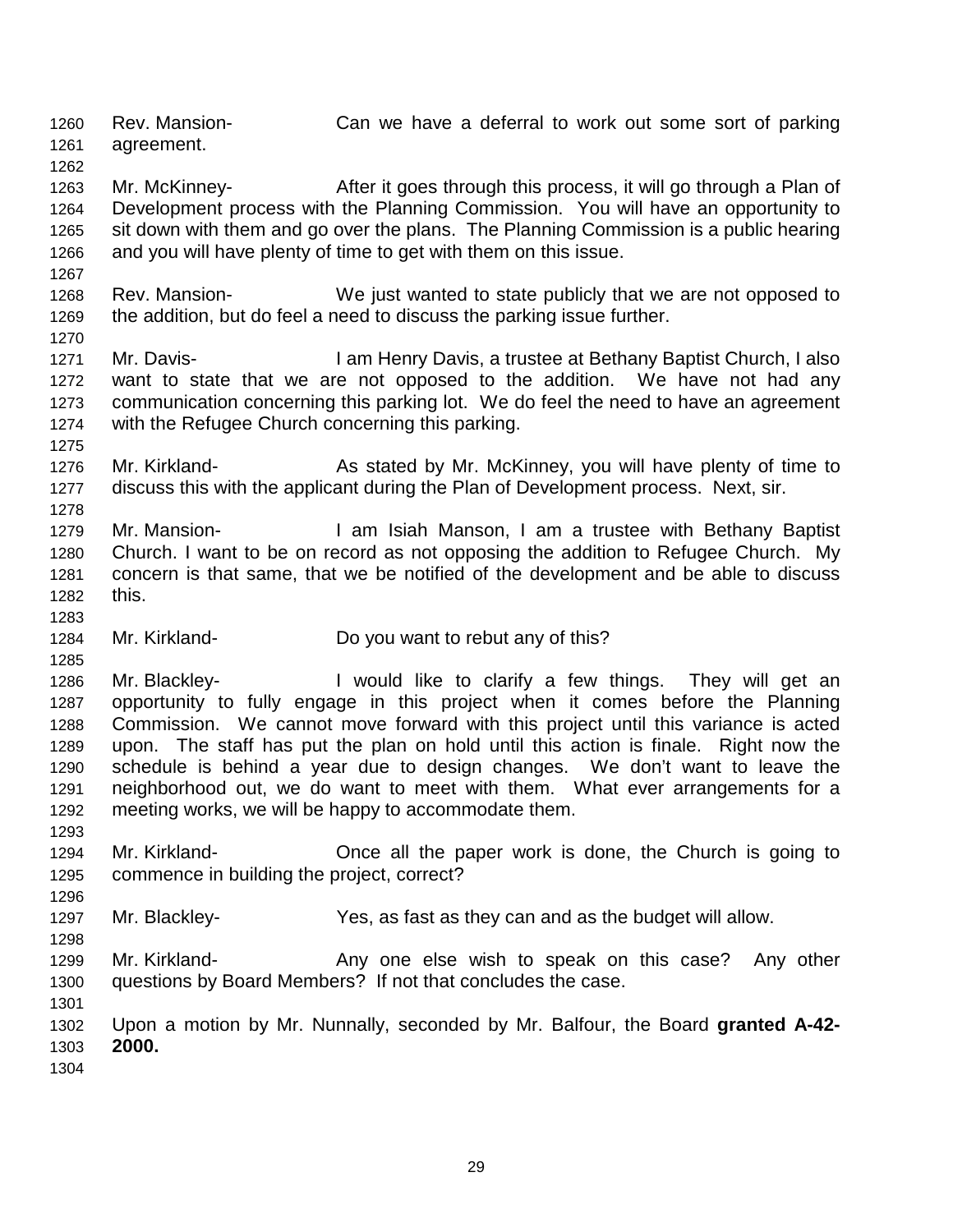Rev. Mansion- Can we have a deferral to work out some sort of parking agreement.

Mr. McKinney- After it goes through this process, it will go through a Plan of Development process with the Planning Commission. You will have an opportunity to sit down with them and go over the plans. The Planning Commission is a public hearing and you will have plenty of time to get with them on this issue.

Rev. Mansion- We just wanted to state publicly that we are not opposed to the addition, but do feel a need to discuss the parking issue further.

Mr. Davis- I am Henry Davis, a trustee at Bethany Baptist Church, I also want to state that we are not opposed to the addition. We have not had any communication concerning this parking lot. We do feel the need to have an agreement with the Refugee Church concerning this parking.

Mr. Kirkland- As stated by Mr. McKinney, you will have plenty of time to discuss this with the applicant during the Plan of Development process. Next, sir.

Mr. Mansion- I am Isiah Manson, I am a trustee with Bethany Baptist Church. I want to be on record as not opposing the addition to Refugee Church. My concern is that same, that we be notified of the development and be able to discuss this.

Mr. Kirkland- Do you want to rebut any of this?

Mr. Blackley- I would like to clarify a few things. They will get an opportunity to fully engage in this project when it comes before the Planning Commission. We cannot move forward with this project until this variance is acted upon. The staff has put the plan on hold until this action is finale. Right now the schedule is behind a year due to design changes. We don't want to leave the neighborhood out, we do want to meet with them. What ever arrangements for a meeting works, we will be happy to accommodate them.

Mr. Kirkland- Once all the paper work is done, the Church is going to commence in building the project, correct?

Mr. Blackley- Yes, as fast as they can and as the budget will allow.

Mr. Kirkland- Any one else wish to speak on this case? Any other questions by Board Members? If not that concludes the case.

Upon a motion by Mr. Nunnally, seconded by Mr. Balfour, the Board **granted A-42-2000.**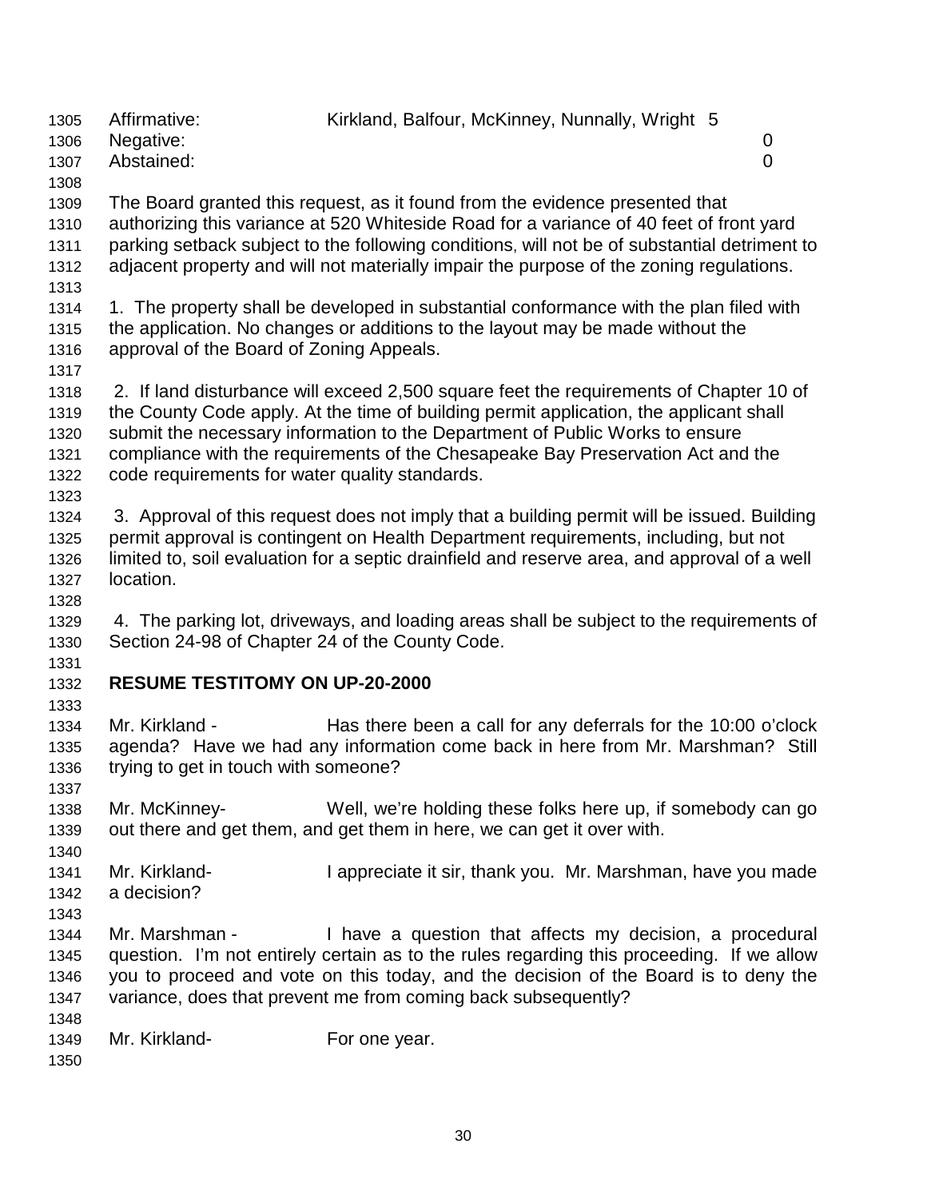Affirmative: Kirkland, Balfour, McKinney, Nunnally, Wright 5
Negative: 0
Abstained: 0

The Board granted this request, as it found from the evidence presented that authorizing this variance at 520 Whiteside Road for a variance of 40 feet of front yard parking setback subject to the following conditions, will not be of substantial detriment to adjacent property and will not materially impair the purpose of the zoning regulations.

1. The property shall be developed in substantial conformance with the plan filed with the application. No changes or additions to the layout may be made without the approval of the Board of Zoning Appeals.

2. If land disturbance will exceed 2,500 square feet the requirements of Chapter 10 of the County Code apply. At the time of building permit application, the applicant shall submit the necessary information to the Department of Public Works to ensure compliance with the requirements of the Chesapeake Bay Preservation Act and the code requirements for water quality standards.

3. Approval of this request does not imply that a building permit will be issued. Building permit approval is contingent on Health Department requirements, including, but not limited to, soil evaluation for a septic drainfield and reserve area, and approval of a well location.

4. The parking lot, driveways, and loading areas shall be subject to the requirements of Section 24-98 of Chapter 24 of the County Code.

**RESUME TESTITOMY ON UP-20-2000**

Mr. Kirkland - Has there been a call for any deferrals for the 10:00 o'clock agenda? Have we had any information come back in here from Mr. Marshman? Still trying to get in touch with someone?

Mr. McKinney- Well, we're holding these folks here up, if somebody can go out there and get them, and get them in here, we can get it over with.

Mr. Kirkland- I appreciate it sir, thank you. Mr. Marshman, have you made a decision?

Mr. Marshman - I have a question that affects my decision, a procedural question. I'm not entirely certain as to the rules regarding this proceeding. If we allow you to proceed and vote on this today, and the decision of the Board is to deny the variance, does that prevent me from coming back subsequently?

Mr. Kirkland- For one year.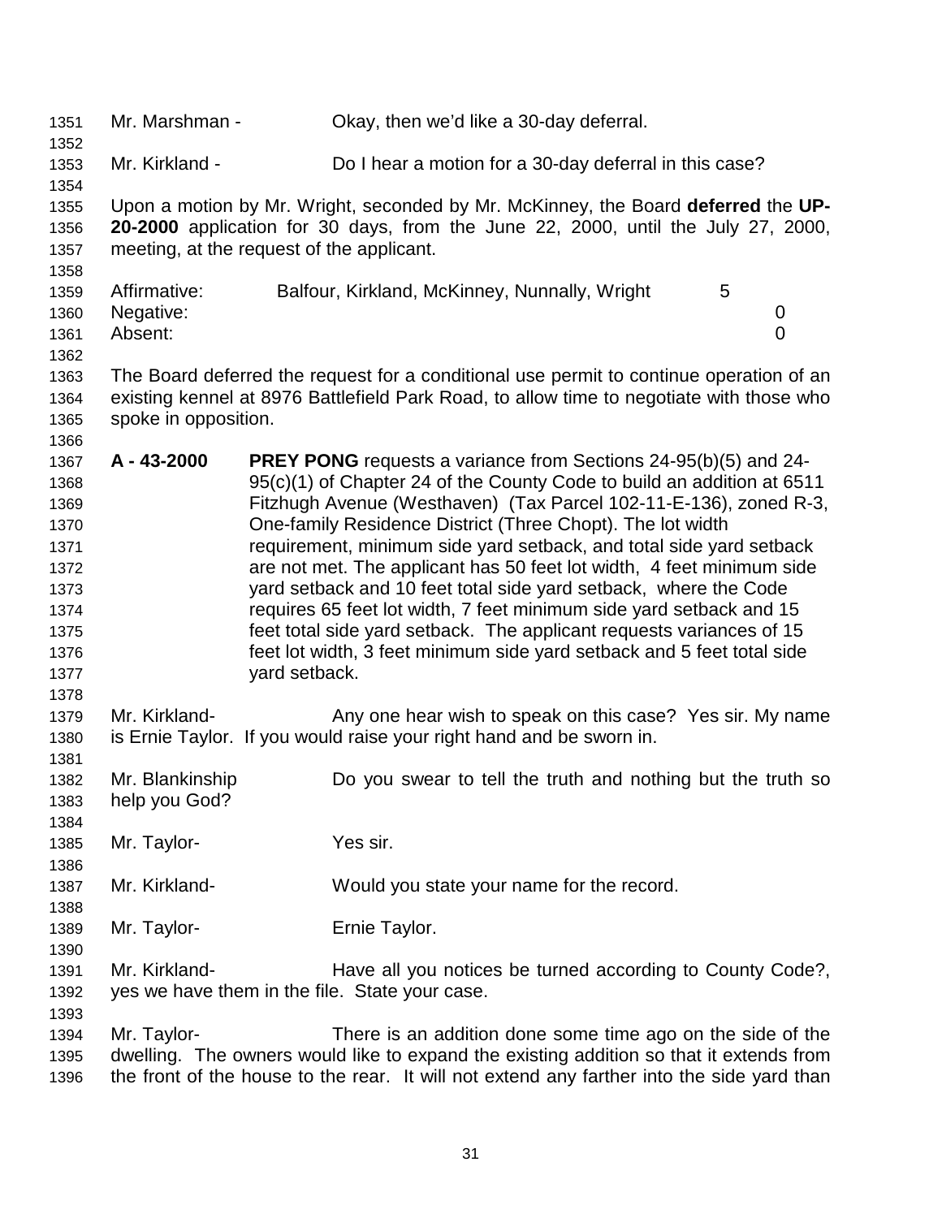Mr. Marshman - Okay, then we'd like a 30-day deferral.

Mr. Kirkland - Do I hear a motion for a 30-day deferral in this case?

Upon a motion by Mr. Wright, seconded by Mr. McKinney, the Board **deferred** the **UP-20-2000** application for 30 days, from the June 22, 2000, until the July 27, 2000, meeting, at the request of the applicant.

| | | |
|---|---|---|
| Affirmative: | Balfour, Kirkland, McKinney, Nunnally, Wright | 5 |
| Negative: | | 0 |
| Absent: | | 0 |

The Board deferred the request for a conditional use permit to continue operation of an existing kennel at 8976 Battlefield Park Road, to allow time to negotiate with those who spoke in opposition.

**A - 43-2000** **PREY PONG** requests a variance from Sections 24-95(b)(5) and 24-95(c)(1) of Chapter 24 of the County Code to build an addition at 6511 Fitzhugh Avenue (Westhaven) (Tax Parcel 102-11-E-136), zoned R-3, One-family Residence District (Three Chopt). The lot width requirement, minimum side yard setback, and total side yard setback are not met. The applicant has 50 feet lot width, 4 feet minimum side yard setback and 10 feet total side yard setback, where the Code requires 65 feet lot width, 7 feet minimum side yard setback and 15 feet total side yard setback. The applicant requests variances of 15 feet lot width, 3 feet minimum side yard setback and 5 feet total side yard setback.

Mr. Kirkland- Any one hear wish to speak on this case? Yes sir. My name is Ernie Taylor. If you would raise your right hand and be sworn in.

Mr. Blankinship Do you swear to tell the truth and nothing but the truth so help you God?

Mr. Taylor- Yes sir.

Mr. Kirkland- Would you state your name for the record.

Mr. Taylor- Ernie Taylor.

Mr. Kirkland- Have all you notices be turned according to County Code?, yes we have them in the file. State your case.

Mr. Taylor- There is an addition done some time ago on the side of the dwelling. The owners would like to expand the existing addition so that it extends from the front of the house to the rear. It will not extend any farther into the side yard than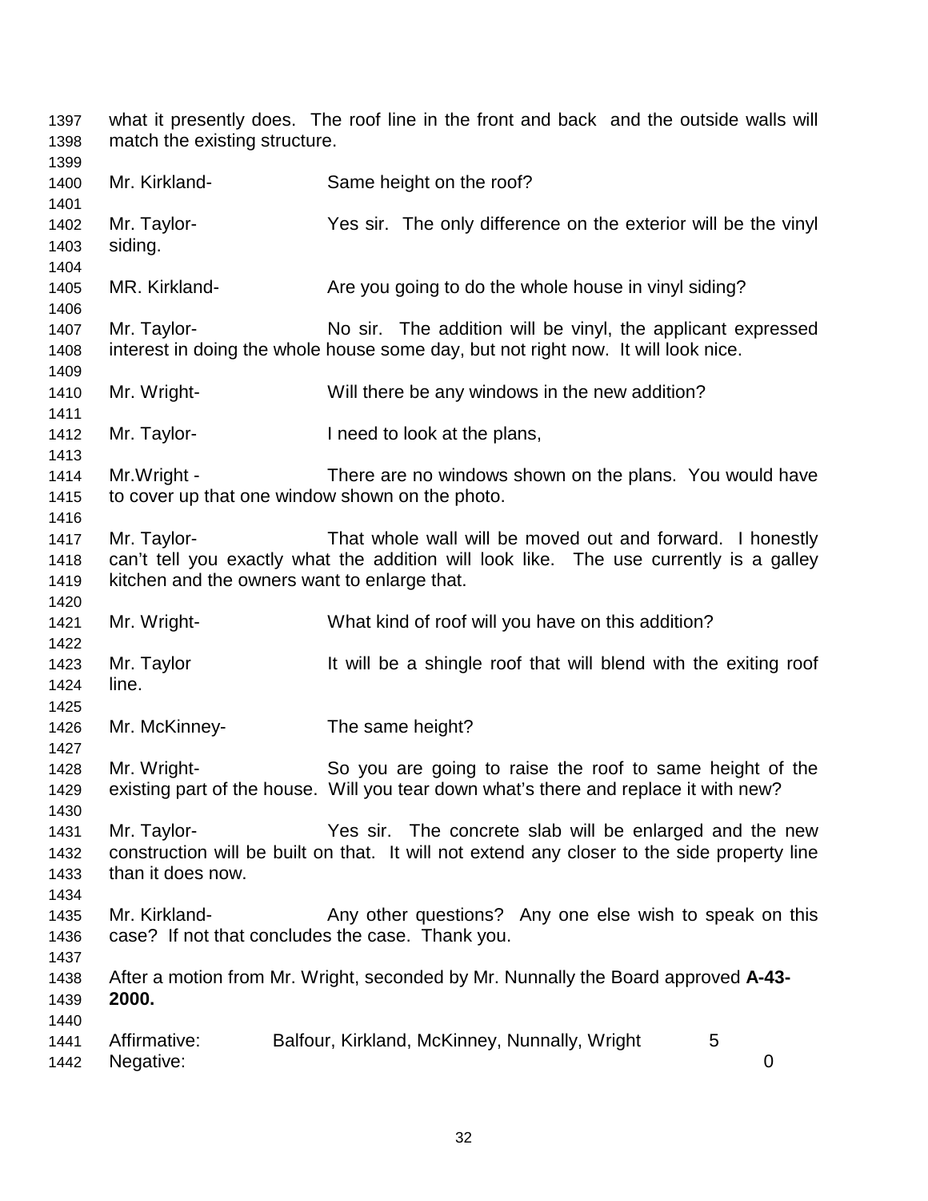what it presently does. The roof line in the front and back and the outside walls will match the existing structure.

Mr. Kirkland- Same height on the roof?

Mr. Taylor- Yes sir. The only difference on the exterior will be the vinyl siding.

MR. Kirkland- Are you going to do the whole house in vinyl siding?

Mr. Taylor- No sir. The addition will be vinyl, the applicant expressed interest in doing the whole house some day, but not right now. It will look nice.

Mr. Wright- Will there be any windows in the new addition?

Mr. Taylor- I need to look at the plans,

Mr.Wright - There are no windows shown on the plans. You would have to cover up that one window shown on the photo.

Mr. Taylor- That whole wall will be moved out and forward. I honestly can't tell you exactly what the addition will look like. The use currently is a galley kitchen and the owners want to enlarge that.

Mr. Wright- What kind of roof will you have on this addition?

Mr. Taylor It will be a shingle roof that will blend with the exiting roof line.

Mr. McKinney- The same height?

Mr. Wright- So you are going to raise the roof to same height of the existing part of the house. Will you tear down what's there and replace it with new?

Mr. Taylor- Yes sir. The concrete slab will be enlarged and the new construction will be built on that. It will not extend any closer to the side property line than it does now.

Mr. Kirkland- Any other questions? Any one else wish to speak on this case? If not that concludes the case. Thank you.

After a motion from Mr. Wright, seconded by Mr. Nunnally the Board approved **A-43-2000.**

Affirmative: Balfour, Kirkland, McKinney, Nunnally, Wright 5
Negative: 0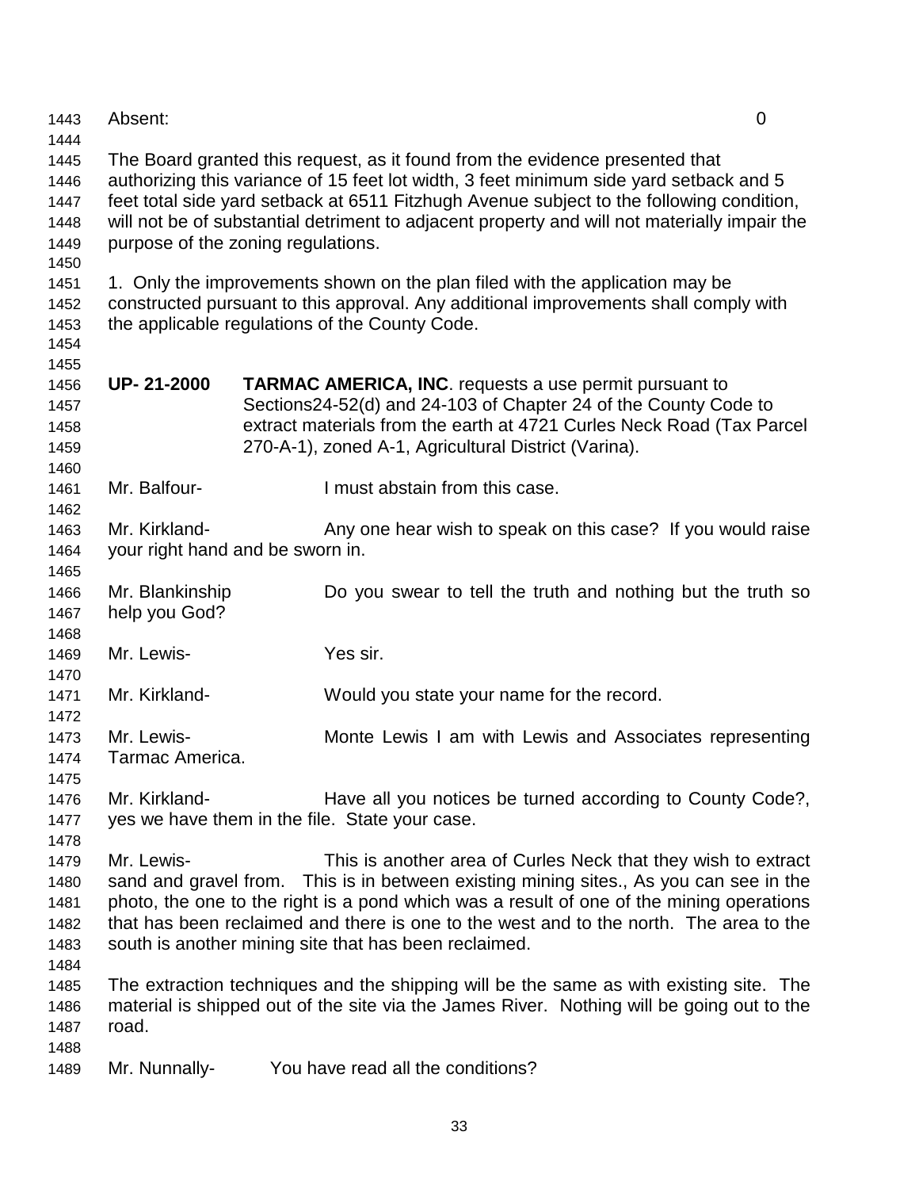Absent: 0

The Board granted this request, as it found from the evidence presented that authorizing this variance of 15 feet lot width, 3 feet minimum side yard setback and 5 feet total side yard setback at 6511 Fitzhugh Avenue subject to the following condition, will not be of substantial detriment to adjacent property and will not materially impair the purpose of the zoning regulations.

1. Only the improvements shown on the plan filed with the application may be constructed pursuant to this approval. Any additional improvements shall comply with the applicable regulations of the County Code.

**UP- 21-2000** **TARMAC AMERICA, INC**. requests a use permit pursuant to Sections24-52(d) and 24-103 of Chapter 24 of the County Code to extract materials from the earth at 4721 Curles Neck Road (Tax Parcel 270-A-1), zoned A-1, Agricultural District (Varina).

Mr. Balfour- I must abstain from this case.

Mr. Kirkland- Any one hear wish to speak on this case? If you would raise your right hand and be sworn in.

Mr. Blankinship Do you swear to tell the truth and nothing but the truth so help you God?

Mr. Lewis- Yes sir.

Mr. Kirkland- Would you state your name for the record.

Mr. Lewis- Monte Lewis I am with Lewis and Associates representing Tarmac America.

Mr. Kirkland- Have all you notices be turned according to County Code?, yes we have them in the file. State your case.

Mr. Lewis- This is another area of Curles Neck that they wish to extract sand and gravel from. This is in between existing mining sites., As you can see in the photo, the one to the right is a pond which was a result of one of the mining operations that has been reclaimed and there is one to the west and to the north. The area to the south is another mining site that has been reclaimed.

The extraction techniques and the shipping will be the same as with existing site. The material is shipped out of the site via the James River. Nothing will be going out to the road.

Mr. Nunnally- You have read all the conditions?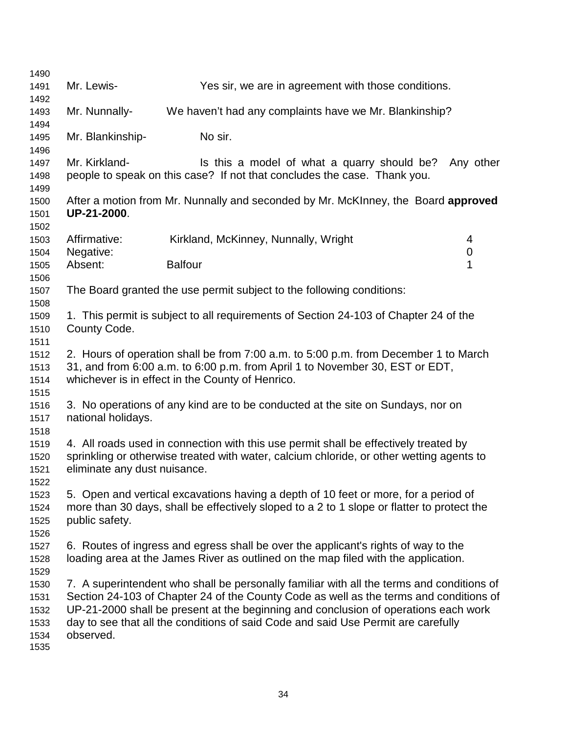Mr. Lewis- Yes sir, we are in agreement with those conditions.

Mr. Nunnally- We haven't had any complaints have we Mr. Blankinship?

Mr. Blankinship- No sir.

Mr. Kirkland- Is this a model of what a quarry should be? Any other people to speak on this case? If not that concludes the case. Thank you.

After a motion from Mr. Nunnally and seconded by Mr. McKInney, the Board **approved UP-21-2000**.

| | | |
|---|---|---|
| Affirmative: | Kirkland, McKinney, Nunnally, Wright | 4 |
| Negative: | | 0 |
| Absent: | Balfour | 1 |

The Board granted the use permit subject to the following conditions:

1. This permit is subject to all requirements of Section 24-103 of Chapter 24 of the County Code.

2. Hours of operation shall be from 7:00 a.m. to 5:00 p.m. from December 1 to March 31, and from 6:00 a.m. to 6:00 p.m. from April 1 to November 30, EST or EDT, whichever is in effect in the County of Henrico.

3. No operations of any kind are to be conducted at the site on Sundays, nor on national holidays.

4. All roads used in connection with this use permit shall be effectively treated by sprinkling or otherwise treated with water, calcium chloride, or other wetting agents to eliminate any dust nuisance.

5. Open and vertical excavations having a depth of 10 feet or more, for a period of more than 30 days, shall be effectively sloped to a 2 to 1 slope or flatter to protect the public safety.

6. Routes of ingress and egress shall be over the applicant's rights of way to the loading area at the James River as outlined on the map filed with the application.

7. A superintendent who shall be personally familiar with all the terms and conditions of Section 24-103 of Chapter 24 of the County Code as well as the terms and conditions of UP-21-2000 shall be present at the beginning and conclusion of operations each work day to see that all the conditions of said Code and said Use Permit are carefully observed.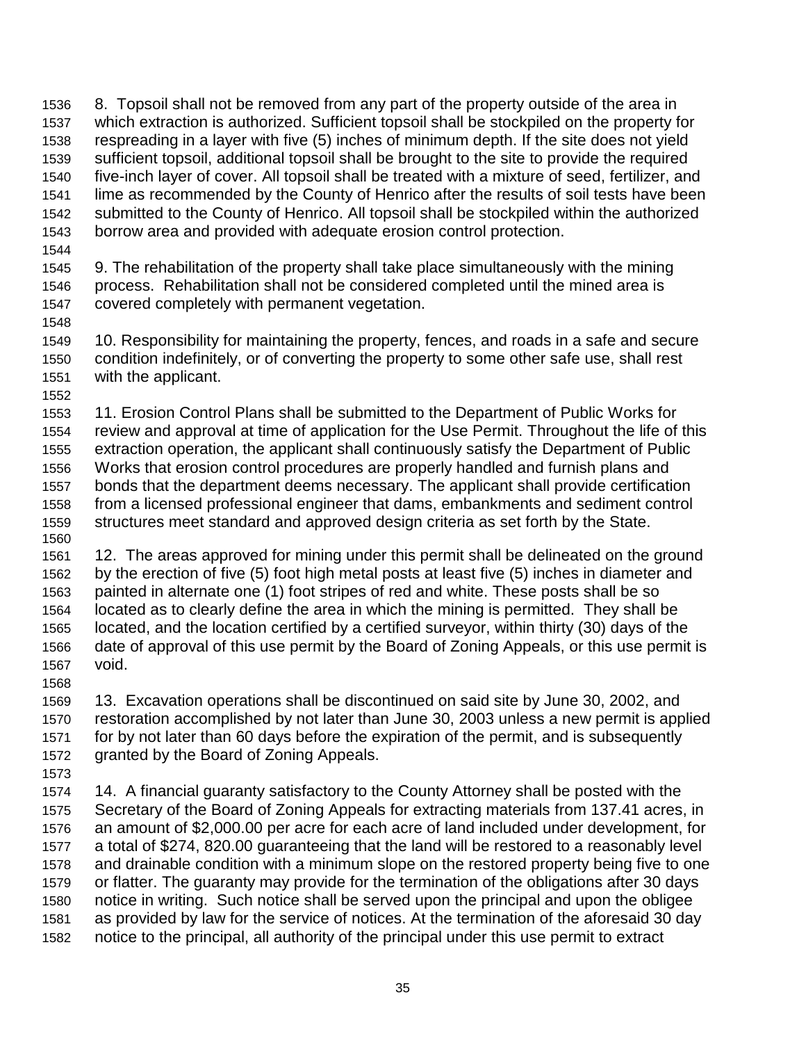8. Topsoil shall not be removed from any part of the property outside of the area in which extraction is authorized. Sufficient topsoil shall be stockpiled on the property for respreading in a layer with five (5) inches of minimum depth. If the site does not yield sufficient topsoil, additional topsoil shall be brought to the site to provide the required five-inch layer of cover. All topsoil shall be treated with a mixture of seed, fertilizer, and lime as recommended by the County of Henrico after the results of soil tests have been submitted to the County of Henrico. All topsoil shall be stockpiled within the authorized borrow area and provided with adequate erosion control protection.

9. The rehabilitation of the property shall take place simultaneously with the mining process. Rehabilitation shall not be considered completed until the mined area is covered completely with permanent vegetation.

10. Responsibility for maintaining the property, fences, and roads in a safe and secure condition indefinitely, or of converting the property to some other safe use, shall rest with the applicant.

11. Erosion Control Plans shall be submitted to the Department of Public Works for review and approval at time of application for the Use Permit. Throughout the life of this extraction operation, the applicant shall continuously satisfy the Department of Public Works that erosion control procedures are properly handled and furnish plans and bonds that the department deems necessary. The applicant shall provide certification from a licensed professional engineer that dams, embankments and sediment control structures meet standard and approved design criteria as set forth by the State.

12. The areas approved for mining under this permit shall be delineated on the ground by the erection of five (5) foot high metal posts at least five (5) inches in diameter and painted in alternate one (1) foot stripes of red and white. These posts shall be so located as to clearly define the area in which the mining is permitted. They shall be located, and the location certified by a certified surveyor, within thirty (30) days of the date of approval of this use permit by the Board of Zoning Appeals, or this use permit is void.

13. Excavation operations shall be discontinued on said site by June 30, 2002, and restoration accomplished by not later than June 30, 2003 unless a new permit is applied for by not later than 60 days before the expiration of the permit, and is subsequently granted by the Board of Zoning Appeals.

14. A financial guaranty satisfactory to the County Attorney shall be posted with the Secretary of the Board of Zoning Appeals for extracting materials from 137.41 acres, in an amount of $2,000.00 per acre for each acre of land included under development, for a total of $274, 820.00 guaranteeing that the land will be restored to a reasonably level and drainable condition with a minimum slope on the restored property being five to one or flatter. The guaranty may provide for the termination of the obligations after 30 days notice in writing. Such notice shall be served upon the principal and upon the obligee as provided by law for the service of notices. At the termination of the aforesaid 30 day notice to the principal, all authority of the principal under this use permit to extract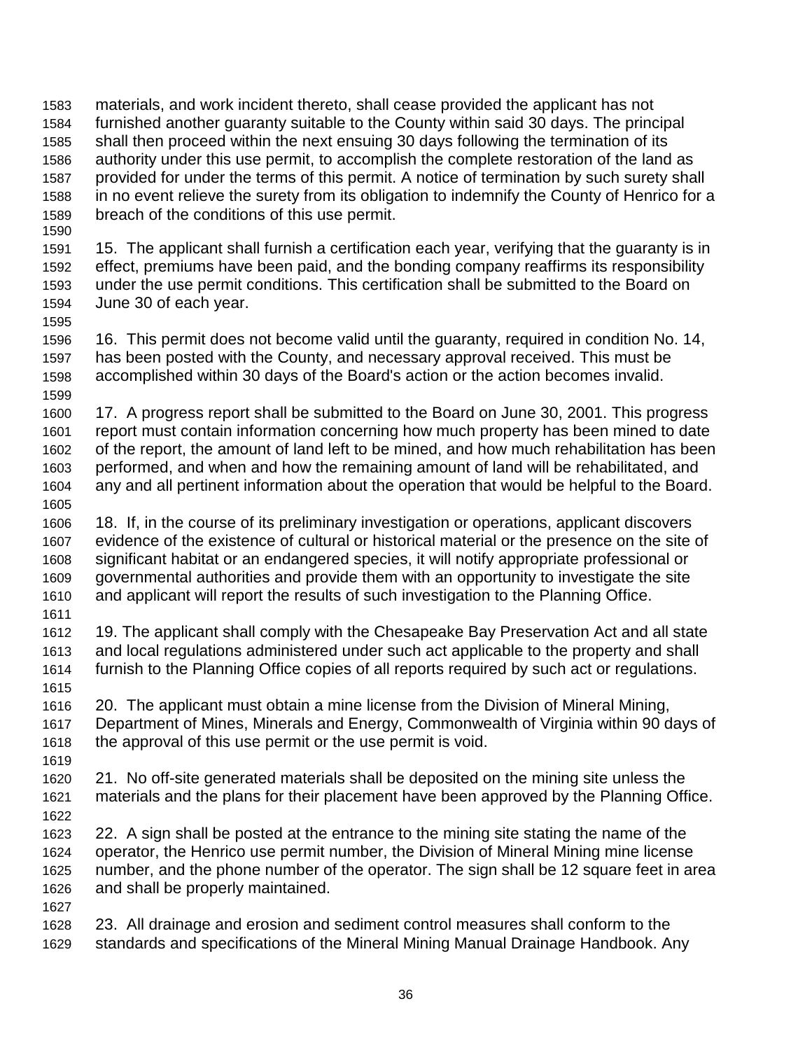materials, and work incident thereto, shall cease provided the applicant has not furnished another guaranty suitable to the County within said 30 days. The principal shall then proceed within the next ensuing 30 days following the termination of its authority under this use permit, to accomplish the complete restoration of the land as provided for under the terms of this permit. A notice of termination by such surety shall in no event relieve the surety from its obligation to indemnify the County of Henrico for a breach of the conditions of this use permit.

15. The applicant shall furnish a certification each year, verifying that the guaranty is in effect, premiums have been paid, and the bonding company reaffirms its responsibility under the use permit conditions. This certification shall be submitted to the Board on June 30 of each year.

16. This permit does not become valid until the guaranty, required in condition No. 14, has been posted with the County, and necessary approval received. This must be accomplished within 30 days of the Board's action or the action becomes invalid.

17. A progress report shall be submitted to the Board on June 30, 2001. This progress report must contain information concerning how much property has been mined to date of the report, the amount of land left to be mined, and how much rehabilitation has been performed, and when and how the remaining amount of land will be rehabilitated, and any and all pertinent information about the operation that would be helpful to the Board.

18. If, in the course of its preliminary investigation or operations, applicant discovers evidence of the existence of cultural or historical material or the presence on the site of significant habitat or an endangered species, it will notify appropriate professional or governmental authorities and provide them with an opportunity to investigate the site and applicant will report the results of such investigation to the Planning Office.

19. The applicant shall comply with the Chesapeake Bay Preservation Act and all state and local regulations administered under such act applicable to the property and shall furnish to the Planning Office copies of all reports required by such act or regulations.

20. The applicant must obtain a mine license from the Division of Mineral Mining, Department of Mines, Minerals and Energy, Commonwealth of Virginia within 90 days of the approval of this use permit or the use permit is void.

21. No off-site generated materials shall be deposited on the mining site unless the materials and the plans for their placement have been approved by the Planning Office.

22. A sign shall be posted at the entrance to the mining site stating the name of the operator, the Henrico use permit number, the Division of Mineral Mining mine license number, and the phone number of the operator. The sign shall be 12 square feet in area and shall be properly maintained.

23. All drainage and erosion and sediment control measures shall conform to the standards and specifications of the Mineral Mining Manual Drainage Handbook. Any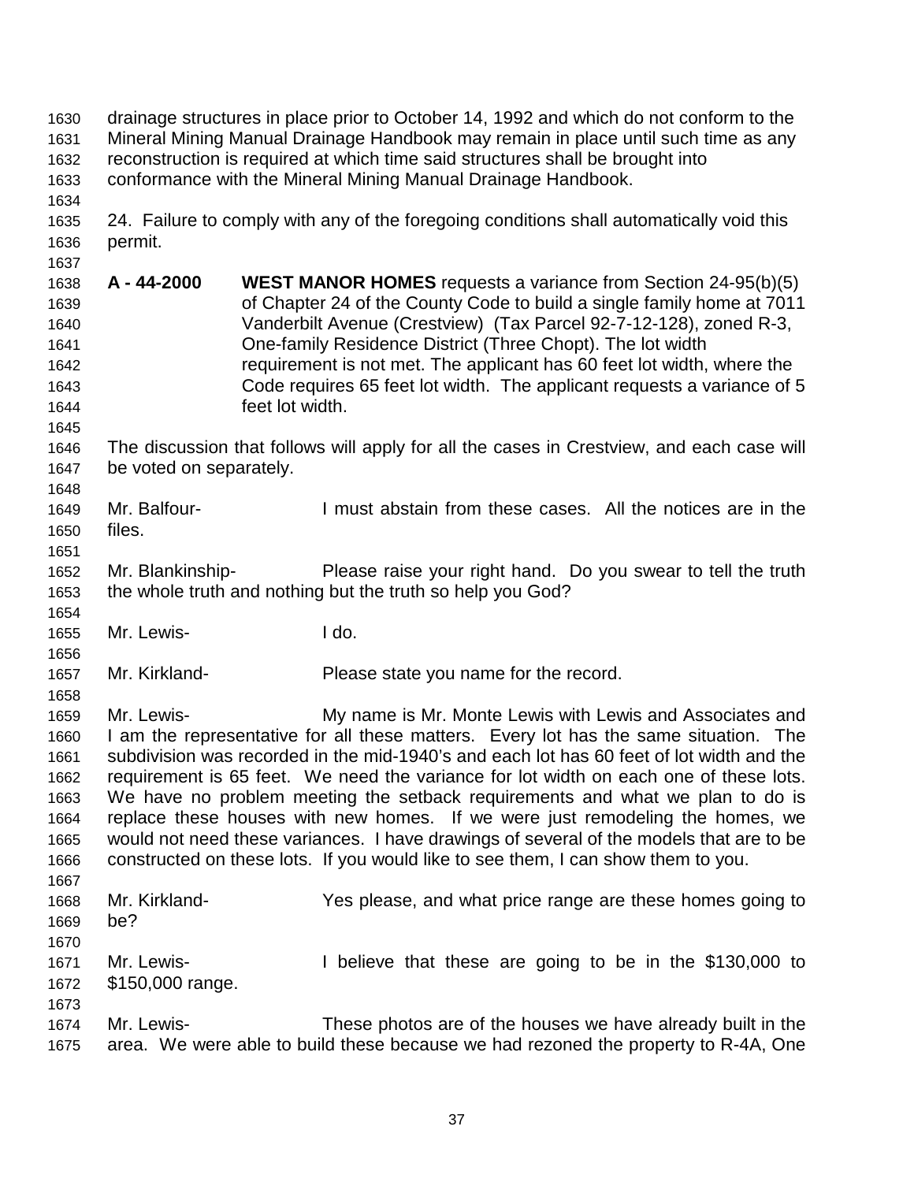drainage structures in place prior to October 14, 1992 and which do not conform to the Mineral Mining Manual Drainage Handbook may remain in place until such time as any reconstruction is required at which time said structures shall be brought into conformance with the Mineral Mining Manual Drainage Handbook.

24. Failure to comply with any of the foregoing conditions shall automatically void this permit.

**A - 44-2000** **WEST MANOR HOMES** requests a variance from Section 24-95(b)(5) of Chapter 24 of the County Code to build a single family home at 7011 Vanderbilt Avenue (Crestview) (Tax Parcel 92-7-12-128), zoned R-3, One-family Residence District (Three Chopt). The lot width requirement is not met. The applicant has 60 feet lot width, where the Code requires 65 feet lot width. The applicant requests a variance of 5 feet lot width.

The discussion that follows will apply for all the cases in Crestview, and each case will be voted on separately.

Mr. Balfour- I must abstain from these cases. All the notices are in the files.

Mr. Blankinship- Please raise your right hand. Do you swear to tell the truth the whole truth and nothing but the truth so help you God?

Mr. Lewis- I do.

Mr. Kirkland- Please state you name for the record.

Mr. Lewis- My name is Mr. Monte Lewis with Lewis and Associates and I am the representative for all these matters. Every lot has the same situation. The subdivision was recorded in the mid-1940's and each lot has 60 feet of lot width and the requirement is 65 feet. We need the variance for lot width on each one of these lots. We have no problem meeting the setback requirements and what we plan to do is replace these houses with new homes. If we were just remodeling the homes, we would not need these variances. I have drawings of several of the models that are to be constructed on these lots. If you would like to see them, I can show them to you.

Mr. Kirkland- Yes please, and what price range are these homes going to be?

Mr. Lewis- I believe that these are going to be in the $130,000 to $150,000 range.

Mr. Lewis- These photos are of the houses we have already built in the area. We were able to build these because we had rezoned the property to R-4A, One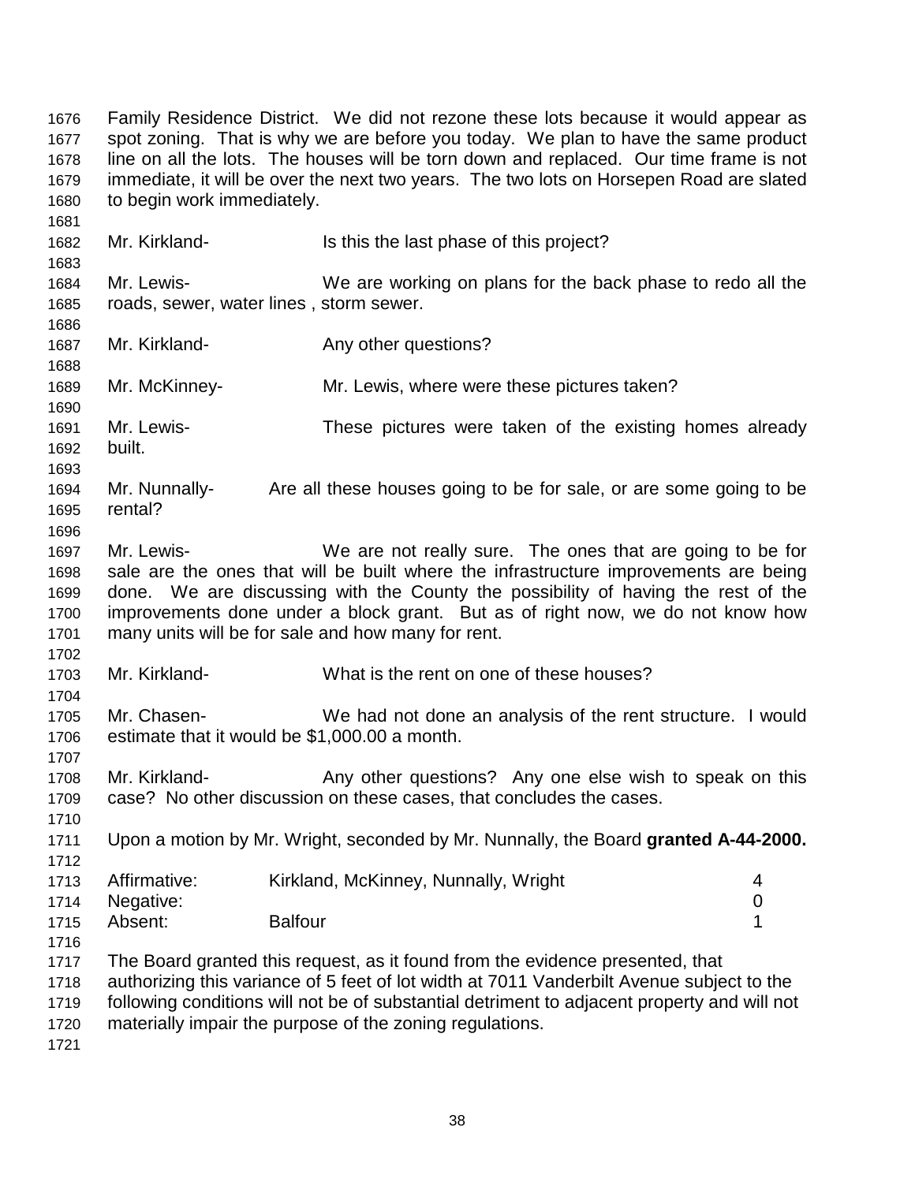Family Residence District. We did not rezone these lots because it would appear as spot zoning. That is why we are before you today. We plan to have the same product line on all the lots. The houses will be torn down and replaced. Our time frame is not immediate, it will be over the next two years. The two lots on Horsepen Road are slated to begin work immediately.

Mr. Kirkland- Is this the last phase of this project?

Mr. Lewis- We are working on plans for the back phase to redo all the roads, sewer, water lines , storm sewer.

Mr. Kirkland- Any other questions?

Mr. McKinney- Mr. Lewis, where were these pictures taken?

Mr. Lewis- These pictures were taken of the existing homes already built.

Mr. Nunnally- Are all these houses going to be for sale, or are some going to be rental?

Mr. Lewis- We are not really sure. The ones that are going to be for sale are the ones that will be built where the infrastructure improvements are being done. We are discussing with the County the possibility of having the rest of the improvements done under a block grant. But as of right now, we do not know how many units will be for sale and how many for rent.

Mr. Kirkland- What is the rent on one of these houses?

Mr. Chasen- We had not done an analysis of the rent structure. I would estimate that it would be $1,000.00 a month.

Mr. Kirkland- Any other questions? Any one else wish to speak on this case? No other discussion on these cases, that concludes the cases.

Upon a motion by Mr. Wright, seconded by Mr. Nunnally, the Board **granted A-44-2000.**

| | | |
|---|---|---|
| Affirmative: | Kirkland, McKinney, Nunnally, Wright | 4 |
| Negative: | | 0 |
| Absent: | Balfour | 1 |

The Board granted this request, as it found from the evidence presented, that authorizing this variance of 5 feet of lot width at 7011 Vanderbilt Avenue subject to the following conditions will not be of substantial detriment to adjacent property and will not materially impair the purpose of the zoning regulations.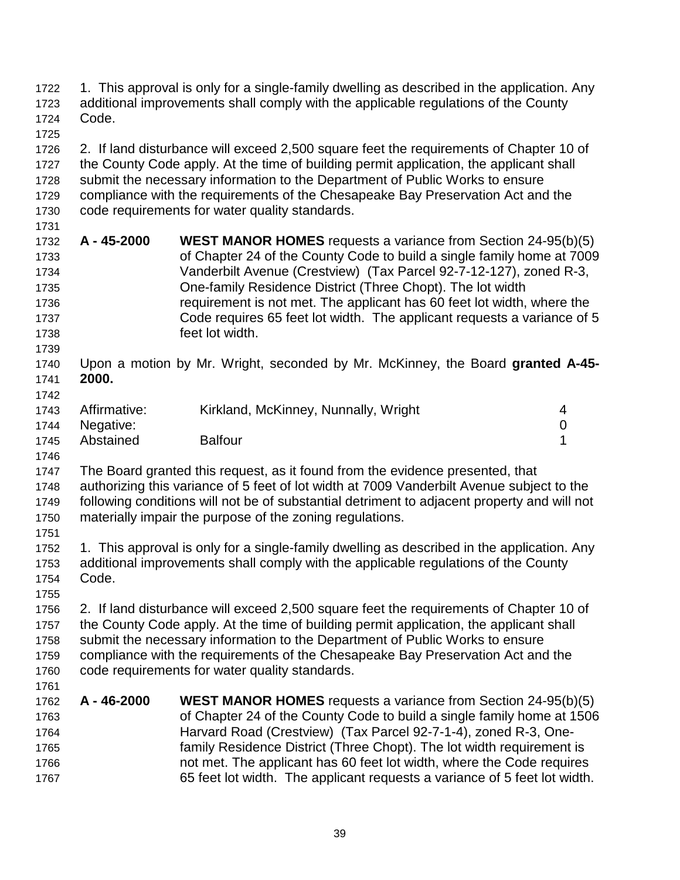1. This approval is only for a single-family dwelling as described in the application. Any additional improvements shall comply with the applicable regulations of the County Code.

2. If land disturbance will exceed 2,500 square feet the requirements of Chapter 10 of the County Code apply. At the time of building permit application, the applicant shall submit the necessary information to the Department of Public Works to ensure compliance with the requirements of the Chesapeake Bay Preservation Act and the code requirements for water quality standards.

**A - 45-2000** **WEST MANOR HOMES** requests a variance from Section 24-95(b)(5) of Chapter 24 of the County Code to build a single family home at 7009 Vanderbilt Avenue (Crestview) (Tax Parcel 92-7-12-127), zoned R-3, One-family Residence District (Three Chopt). The lot width requirement is not met. The applicant has 60 feet lot width, where the Code requires 65 feet lot width. The applicant requests a variance of 5 feet lot width.

Upon a motion by Mr. Wright, seconded by Mr. McKinney, the Board **granted A-45-2000.**

| | | |
|---|---|---|
| Affirmative: | Kirkland, McKinney, Nunnally, Wright | 4 |
| Negative: | | 0 |
| Abstained | Balfour | 1 |

The Board granted this request, as it found from the evidence presented, that authorizing this variance of 5 feet of lot width at 7009 Vanderbilt Avenue subject to the following conditions will not be of substantial detriment to adjacent property and will not materially impair the purpose of the zoning regulations.

1. This approval is only for a single-family dwelling as described in the application. Any additional improvements shall comply with the applicable regulations of the County Code.

2. If land disturbance will exceed 2,500 square feet the requirements of Chapter 10 of the County Code apply. At the time of building permit application, the applicant shall submit the necessary information to the Department of Public Works to ensure compliance with the requirements of the Chesapeake Bay Preservation Act and the code requirements for water quality standards.

**A - 46-2000** **WEST MANOR HOMES** requests a variance from Section 24-95(b)(5) of Chapter 24 of the County Code to build a single family home at 1506 Harvard Road (Crestview) (Tax Parcel 92-7-1-4), zoned R-3, One-family Residence District (Three Chopt). The lot width requirement is not met. The applicant has 60 feet lot width, where the Code requires 65 feet lot width. The applicant requests a variance of 5 feet lot width.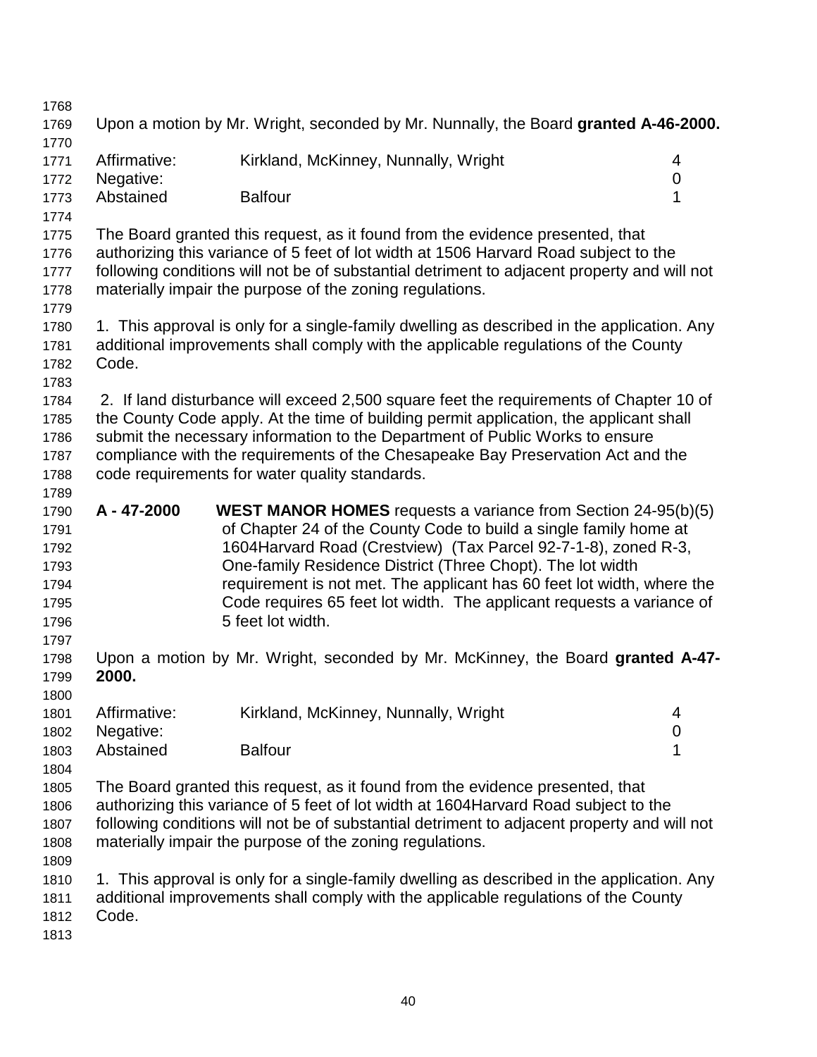Upon a motion by Mr. Wright, seconded by Mr. Nunnally, the Board **granted A-46-2000.**

| | | |
|---|---|---|
| Affirmative: | Kirkland, McKinney, Nunnally, Wright | 4 |
| Negative: | | 0 |
| Abstained | Balfour | 1 |

The Board granted this request, as it found from the evidence presented, that authorizing this variance of 5 feet of lot width at 1506 Harvard Road subject to the following conditions will not be of substantial detriment to adjacent property and will not materially impair the purpose of the zoning regulations.

1. This approval is only for a single-family dwelling as described in the application. Any additional improvements shall comply with the applicable regulations of the County Code.

2. If land disturbance will exceed 2,500 square feet the requirements of Chapter 10 of the County Code apply. At the time of building permit application, the applicant shall submit the necessary information to the Department of Public Works to ensure compliance with the requirements of the Chesapeake Bay Preservation Act and the code requirements for water quality standards.

**A - 47-2000** **WEST MANOR HOMES** requests a variance from Section 24-95(b)(5) of Chapter 24 of the County Code to build a single family home at 1604Harvard Road (Crestview) (Tax Parcel 92-7-1-8), zoned R-3, One-family Residence District (Three Chopt). The lot width requirement is not met. The applicant has 60 feet lot width, where the Code requires 65 feet lot width. The applicant requests a variance of 5 feet lot width.

Upon a motion by Mr. Wright, seconded by Mr. McKinney, the Board **granted A-47-2000.**

| | | |
|---|---|---|
| Affirmative: | Kirkland, McKinney, Nunnally, Wright | 4 |
| Negative: | | 0 |
| Abstained | Balfour | 1 |

The Board granted this request, as it found from the evidence presented, that authorizing this variance of 5 feet of lot width at 1604Harvard Road subject to the following conditions will not be of substantial detriment to adjacent property and will not materially impair the purpose of the zoning regulations.

1. This approval is only for a single-family dwelling as described in the application. Any additional improvements shall comply with the applicable regulations of the County Code.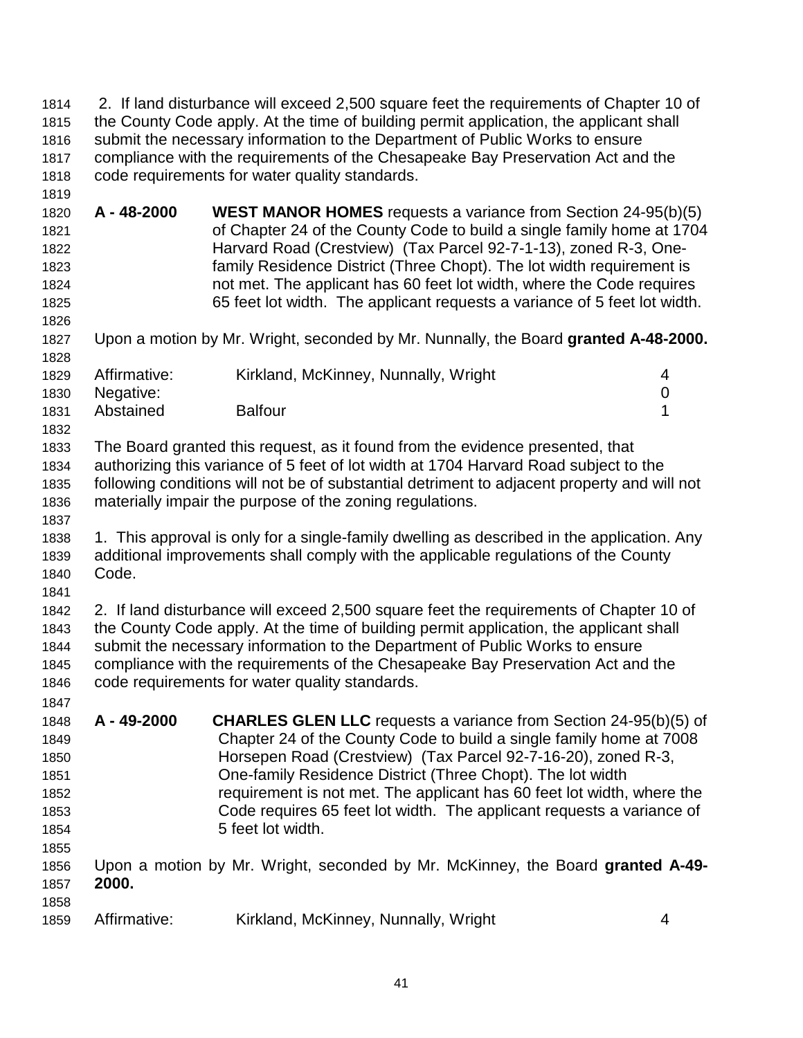2. If land disturbance will exceed 2,500 square feet the requirements of Chapter 10 of the County Code apply. At the time of building permit application, the applicant shall submit the necessary information to the Department of Public Works to ensure compliance with the requirements of the Chesapeake Bay Preservation Act and the code requirements for water quality standards.

**A - 48-2000** **WEST MANOR HOMES** requests a variance from Section 24-95(b)(5) of Chapter 24 of the County Code to build a single family home at 1704 Harvard Road (Crestview) (Tax Parcel 92-7-1-13), zoned R-3, One-family Residence District (Three Chopt). The lot width requirement is not met. The applicant has 60 feet lot width, where the Code requires 65 feet lot width. The applicant requests a variance of 5 feet lot width.

Upon a motion by Mr. Wright, seconded by Mr. Nunnally, the Board **granted A-48-2000.**

| | | |
|---|---|---|
| Affirmative: | Kirkland, McKinney, Nunnally, Wright | 4 |
| Negative: | | 0 |
| Abstained | Balfour | 1 |

The Board granted this request, as it found from the evidence presented, that authorizing this variance of 5 feet of lot width at 1704 Harvard Road subject to the following conditions will not be of substantial detriment to adjacent property and will not materially impair the purpose of the zoning regulations.

1. This approval is only for a single-family dwelling as described in the application. Any additional improvements shall comply with the applicable regulations of the County Code.

2. If land disturbance will exceed 2,500 square feet the requirements of Chapter 10 of the County Code apply. At the time of building permit application, the applicant shall submit the necessary information to the Department of Public Works to ensure compliance with the requirements of the Chesapeake Bay Preservation Act and the code requirements for water quality standards.

**A - 49-2000** **CHARLES GLEN LLC** requests a variance from Section 24-95(b)(5) of Chapter 24 of the County Code to build a single family home at 7008 Horsepen Road (Crestview) (Tax Parcel 92-7-16-20), zoned R-3, One-family Residence District (Three Chopt). The lot width requirement is not met. The applicant has 60 feet lot width, where the Code requires 65 feet lot width. The applicant requests a variance of 5 feet lot width.

Upon a motion by Mr. Wright, seconded by Mr. McKinney, the Board **granted A-49-2000.**

| | | |
|---|---|---|
| Affirmative: | Kirkland, McKinney, Nunnally, Wright | 4 |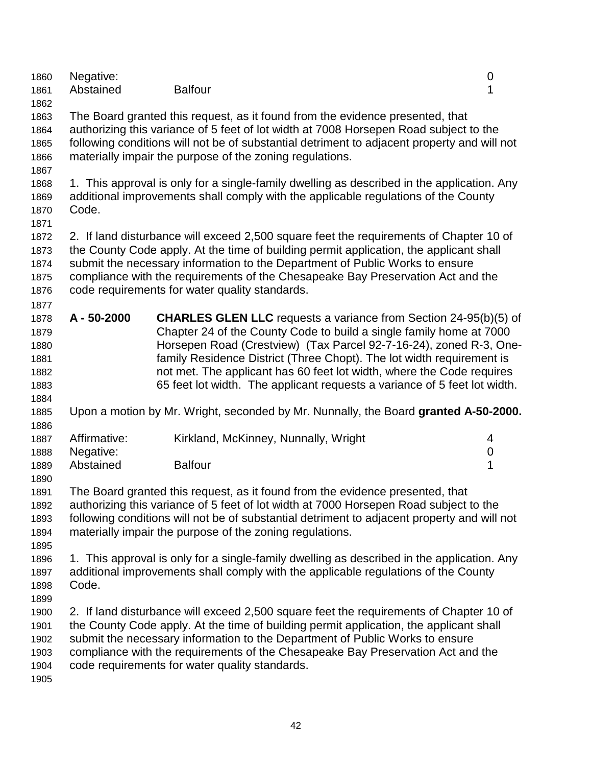| | | |
|---|---|---|
| Negative: | | 0 |
| Abstained | Balfour | 1 |

The Board granted this request, as it found from the evidence presented, that authorizing this variance of 5 feet of lot width at 7008 Horsepen Road subject to the following conditions will not be of substantial detriment to adjacent property and will not materially impair the purpose of the zoning regulations.

1. This approval is only for a single-family dwelling as described in the application. Any additional improvements shall comply with the applicable regulations of the County Code.

2. If land disturbance will exceed 2,500 square feet the requirements of Chapter 10 of the County Code apply. At the time of building permit application, the applicant shall submit the necessary information to the Department of Public Works to ensure compliance with the requirements of the Chesapeake Bay Preservation Act and the code requirements for water quality standards.

**A - 50-2000** **CHARLES GLEN LLC** requests a variance from Section 24-95(b)(5) of Chapter 24 of the County Code to build a single family home at 7000 Horsepen Road (Crestview) (Tax Parcel 92-7-16-24), zoned R-3, One-family Residence District (Three Chopt). The lot width requirement is not met. The applicant has 60 feet lot width, where the Code requires 65 feet lot width. The applicant requests a variance of 5 feet lot width.

Upon a motion by Mr. Wright, seconded by Mr. Nunnally, the Board **granted A-50-2000.**

| | | |
|---|---|---|
| Affirmative: | Kirkland, McKinney, Nunnally, Wright | 4 |
| Negative: | | 0 |
| Abstained | Balfour | 1 |

The Board granted this request, as it found from the evidence presented, that authorizing this variance of 5 feet of lot width at 7000 Horsepen Road subject to the following conditions will not be of substantial detriment to adjacent property and will not materially impair the purpose of the zoning regulations.

1. This approval is only for a single-family dwelling as described in the application. Any additional improvements shall comply with the applicable regulations of the County Code.

2. If land disturbance will exceed 2,500 square feet the requirements of Chapter 10 of the County Code apply. At the time of building permit application, the applicant shall submit the necessary information to the Department of Public Works to ensure compliance with the requirements of the Chesapeake Bay Preservation Act and the code requirements for water quality standards.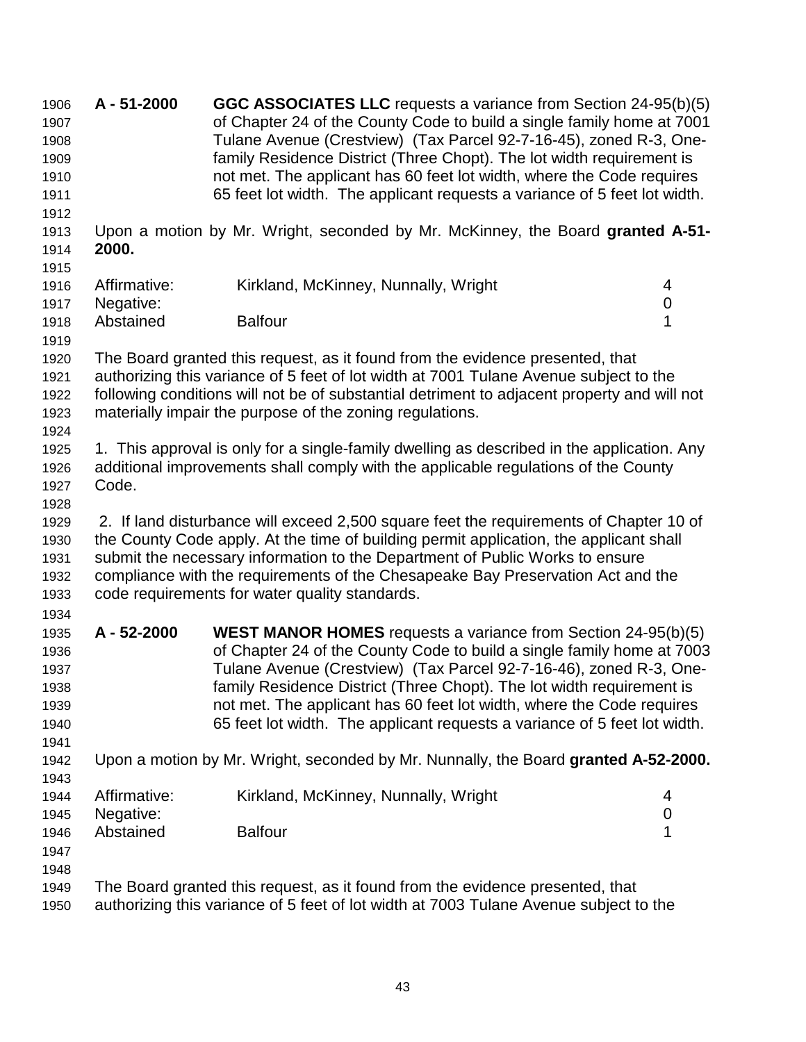**A - 51-2000** **GGC ASSOCIATES LLC** requests a variance from Section 24-95(b)(5) of Chapter 24 of the County Code to build a single family home at 7001 Tulane Avenue (Crestview) (Tax Parcel 92-7-16-45), zoned R-3, One-family Residence District (Three Chopt). The lot width requirement is not met. The applicant has 60 feet lot width, where the Code requires 65 feet lot width. The applicant requests a variance of 5 feet lot width.

Upon a motion by Mr. Wright, seconded by Mr. McKinney, the Board **granted A-51-2000.**

| | | |
|---|---|---|
| Affirmative: | Kirkland, McKinney, Nunnally, Wright | 4 |
| Negative: | | 0 |
| Abstained | Balfour | 1 |

The Board granted this request, as it found from the evidence presented, that authorizing this variance of 5 feet of lot width at 7001 Tulane Avenue subject to the following conditions will not be of substantial detriment to adjacent property and will not materially impair the purpose of the zoning regulations.

1. This approval is only for a single-family dwelling as described in the application. Any additional improvements shall comply with the applicable regulations of the County Code.

2. If land disturbance will exceed 2,500 square feet the requirements of Chapter 10 of the County Code apply. At the time of building permit application, the applicant shall submit the necessary information to the Department of Public Works to ensure compliance with the requirements of the Chesapeake Bay Preservation Act and the code requirements for water quality standards.

**A - 52-2000** **WEST MANOR HOMES** requests a variance from Section 24-95(b)(5) of Chapter 24 of the County Code to build a single family home at 7003 Tulane Avenue (Crestview) (Tax Parcel 92-7-16-46), zoned R-3, One-family Residence District (Three Chopt). The lot width requirement is not met. The applicant has 60 feet lot width, where the Code requires 65 feet lot width. The applicant requests a variance of 5 feet lot width.

Upon a motion by Mr. Wright, seconded by Mr. Nunnally, the Board **granted A-52-2000.**

| | | |
|---|---|---|
| Affirmative: | Kirkland, McKinney, Nunnally, Wright | 4 |
| Negative: | | 0 |
| Abstained | Balfour | 1 |

The Board granted this request, as it found from the evidence presented, that authorizing this variance of 5 feet of lot width at 7003 Tulane Avenue subject to the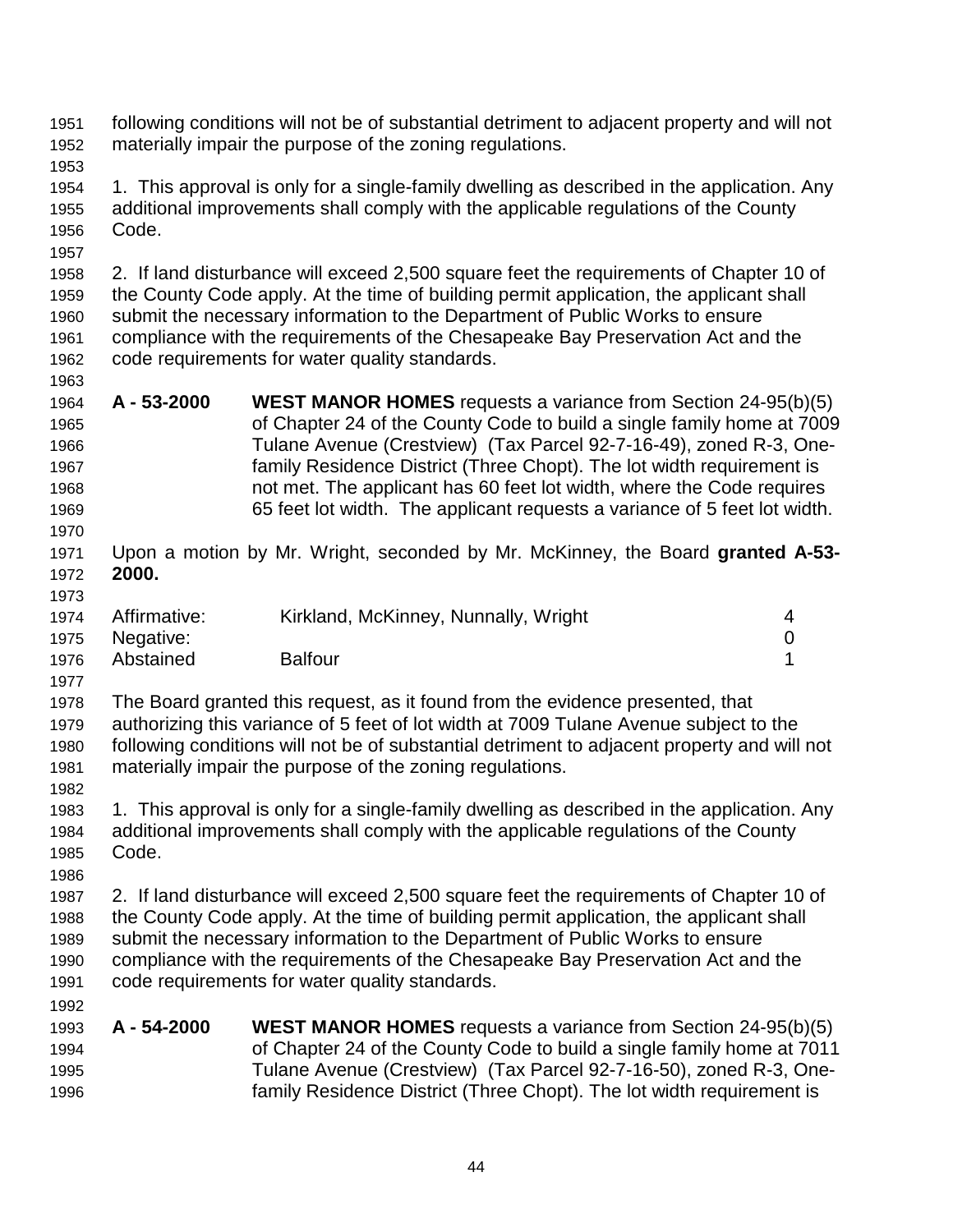following conditions will not be of substantial detriment to adjacent property and will not materially impair the purpose of the zoning regulations.

1. This approval is only for a single-family dwelling as described in the application. Any additional improvements shall comply with the applicable regulations of the County Code.

2. If land disturbance will exceed 2,500 square feet the requirements of Chapter 10 of the County Code apply. At the time of building permit application, the applicant shall submit the necessary information to the Department of Public Works to ensure compliance with the requirements of the Chesapeake Bay Preservation Act and the code requirements for water quality standards.

**A - 53-2000** **WEST MANOR HOMES** requests a variance from Section 24-95(b)(5) of Chapter 24 of the County Code to build a single family home at 7009 Tulane Avenue (Crestview) (Tax Parcel 92-7-16-49), zoned R-3, One-family Residence District (Three Chopt). The lot width requirement is not met. The applicant has 60 feet lot width, where the Code requires 65 feet lot width. The applicant requests a variance of 5 feet lot width.

Upon a motion by Mr. Wright, seconded by Mr. McKinney, the Board **granted A-53-2000.**

| | | |
|---|---|---|
| Affirmative: | Kirkland, McKinney, Nunnally, Wright | 4 |
| Negative: | | 0 |
| Abstained | Balfour | 1 |

The Board granted this request, as it found from the evidence presented, that authorizing this variance of 5 feet of lot width at 7009 Tulane Avenue subject to the following conditions will not be of substantial detriment to adjacent property and will not materially impair the purpose of the zoning regulations.

1. This approval is only for a single-family dwelling as described in the application. Any additional improvements shall comply with the applicable regulations of the County Code.

2. If land disturbance will exceed 2,500 square feet the requirements of Chapter 10 of the County Code apply. At the time of building permit application, the applicant shall submit the necessary information to the Department of Public Works to ensure compliance with the requirements of the Chesapeake Bay Preservation Act and the code requirements for water quality standards.

**A - 54-2000** **WEST MANOR HOMES** requests a variance from Section 24-95(b)(5) of Chapter 24 of the County Code to build a single family home at 7011 Tulane Avenue (Crestview) (Tax Parcel 92-7-16-50), zoned R-3, One-family Residence District (Three Chopt). The lot width requirement is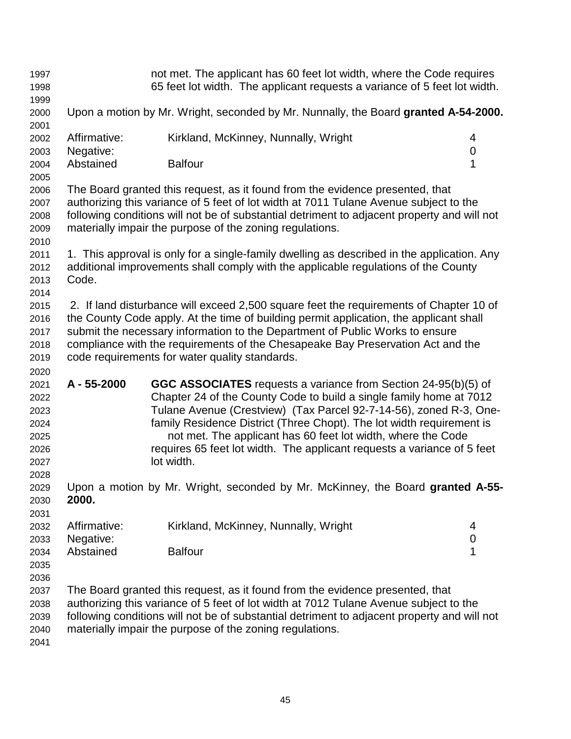not met. The applicant has 60 feet lot width, where the Code requires 65 feet lot width. The applicant requests a variance of 5 feet lot width.

Upon a motion by Mr. Wright, seconded by Mr. Nunnally, the Board **granted A-54-2000.**

| | | |
|---|---|---|
| Affirmative: | Kirkland, McKinney, Nunnally, Wright | 4 |
| Negative: | | 0 |
| Abstained | Balfour | 1 |

The Board granted this request, as it found from the evidence presented, that authorizing this variance of 5 feet of lot width at 7011 Tulane Avenue subject to the following conditions will not be of substantial detriment to adjacent property and will not materially impair the purpose of the zoning regulations.

1. This approval is only for a single-family dwelling as described in the application. Any additional improvements shall comply with the applicable regulations of the County Code.

2. If land disturbance will exceed 2,500 square feet the requirements of Chapter 10 of the County Code apply. At the time of building permit application, the applicant shall submit the necessary information to the Department of Public Works to ensure compliance with the requirements of the Chesapeake Bay Preservation Act and the code requirements for water quality standards.

**A - 55-2000** **GGC ASSOCIATES** requests a variance from Section 24-95(b)(5) of Chapter 24 of the County Code to build a single family home at 7012 Tulane Avenue (Crestview) (Tax Parcel 92-7-14-56), zoned R-3, One-family Residence District (Three Chopt). The lot width requirement is not met. The applicant has 60 feet lot width, where the Code requires 65 feet lot width. The applicant requests a variance of 5 feet lot width.

Upon a motion by Mr. Wright, seconded by Mr. McKinney, the Board **granted A-55-2000.**

| | | |
|---|---|---|
| Affirmative: | Kirkland, McKinney, Nunnally, Wright | 4 |
| Negative: | | 0 |
| Abstained | Balfour | 1 |

The Board granted this request, as it found from the evidence presented, that authorizing this variance of 5 feet of lot width at 7012 Tulane Avenue subject to the following conditions will not be of substantial detriment to adjacent property and will not materially impair the purpose of the zoning regulations.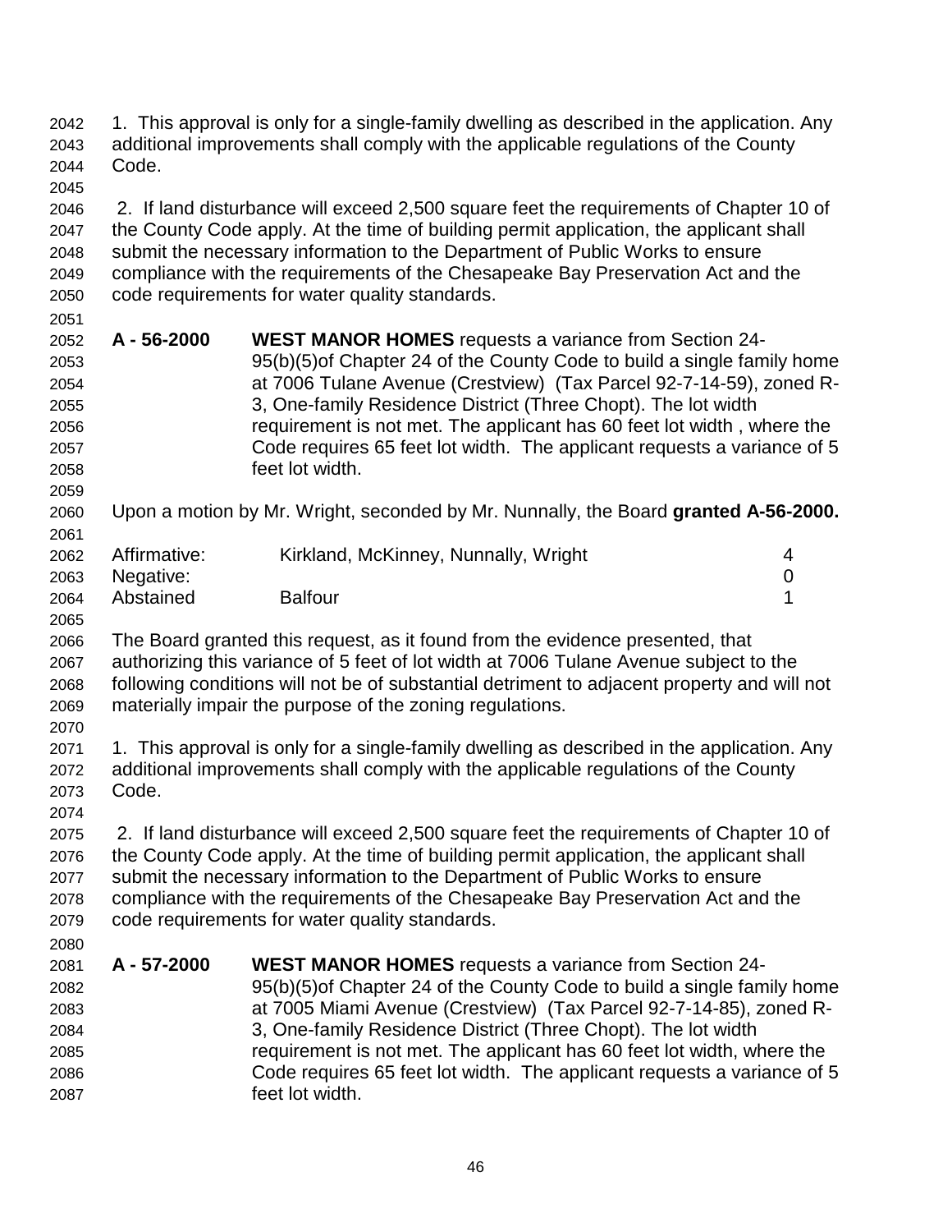1. This approval is only for a single-family dwelling as described in the application. Any additional improvements shall comply with the applicable regulations of the County Code.

2. If land disturbance will exceed 2,500 square feet the requirements of Chapter 10 of the County Code apply. At the time of building permit application, the applicant shall submit the necessary information to the Department of Public Works to ensure compliance with the requirements of the Chesapeake Bay Preservation Act and the code requirements for water quality standards.

**A - 56-2000** **WEST MANOR HOMES** requests a variance from Section 24-95(b)(5)of Chapter 24 of the County Code to build a single family home at 7006 Tulane Avenue (Crestview) (Tax Parcel 92-7-14-59), zoned R-3, One-family Residence District (Three Chopt). The lot width requirement is not met. The applicant has 60 feet lot width , where the Code requires 65 feet lot width. The applicant requests a variance of 5 feet lot width.

Upon a motion by Mr. Wright, seconded by Mr. Nunnally, the Board **granted A-56-2000.**

| | | |
|---|---|---|
| Affirmative: | Kirkland, McKinney, Nunnally, Wright | 4 |
| Negative: | | 0 |
| Abstained | Balfour | 1 |

The Board granted this request, as it found from the evidence presented, that authorizing this variance of 5 feet of lot width at 7006 Tulane Avenue subject to the following conditions will not be of substantial detriment to adjacent property and will not materially impair the purpose of the zoning regulations.

1. This approval is only for a single-family dwelling as described in the application. Any additional improvements shall comply with the applicable regulations of the County Code.

2. If land disturbance will exceed 2,500 square feet the requirements of Chapter 10 of the County Code apply. At the time of building permit application, the applicant shall submit the necessary information to the Department of Public Works to ensure compliance with the requirements of the Chesapeake Bay Preservation Act and the code requirements for water quality standards.

**A - 57-2000** **WEST MANOR HOMES** requests a variance from Section 24-95(b)(5)of Chapter 24 of the County Code to build a single family home at 7005 Miami Avenue (Crestview) (Tax Parcel 92-7-14-85), zoned R-3, One-family Residence District (Three Chopt). The lot width requirement is not met. The applicant has 60 feet lot width, where the Code requires 65 feet lot width. The applicant requests a variance of 5 feet lot width.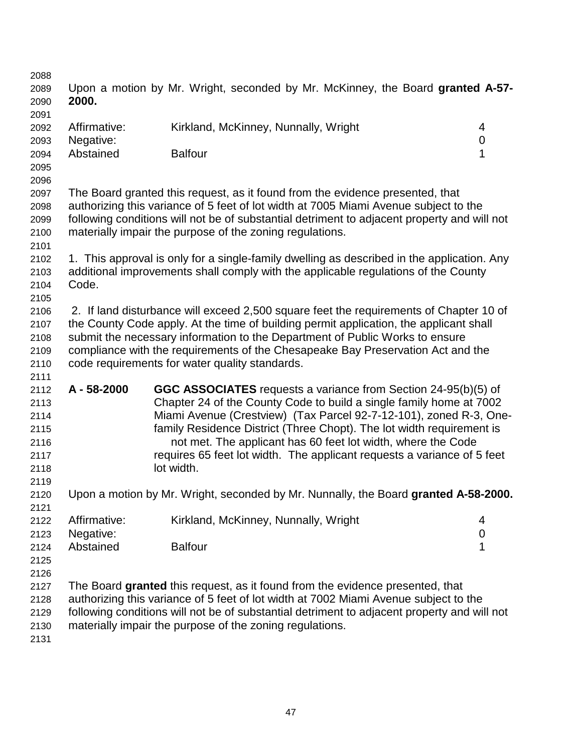Upon a motion by Mr. Wright, seconded by Mr. McKinney, the Board **granted A-57-2000.**

| | | |
|---|---|---|
| Affirmative: | Kirkland, McKinney, Nunnally, Wright | 4 |
| Negative: | | 0 |
| Abstained | Balfour | 1 |

The Board granted this request, as it found from the evidence presented, that authorizing this variance of 5 feet of lot width at 7005 Miami Avenue subject to the following conditions will not be of substantial detriment to adjacent property and will not materially impair the purpose of the zoning regulations.

1. This approval is only for a single-family dwelling as described in the application. Any additional improvements shall comply with the applicable regulations of the County Code.

2. If land disturbance will exceed 2,500 square feet the requirements of Chapter 10 of the County Code apply. At the time of building permit application, the applicant shall submit the necessary information to the Department of Public Works to ensure compliance with the requirements of the Chesapeake Bay Preservation Act and the code requirements for water quality standards.

**A - 58-2000** **GGC ASSOCIATES** requests a variance from Section 24-95(b)(5) of Chapter 24 of the County Code to build a single family home at 7002 Miami Avenue (Crestview) (Tax Parcel 92-7-12-101), zoned R-3, One-family Residence District (Three Chopt). The lot width requirement is not met. The applicant has 60 feet lot width, where the Code requires 65 feet lot width. The applicant requests a variance of 5 feet lot width.

Upon a motion by Mr. Wright, seconded by Mr. Nunnally, the Board **granted A-58-2000.**

| | | |
|---|---|---|
| Affirmative: | Kirkland, McKinney, Nunnally, Wright | 4 |
| Negative: | | 0 |
| Abstained | Balfour | 1 |

The Board **granted** this request, as it found from the evidence presented, that authorizing this variance of 5 feet of lot width at 7002 Miami Avenue subject to the following conditions will not be of substantial detriment to adjacent property and will not materially impair the purpose of the zoning regulations.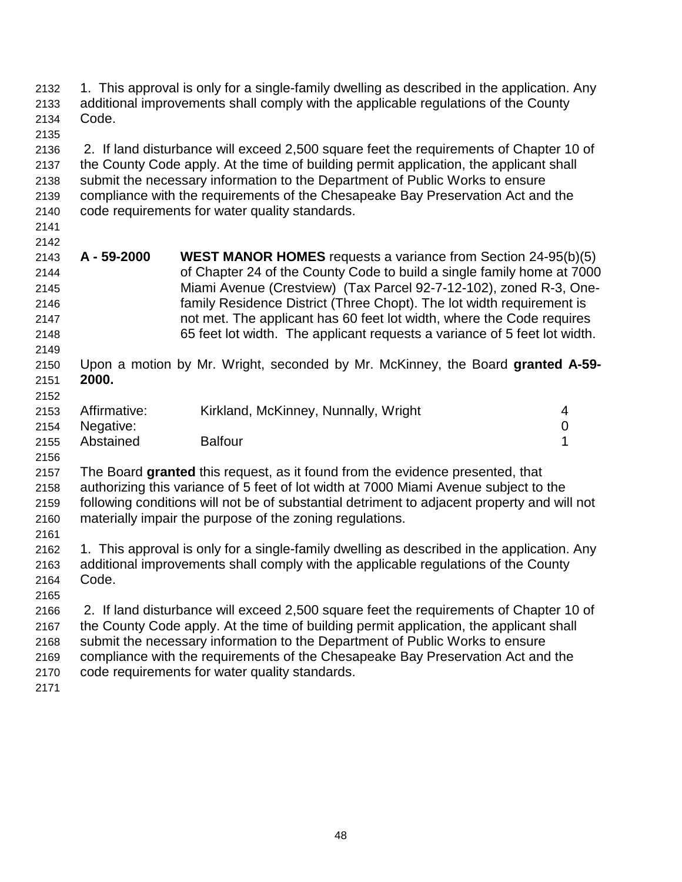1. This approval is only for a single-family dwelling as described in the application. Any additional improvements shall comply with the applicable regulations of the County Code.

2. If land disturbance will exceed 2,500 square feet the requirements of Chapter 10 of the County Code apply. At the time of building permit application, the applicant shall submit the necessary information to the Department of Public Works to ensure compliance with the requirements of the Chesapeake Bay Preservation Act and the code requirements for water quality standards.

**A - 59-2000** **WEST MANOR HOMES** requests a variance from Section 24-95(b)(5) of Chapter 24 of the County Code to build a single family home at 7000 Miami Avenue (Crestview) (Tax Parcel 92-7-12-102), zoned R-3, One-family Residence District (Three Chopt). The lot width requirement is not met. The applicant has 60 feet lot width, where the Code requires 65 feet lot width. The applicant requests a variance of 5 feet lot width.

Upon a motion by Mr. Wright, seconded by Mr. McKinney, the Board **granted A-59-2000.**

| | | |
|---|---|---|
| Affirmative: | Kirkland, McKinney, Nunnally, Wright | 4 |
| Negative: | | 0 |
| Abstained | Balfour | 1 |

The Board **granted** this request, as it found from the evidence presented, that authorizing this variance of 5 feet of lot width at 7000 Miami Avenue subject to the following conditions will not be of substantial detriment to adjacent property and will not materially impair the purpose of the zoning regulations.

1. This approval is only for a single-family dwelling as described in the application. Any additional improvements shall comply with the applicable regulations of the County Code.

2. If land disturbance will exceed 2,500 square feet the requirements of Chapter 10 of the County Code apply. At the time of building permit application, the applicant shall submit the necessary information to the Department of Public Works to ensure compliance with the requirements of the Chesapeake Bay Preservation Act and the code requirements for water quality standards.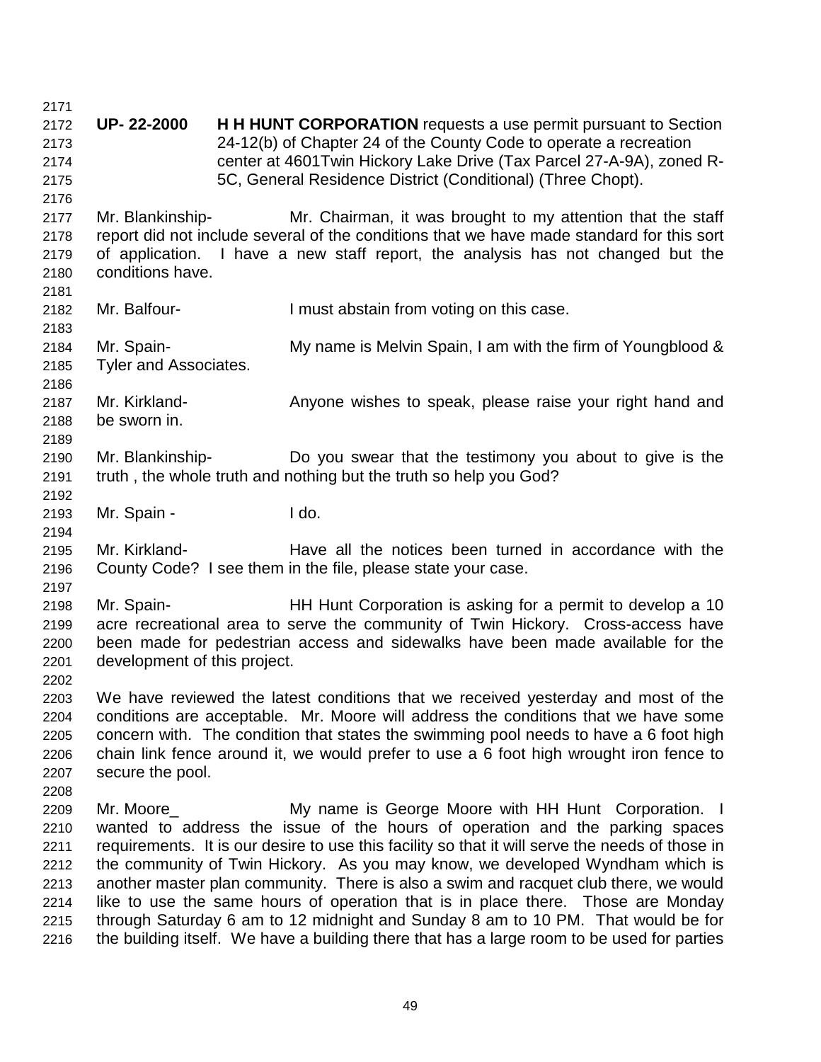**UP- 22-2000** **H H HUNT CORPORATION** requests a use permit pursuant to Section 24-12(b) of Chapter 24 of the County Code to operate a recreation center at 4601Twin Hickory Lake Drive (Tax Parcel 27-A-9A), zoned R-5C, General Residence District (Conditional) (Three Chopt).

Mr. Blankinship- Mr. Chairman, it was brought to my attention that the staff report did not include several of the conditions that we have made standard for this sort of application. I have a new staff report, the analysis has not changed but the conditions have.

Mr. Balfour- I must abstain from voting on this case.

Mr. Spain- My name is Melvin Spain, I am with the firm of Youngblood & Tyler and Associates.

Mr. Kirkland- Anyone wishes to speak, please raise your right hand and be sworn in.

Mr. Blankinship- Do you swear that the testimony you about to give is the truth , the whole truth and nothing but the truth so help you God?

Mr. Spain - I do.

Mr. Kirkland- Have all the notices been turned in accordance with the County Code? I see them in the file, please state your case.

Mr. Spain- HH Hunt Corporation is asking for a permit to develop a 10 acre recreational area to serve the community of Twin Hickory. Cross-access have been made for pedestrian access and sidewalks have been made available for the development of this project.

We have reviewed the latest conditions that we received yesterday and most of the conditions are acceptable. Mr. Moore will address the conditions that we have some concern with. The condition that states the swimming pool needs to have a 6 foot high chain link fence around it, we would prefer to use a 6 foot high wrought iron fence to secure the pool.

Mr. Moore_ My name is George Moore with HH Hunt Corporation. I wanted to address the issue of the hours of operation and the parking spaces requirements. It is our desire to use this facility so that it will serve the needs of those in the community of Twin Hickory. As you may know, we developed Wyndham which is another master plan community. There is also a swim and racquet club there, we would like to use the same hours of operation that is in place there. Those are Monday through Saturday 6 am to 12 midnight and Sunday 8 am to 10 PM. That would be for the building itself. We have a building there that has a large room to be used for parties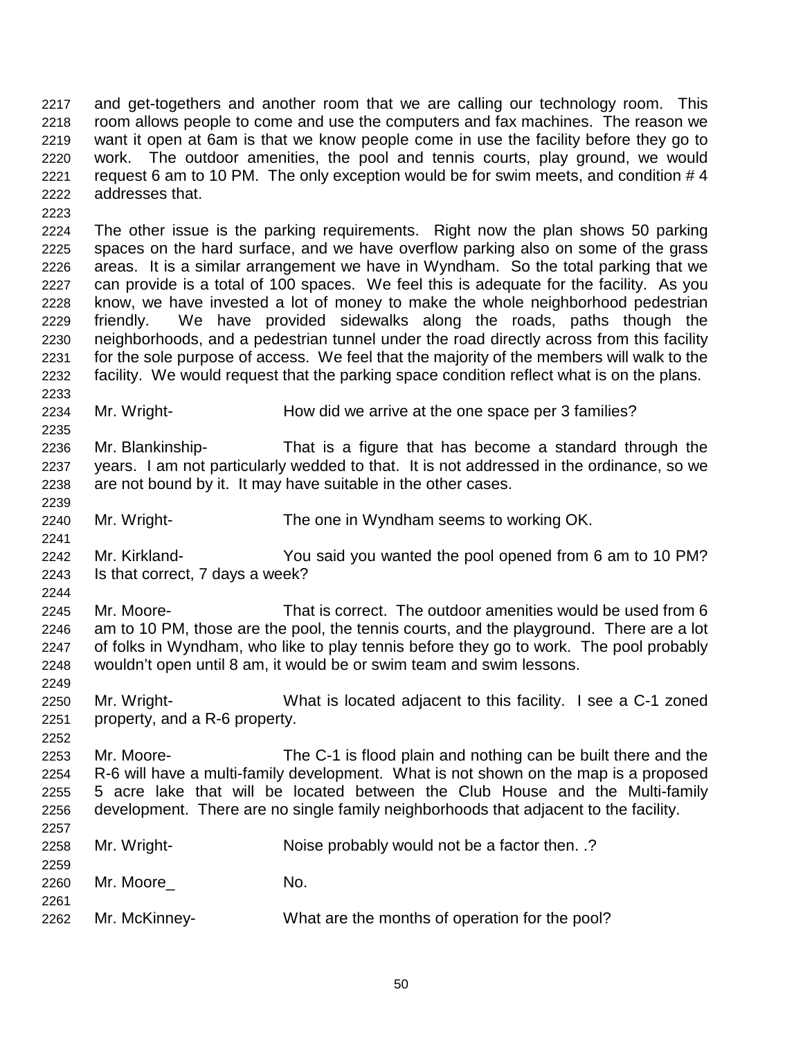and get-togethers and another room that we are calling our technology room. This room allows people to come and use the computers and fax machines. The reason we want it open at 6am is that we know people come in use the facility before they go to work. The outdoor amenities, the pool and tennis courts, play ground, we would request 6 am to 10 PM. The only exception would be for swim meets, and condition # 4 addresses that.

The other issue is the parking requirements. Right now the plan shows 50 parking spaces on the hard surface, and we have overflow parking also on some of the grass areas. It is a similar arrangement we have in Wyndham. So the total parking that we can provide is a total of 100 spaces. We feel this is adequate for the facility. As you know, we have invested a lot of money to make the whole neighborhood pedestrian friendly. We have provided sidewalks along the roads, paths though the neighborhoods, and a pedestrian tunnel under the road directly across from this facility for the sole purpose of access. We feel that the majority of the members will walk to the facility. We would request that the parking space condition reflect what is on the plans.

Mr. Wright- How did we arrive at the one space per 3 families?

Mr. Blankinship- That is a figure that has become a standard through the years. I am not particularly wedded to that. It is not addressed in the ordinance, so we are not bound by it. It may have suitable in the other cases.

Mr. Wright- The one in Wyndham seems to working OK.

Mr. Kirkland- You said you wanted the pool opened from 6 am to 10 PM? Is that correct, 7 days a week?

Mr. Moore- That is correct. The outdoor amenities would be used from 6 am to 10 PM, those are the pool, the tennis courts, and the playground. There are a lot of folks in Wyndham, who like to play tennis before they go to work. The pool probably wouldn't open until 8 am, it would be or swim team and swim lessons.

Mr. Wright- What is located adjacent to this facility. I see a C-1 zoned property, and a R-6 property.

Mr. Moore- The C-1 is flood plain and nothing can be built there and the R-6 will have a multi-family development. What is not shown on the map is a proposed 5 acre lake that will be located between the Club House and the Multi-family development. There are no single family neighborhoods that adjacent to the facility.

Mr. Wright- Noise probably would not be a factor then. .?

Mr. Moore_ No.

Mr. McKinney- What are the months of operation for the pool?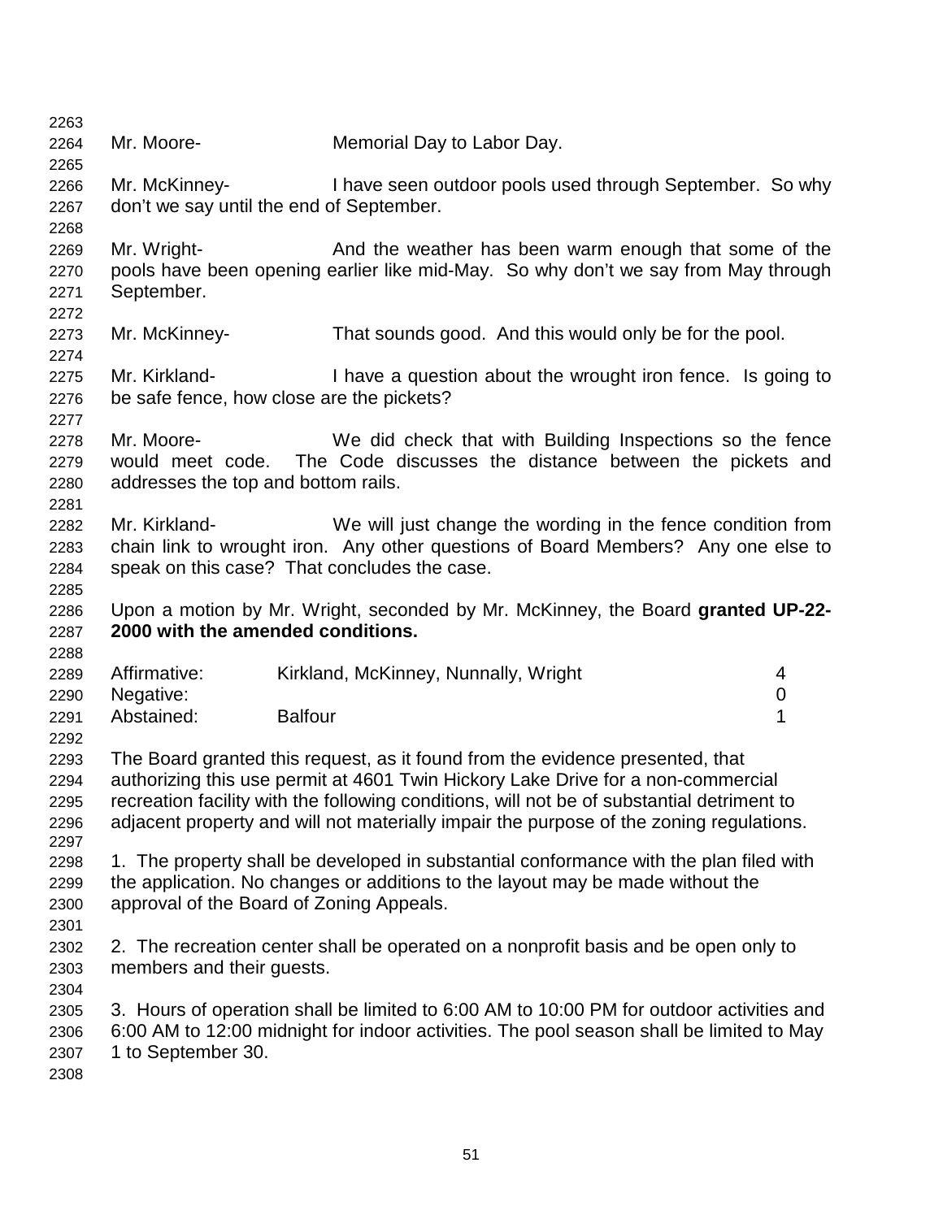Mr. Moore- Memorial Day to Labor Day.

Mr. McKinney- I have seen outdoor pools used through September. So why don't we say until the end of September.

Mr. Wright- And the weather has been warm enough that some of the pools have been opening earlier like mid-May. So why don't we say from May through September.

Mr. McKinney- That sounds good. And this would only be for the pool.

Mr. Kirkland- I have a question about the wrought iron fence. Is going to be safe fence, how close are the pickets?

Mr. Moore- We did check that with Building Inspections so the fence would meet code. The Code discusses the distance between the pickets and addresses the top and bottom rails.

Mr. Kirkland- We will just change the wording in the fence condition from chain link to wrought iron. Any other questions of Board Members? Any one else to speak on this case? That concludes the case.

Upon a motion by Mr. Wright, seconded by Mr. McKinney, the Board **granted UP-22-2000 with the amended conditions.**

| | | |
|---|---|---|
| Affirmative: | Kirkland, McKinney, Nunnally, Wright | 4 |
| Negative: | | 0 |
| Abstained: | Balfour | 1 |

The Board granted this request, as it found from the evidence presented, that authorizing this use permit at 4601 Twin Hickory Lake Drive for a non-commercial recreation facility with the following conditions, will not be of substantial detriment to adjacent property and will not materially impair the purpose of the zoning regulations.

1. The property shall be developed in substantial conformance with the plan filed with the application. No changes or additions to the layout may be made without the approval of the Board of Zoning Appeals.

2. The recreation center shall be operated on a nonprofit basis and be open only to members and their guests.

3. Hours of operation shall be limited to 6:00 AM to 10:00 PM for outdoor activities and 6:00 AM to 12:00 midnight for indoor activities. The pool season shall be limited to May 1 to September 30.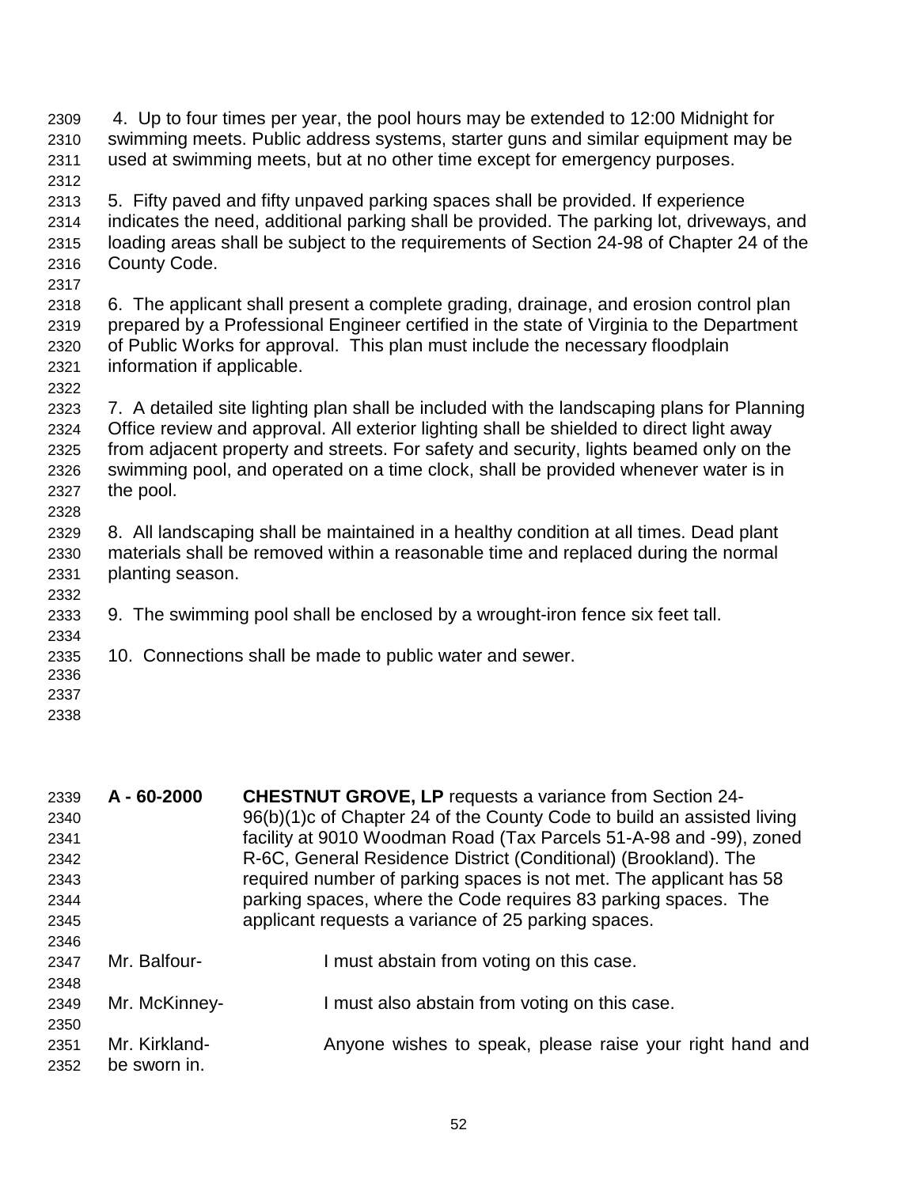4. Up to four times per year, the pool hours may be extended to 12:00 Midnight for swimming meets. Public address systems, starter guns and similar equipment may be used at swimming meets, but at no other time except for emergency purposes.

5. Fifty paved and fifty unpaved parking spaces shall be provided. If experience indicates the need, additional parking shall be provided. The parking lot, driveways, and loading areas shall be subject to the requirements of Section 24-98 of Chapter 24 of the County Code.

6. The applicant shall present a complete grading, drainage, and erosion control plan prepared by a Professional Engineer certified in the state of Virginia to the Department of Public Works for approval. This plan must include the necessary floodplain information if applicable.

7. A detailed site lighting plan shall be included with the landscaping plans for Planning Office review and approval. All exterior lighting shall be shielded to direct light away from adjacent property and streets. For safety and security, lights beamed only on the swimming pool, and operated on a time clock, shall be provided whenever water is in the pool.

8. All landscaping shall be maintained in a healthy condition at all times. Dead plant materials shall be removed within a reasonable time and replaced during the normal planting season.

9. The swimming pool shall be enclosed by a wrought-iron fence six feet tall.

10. Connections shall be made to public water and sewer.

**A - 60-2000** **CHESTNUT GROVE, LP** requests a variance from Section 24-96(b)(1)c of Chapter 24 of the County Code to build an assisted living facility at 9010 Woodman Road (Tax Parcels 51-A-98 and -99), zoned R-6C, General Residence District (Conditional) (Brookland). The required number of parking spaces is not met. The applicant has 58 parking spaces, where the Code requires 83 parking spaces. The applicant requests a variance of 25 parking spaces.

Mr. Balfour- I must abstain from voting on this case.

Mr. McKinney- I must also abstain from voting on this case.

Mr. Kirkland- Anyone wishes to speak, please raise your right hand and be sworn in.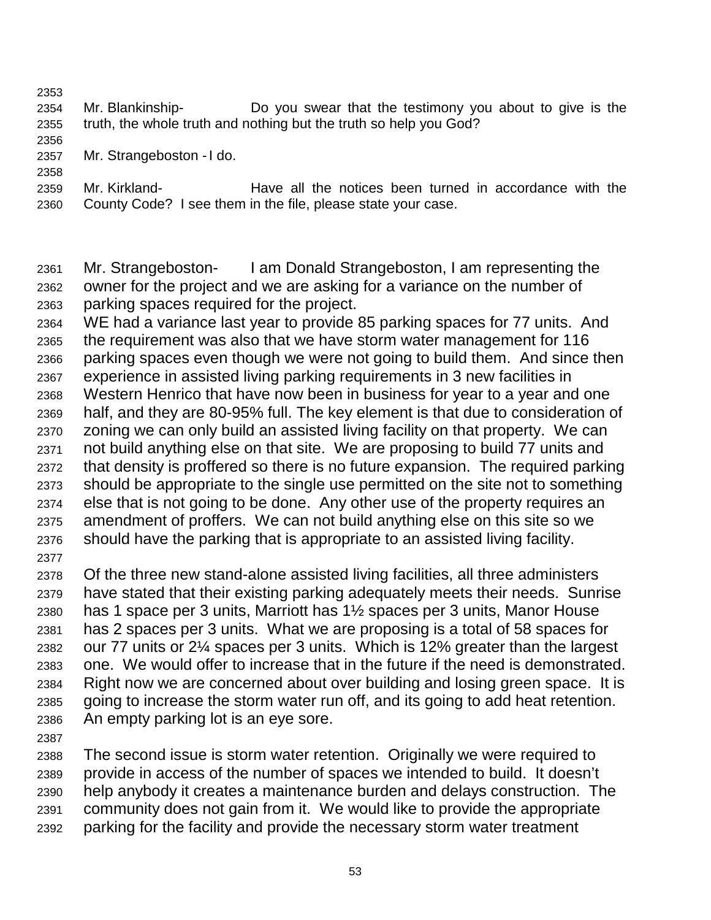Mr. Blankinship- Do you swear that the testimony you about to give is the truth, the whole truth and nothing but the truth so help you God?

Mr. Strangeboston - I do.

Mr. Kirkland- Have all the notices been turned in accordance with the County Code? I see them in the file, please state your case.

Mr. Strangeboston- I am Donald Strangeboston, I am representing the owner for the project and we are asking for a variance on the number of parking spaces required for the project.
WE had a variance last year to provide 85 parking spaces for 77 units. And the requirement was also that we have storm water management for 116 parking spaces even though we were not going to build them. And since then experience in assisted living parking requirements in 3 new facilities in Western Henrico that have now been in business for year to a year and one half, and they are 80-95% full. The key element is that due to consideration of zoning we can only build an assisted living facility on that property. We can not build anything else on that site. We are proposing to build 77 units and that density is proffered so there is no future expansion. The required parking should be appropriate to the single use permitted on the site not to something else that is not going to be done. Any other use of the property requires an amendment of proffers. We can not build anything else on this site so we should have the parking that is appropriate to an assisted living facility.

Of the three new stand-alone assisted living facilities, all three administers have stated that their existing parking adequately meets their needs. Sunrise has 1 space per 3 units, Marriott has 1½ spaces per 3 units, Manor House has 2 spaces per 3 units. What we are proposing is a total of 58 spaces for our 77 units or 2¼ spaces per 3 units. Which is 12% greater than the largest one. We would offer to increase that in the future if the need is demonstrated. Right now we are concerned about over building and losing green space. It is going to increase the storm water run off, and its going to add heat retention. An empty parking lot is an eye sore.

The second issue is storm water retention. Originally we were required to provide in access of the number of spaces we intended to build. It doesn't help anybody it creates a maintenance burden and delays construction. The community does not gain from it. We would like to provide the appropriate parking for the facility and provide the necessary storm water treatment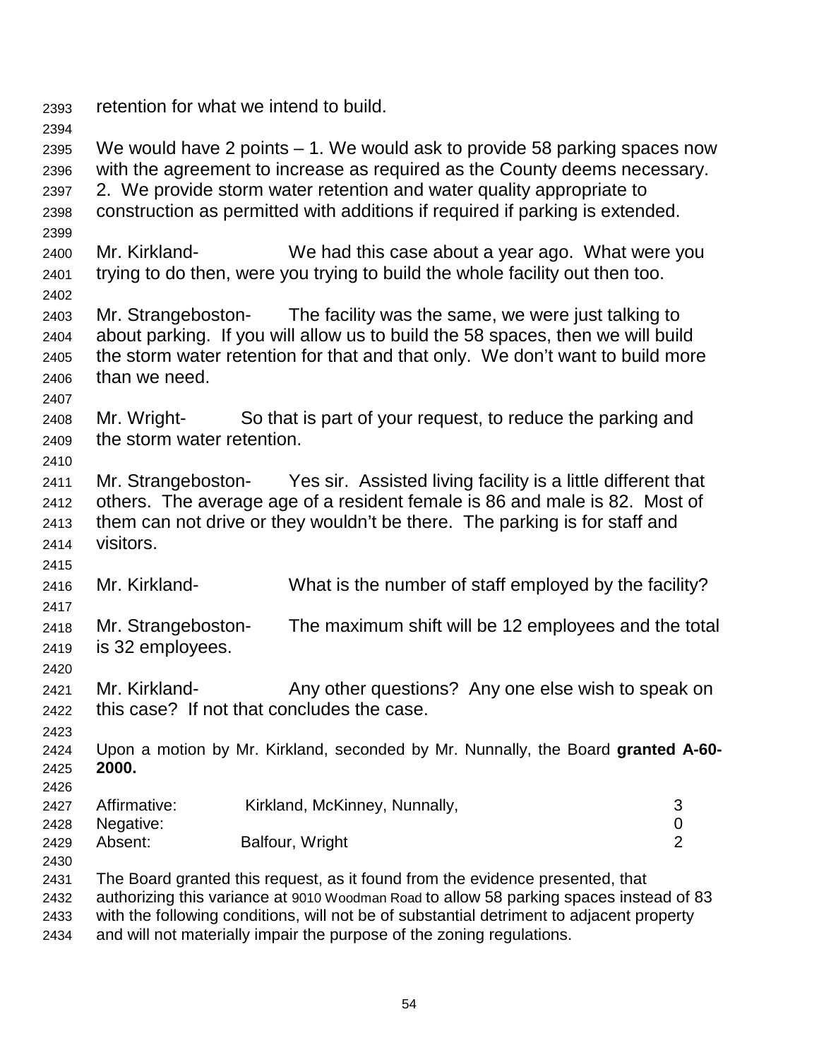retention for what we intend to build.

We would have 2 points – 1. We would ask to provide 58 parking spaces now with the agreement to increase as required as the County deems necessary. 2. We provide storm water retention and water quality appropriate to construction as permitted with additions if required if parking is extended.

Mr. Kirkland- We had this case about a year ago. What were you trying to do then, were you trying to build the whole facility out then too.

Mr. Strangeboston- The facility was the same, we were just talking to about parking. If you will allow us to build the 58 spaces, then we will build the storm water retention for that and that only. We don't want to build more than we need.

Mr. Wright- So that is part of your request, to reduce the parking and the storm water retention.

Mr. Strangeboston- Yes sir. Assisted living facility is a little different that others. The average age of a resident female is 86 and male is 82. Most of them can not drive or they wouldn't be there. The parking is for staff and visitors.

Mr. Kirkland- What is the number of staff employed by the facility?

Mr. Strangeboston- The maximum shift will be 12 employees and the total is 32 employees.

Mr. Kirkland- Any other questions? Any one else wish to speak on this case? If not that concludes the case.

Upon a motion by Mr. Kirkland, seconded by Mr. Nunnally, the Board **granted A-60-2000.**

| | | |
|---|---|---|
| Affirmative: | Kirkland, McKinney, Nunnally, | 3 |
| Negative: | | 0 |
| Absent: | Balfour, Wright | 2 |

The Board granted this request, as it found from the evidence presented, that authorizing this variance at 9010 Woodman Road to allow 58 parking spaces instead of 83 with the following conditions, will not be of substantial detriment to adjacent property and will not materially impair the purpose of the zoning regulations.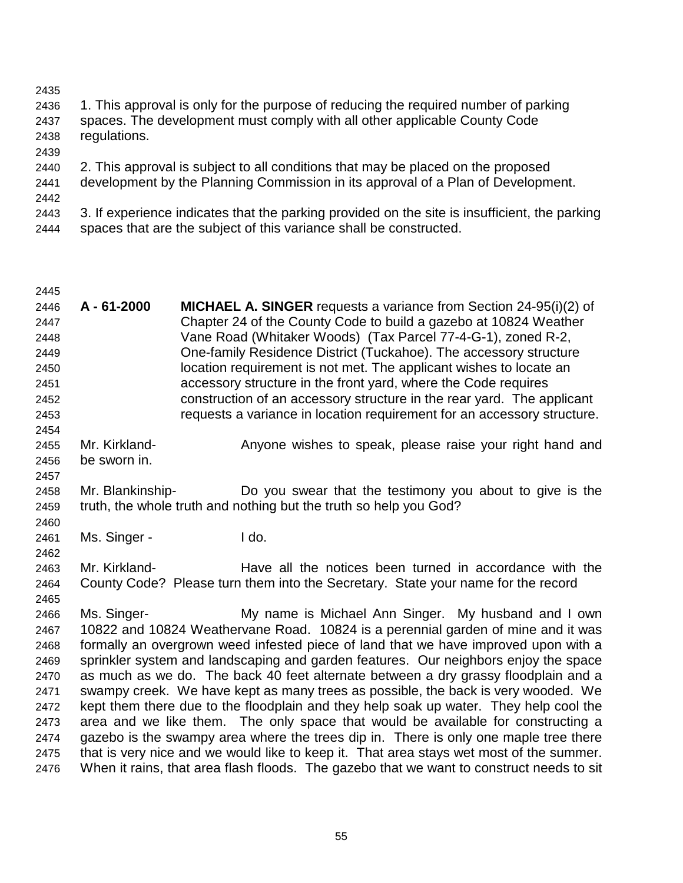1. This approval is only for the purpose of reducing the required number of parking spaces. The development must comply with all other applicable County Code regulations.

2. This approval is subject to all conditions that may be placed on the proposed development by the Planning Commission in its approval of a Plan of Development.

3. If experience indicates that the parking provided on the site is insufficient, the parking spaces that are the subject of this variance shall be constructed.

**A - 61-2000** **MICHAEL A. SINGER** requests a variance from Section 24-95(i)(2) of Chapter 24 of the County Code to build a gazebo at 10824 Weather Vane Road (Whitaker Woods) (Tax Parcel 77-4-G-1), zoned R-2, One-family Residence District (Tuckahoe). The accessory structure location requirement is not met. The applicant wishes to locate an accessory structure in the front yard, where the Code requires construction of an accessory structure in the rear yard. The applicant requests a variance in location requirement for an accessory structure.

Mr. Kirkland- Anyone wishes to speak, please raise your right hand and be sworn in.

Mr. Blankinship- Do you swear that the testimony you about to give is the truth, the whole truth and nothing but the truth so help you God?

Ms. Singer - I do.

Mr. Kirkland- Have all the notices been turned in accordance with the County Code? Please turn them into the Secretary. State your name for the record

Ms. Singer- My name is Michael Ann Singer. My husband and I own 10822 and 10824 Weathervane Road. 10824 is a perennial garden of mine and it was formally an overgrown weed infested piece of land that we have improved upon with a sprinkler system and landscaping and garden features. Our neighbors enjoy the space as much as we do. The back 40 feet alternate between a dry grassy floodplain and a swampy creek. We have kept as many trees as possible, the back is very wooded. We kept them there due to the floodplain and they help soak up water. They help cool the area and we like them. The only space that would be available for constructing a gazebo is the swampy area where the trees dip in. There is only one maple tree there that is very nice and we would like to keep it. That area stays wet most of the summer. When it rains, that area flash floods. The gazebo that we want to construct needs to sit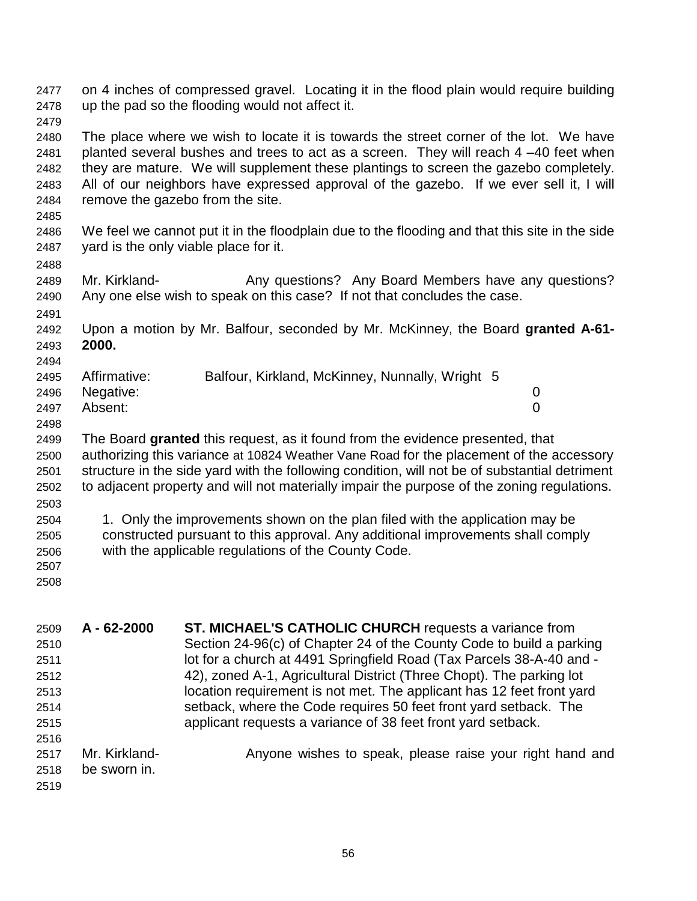on 4 inches of compressed gravel. Locating it in the flood plain would require building up the pad so the flooding would not affect it.

The place where we wish to locate it is towards the street corner of the lot. We have planted several bushes and trees to act as a screen. They will reach 4 –40 feet when they are mature. We will supplement these plantings to screen the gazebo completely. All of our neighbors have expressed approval of the gazebo. If we ever sell it, I will remove the gazebo from the site.

We feel we cannot put it in the floodplain due to the flooding and that this site in the side yard is the only viable place for it.

Mr. Kirkland- Any questions? Any Board Members have any questions? Any one else wish to speak on this case? If not that concludes the case.

Upon a motion by Mr. Balfour, seconded by Mr. McKinney, the Board **granted A-61-2000.**

| | | |
|---|---|---|
| Affirmative: | Balfour, Kirkland, McKinney, Nunnally, Wright | 5 |
| Negative: | | 0 |
| Absent: | | 0 |

The Board **granted** this request, as it found from the evidence presented, that authorizing this variance at 10824 Weather Vane Road for the placement of the accessory structure in the side yard with the following condition, will not be of substantial detriment to adjacent property and will not materially impair the purpose of the zoning regulations.

1. Only the improvements shown on the plan filed with the application may be constructed pursuant to this approval. Any additional improvements shall comply with the applicable regulations of the County Code.

**A - 62-2000** **ST. MICHAEL'S CATHOLIC CHURCH** requests a variance from Section 24-96(c) of Chapter 24 of the County Code to build a parking lot for a church at 4491 Springfield Road (Tax Parcels 38-A-40 and -42), zoned A-1, Agricultural District (Three Chopt). The parking lot location requirement is not met. The applicant has 12 feet front yard setback, where the Code requires 50 feet front yard setback. The applicant requests a variance of 38 feet front yard setback.

Mr. Kirkland- Anyone wishes to speak, please raise your right hand and be sworn in.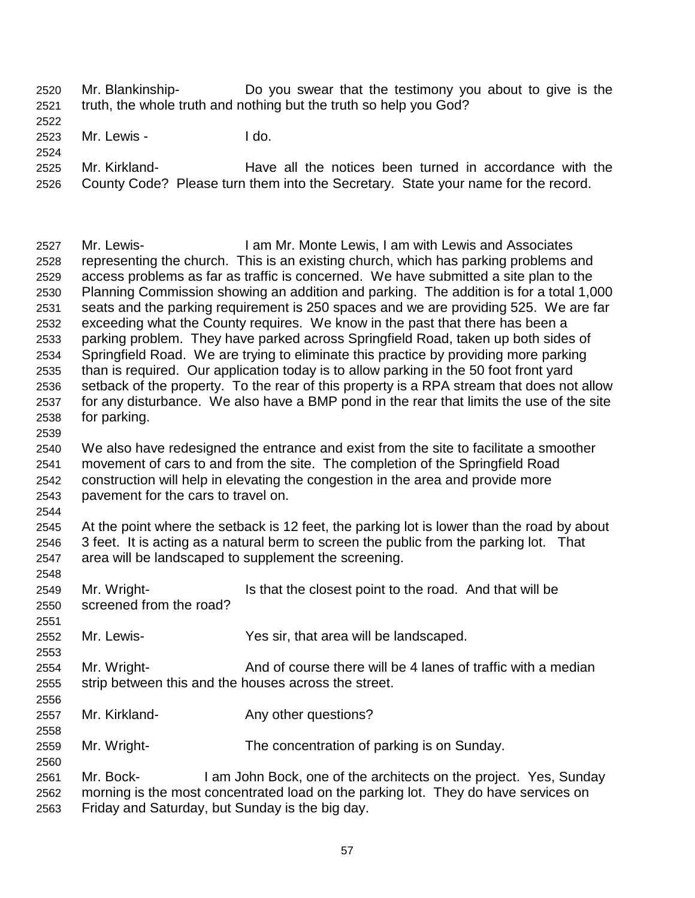Mr. Blankinship- Do you swear that the testimony you about to give is the truth, the whole truth and nothing but the truth so help you God?

Mr. Lewis - I do.

Mr. Kirkland- Have all the notices been turned in accordance with the County Code? Please turn them into the Secretary. State your name for the record.

Mr. Lewis- I am Mr. Monte Lewis, I am with Lewis and Associates representing the church. This is an existing church, which has parking problems and access problems as far as traffic is concerned. We have submitted a site plan to the Planning Commission showing an addition and parking. The addition is for a total 1,000 seats and the parking requirement is 250 spaces and we are providing 525. We are far exceeding what the County requires. We know in the past that there has been a parking problem. They have parked across Springfield Road, taken up both sides of Springfield Road. We are trying to eliminate this practice by providing more parking than is required. Our application today is to allow parking in the 50 foot front yard setback of the property. To the rear of this property is a RPA stream that does not allow for any disturbance. We also have a BMP pond in the rear that limits the use of the site for parking.

We also have redesigned the entrance and exist from the site to facilitate a smoother movement of cars to and from the site. The completion of the Springfield Road construction will help in elevating the congestion in the area and provide more pavement for the cars to travel on.

At the point where the setback is 12 feet, the parking lot is lower than the road by about 3 feet. It is acting as a natural berm to screen the public from the parking lot. That area will be landscaped to supplement the screening.

Mr. Wright- Is that the closest point to the road. And that will be screened from the road?

Mr. Lewis- Yes sir, that area will be landscaped.

Mr. Wright- And of course there will be 4 lanes of traffic with a median strip between this and the houses across the street.

Mr. Kirkland- Any other questions?

Mr. Wright- The concentration of parking is on Sunday.

Mr. Bock- I am John Bock, one of the architects on the project. Yes, Sunday morning is the most concentrated load on the parking lot. They do have services on Friday and Saturday, but Sunday is the big day.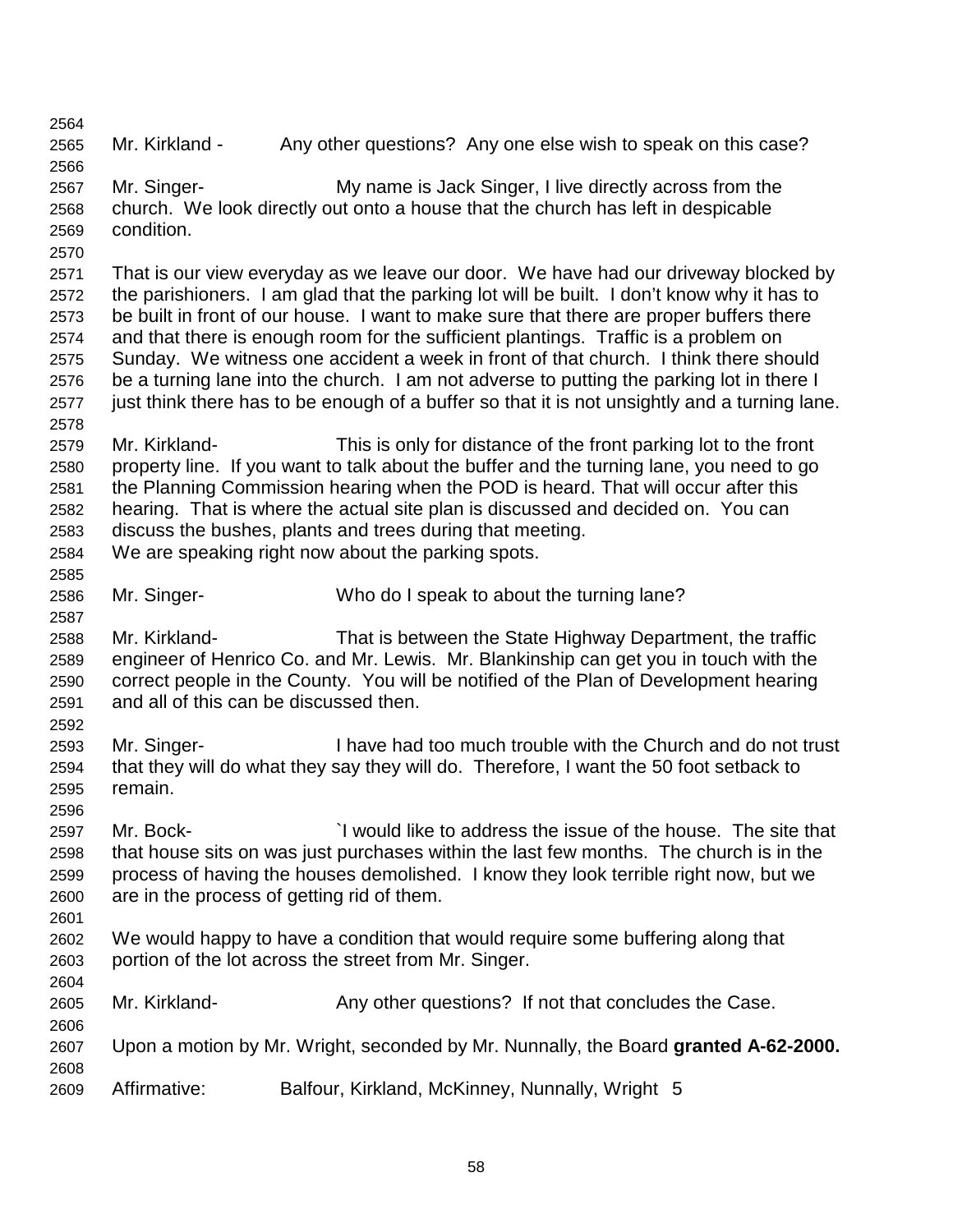Mr. Kirkland - Any other questions? Any one else wish to speak on this case?

Mr. Singer- My name is Jack Singer, I live directly across from the church. We look directly out onto a house that the church has left in despicable condition.

That is our view everyday as we leave our door. We have had our driveway blocked by the parishioners. I am glad that the parking lot will be built. I don't know why it has to be built in front of our house. I want to make sure that there are proper buffers there and that there is enough room for the sufficient plantings. Traffic is a problem on Sunday. We witness one accident a week in front of that church. I think there should be a turning lane into the church. I am not adverse to putting the parking lot in there I just think there has to be enough of a buffer so that it is not unsightly and a turning lane.

Mr. Kirkland- This is only for distance of the front parking lot to the front property line. If you want to talk about the buffer and the turning lane, you need to go the Planning Commission hearing when the POD is heard. That will occur after this hearing. That is where the actual site plan is discussed and decided on. You can discuss the bushes, plants and trees during that meeting.
We are speaking right now about the parking spots.

Mr. Singer- Who do I speak to about the turning lane?

Mr. Kirkland- That is between the State Highway Department, the traffic engineer of Henrico Co. and Mr. Lewis. Mr. Blankinship can get you in touch with the correct people in the County. You will be notified of the Plan of Development hearing and all of this can be discussed then.

Mr. Singer- I have had too much trouble with the Church and do not trust that they will do what they say they will do. Therefore, I want the 50 foot setback to remain.

Mr. Bock- `I would like to address the issue of the house. The site that that house sits on was just purchases within the last few months. The church is in the process of having the houses demolished. I know they look terrible right now, but we are in the process of getting rid of them.

We would happy to have a condition that would require some buffering along that portion of the lot across the street from Mr. Singer.

Mr. Kirkland- Any other questions? If not that concludes the Case.

Upon a motion by Mr. Wright, seconded by Mr. Nunnally, the Board **granted A-62-2000.**

Affirmative: Balfour, Kirkland, McKinney, Nunnally, Wright 5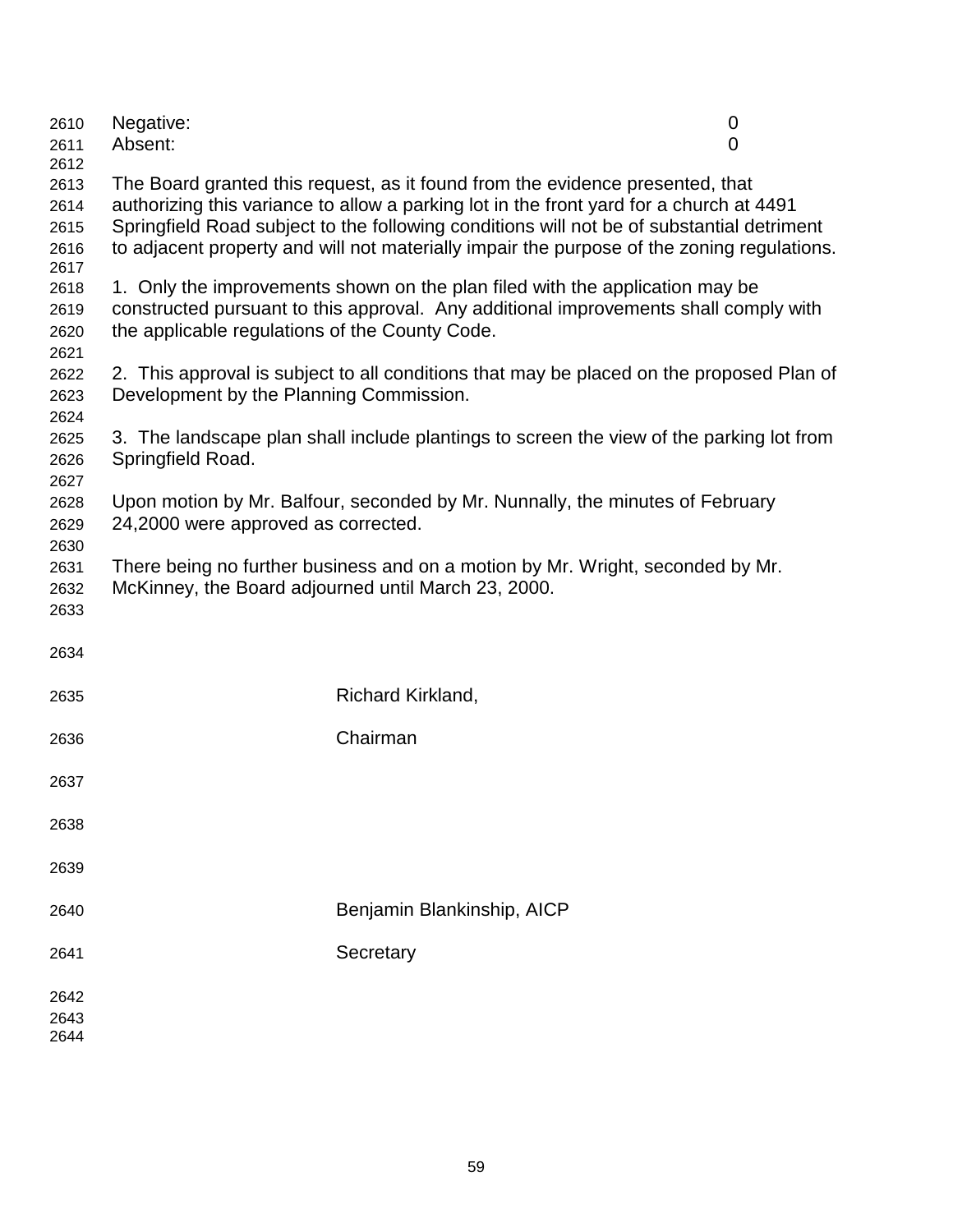Negative: 0

Absent: 0

The Board granted this request, as it found from the evidence presented, that authorizing this variance to allow a parking lot in the front yard for a church at 4491 Springfield Road subject to the following conditions will not be of substantial detriment to adjacent property and will not materially impair the purpose of the zoning regulations.

1. Only the improvements shown on the plan filed with the application may be constructed pursuant to this approval. Any additional improvements shall comply with the applicable regulations of the County Code.

2. This approval is subject to all conditions that may be placed on the proposed Plan of Development by the Planning Commission.

3. The landscape plan shall include plantings to screen the view of the parking lot from Springfield Road.

Upon motion by Mr. Balfour, seconded by Mr. Nunnally, the minutes of February 24,2000 were approved as corrected.

There being no further business and on a motion by Mr. Wright, seconded by Mr. McKinney, the Board adjourned until March 23, 2000.

Richard Kirkland,

Chairman

Benjamin Blankinship, AICP

Secretary